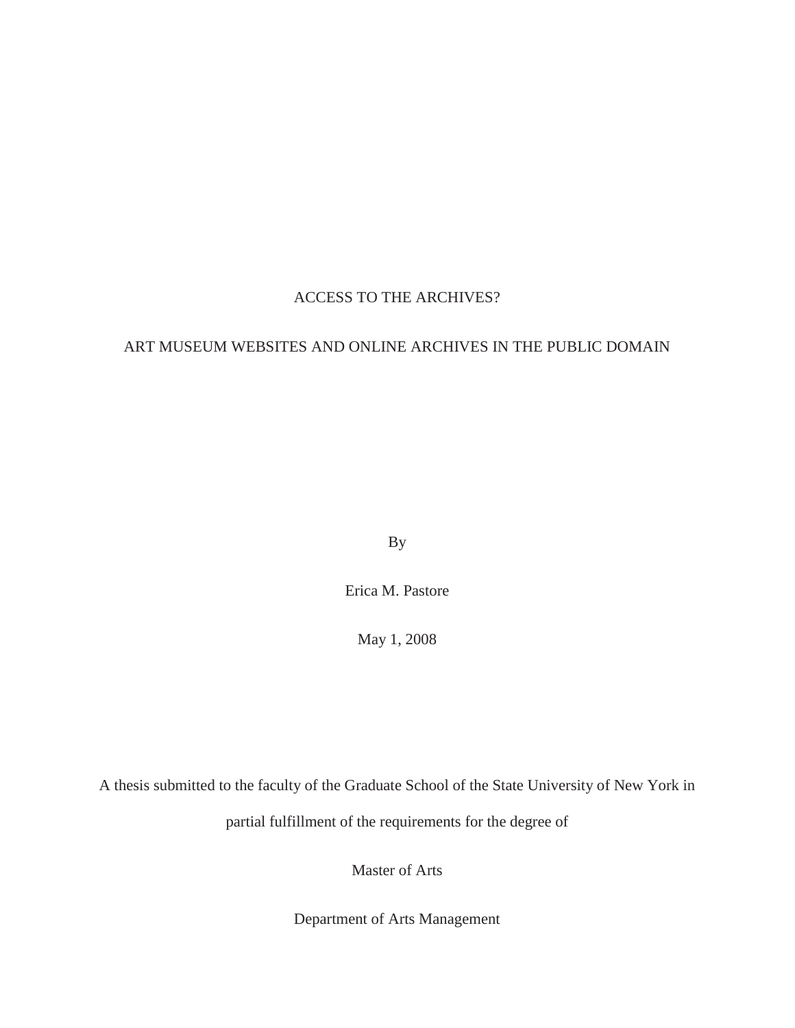# ACCESS TO THE ARCHIVES?

## ART MUSEUM WEBSITES AND ONLINE ARCHIVES IN THE PUBLIC DOMAIN

By

Erica M. Pastore

May 1, 2008

A thesis submitted to the faculty of the Graduate School of the State University of New York in partial fulfillment of the requirements for the degree of

Master of Arts

Department of Arts Management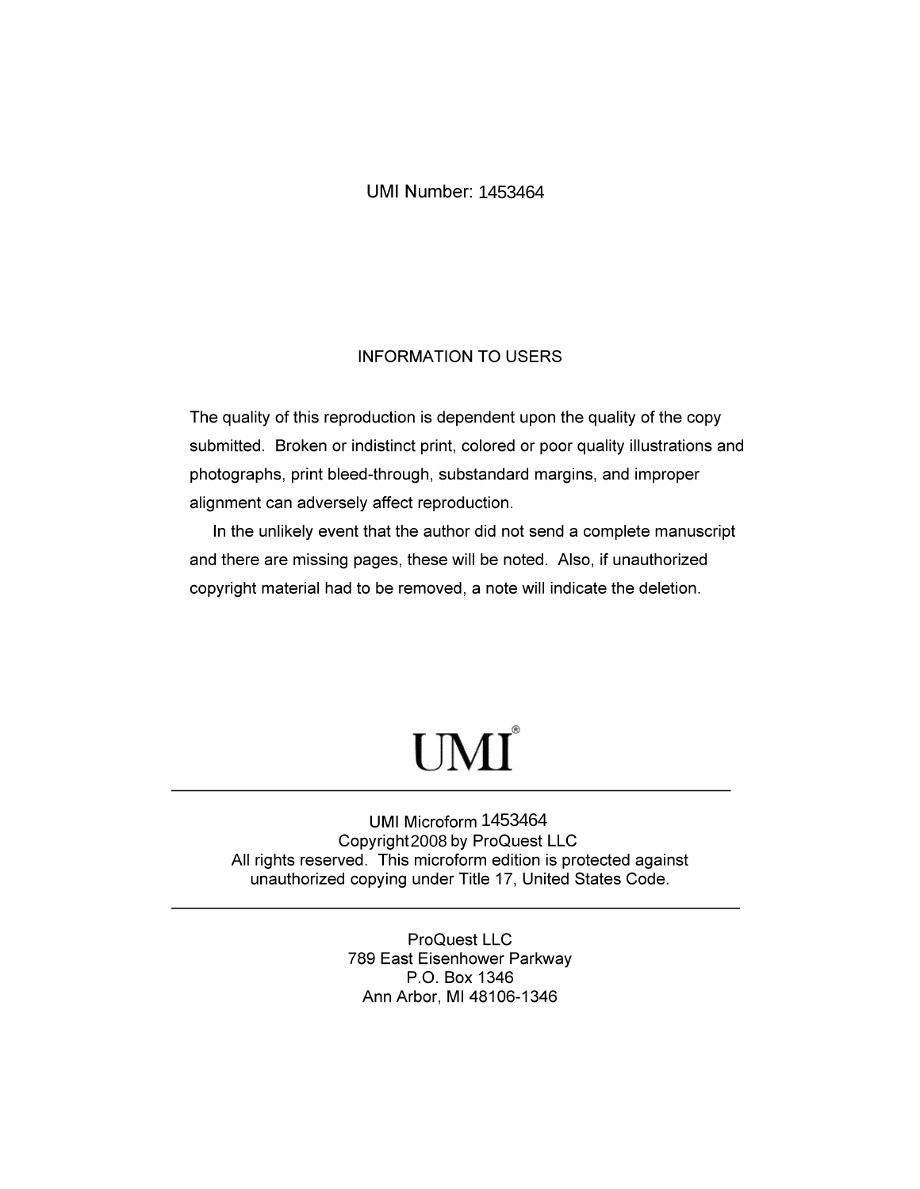UMI Number: 1453464

INFORMATION TO USERS

The quality of this reproduction is dependent upon the quality of the copy submitted. Broken or indistinct print, colored or poor quality illustrations and photographs, print bleed-through, substandard margins, and improper alignment can adversely affect reproduction.

In the unlikely event that the author did not send a complete manuscript and there are missing pages, these will be noted. Also, if unauthorized copyright material had to be removed, a note will indicate the deletion.

UMI®

---

UMI Microform 1453464
Copyright 2008 by ProQuest LLC
All rights reserved. This microform edition is protected against unauthorized copying under Title 17, United States Code.

---

ProQuest LLC
789 East Eisenhower Parkway
P.O. Box 1346
Ann Arbor, MI 48106-1346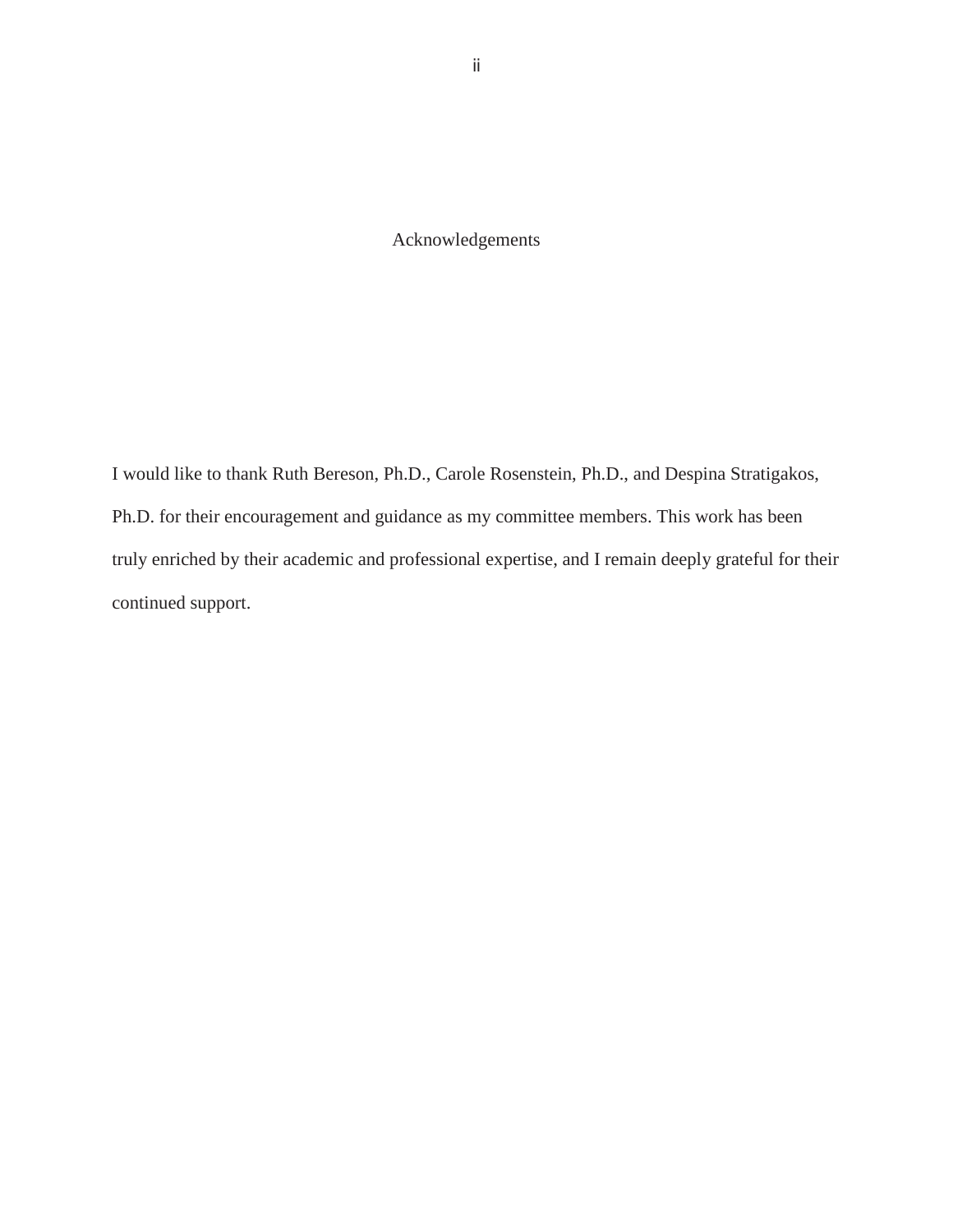# Acknowledgements

I would like to thank Ruth Bereson, Ph.D., Carole Rosenstein, Ph.D., and Despina Stratigakos, Ph.D. for their encouragement and guidance as my committee members. This work has been truly enriched by their academic and professional expertise, and I remain deeply grateful for their continued support.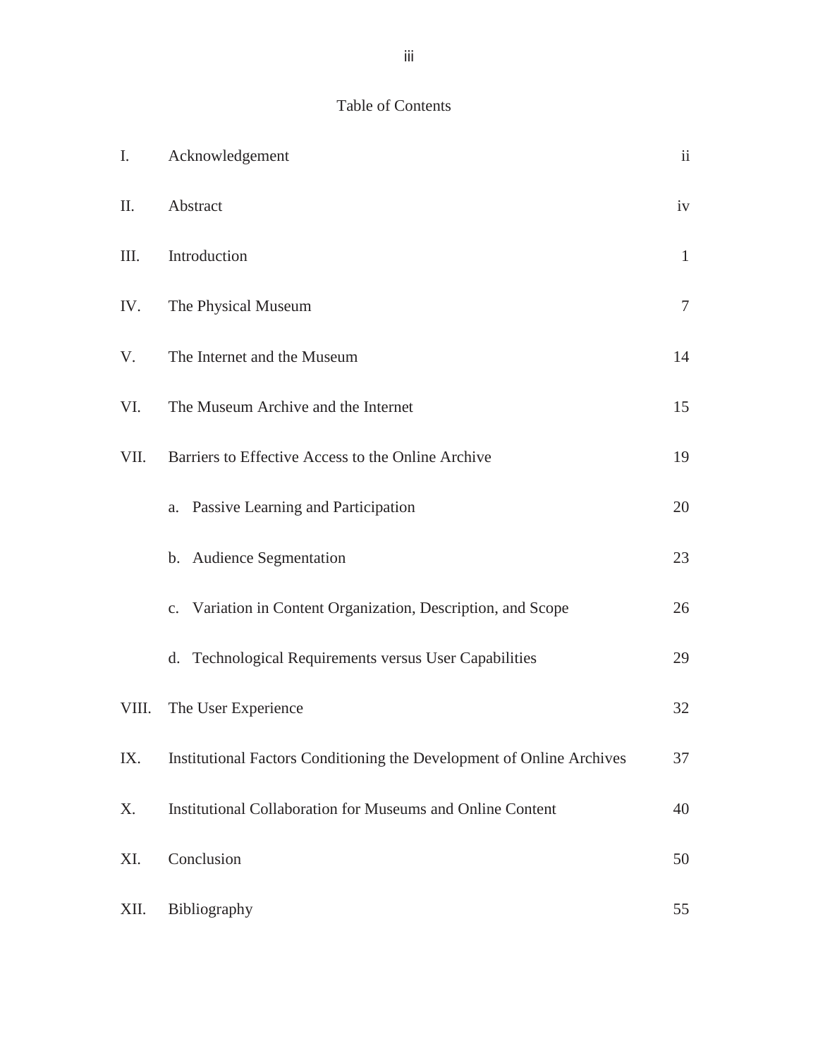# Table of Contents

| | | |
|---|---|---|
| I. | Acknowledgement | ii |
| II. | Abstract | iv |
| III. | Introduction | 1 |
| IV. | The Physical Museum | 7 |
| V. | The Internet and the Museum | 14 |
| VI. | The Museum Archive and the Internet | 15 |
| VII. | Barriers to Effective Access to the Online Archive | 19 |
| | a. Passive Learning and Participation | 20 |
| | b. Audience Segmentation | 23 |
| | c. Variation in Content Organization, Description, and Scope | 26 |
| | d. Technological Requirements versus User Capabilities | 29 |
| VIII. | The User Experience | 32 |
| IX. | Institutional Factors Conditioning the Development of Online Archives | 37 |
| X. | Institutional Collaboration for Museums and Online Content | 40 |
| XI. | Conclusion | 50 |
| XII. | Bibliography | 55 |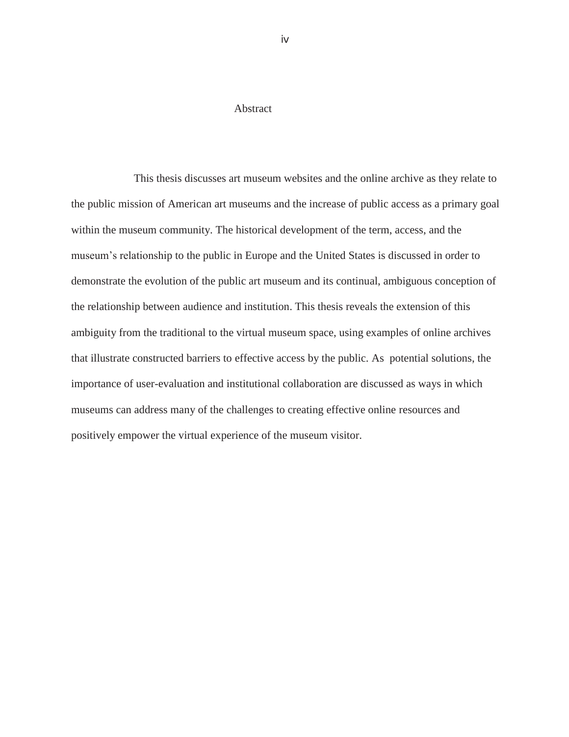# Abstract

This thesis discusses art museum websites and the online archive as they relate to the public mission of American art museums and the increase of public access as a primary goal within the museum community. The historical development of the term, access, and the museum's relationship to the public in Europe and the United States is discussed in order to demonstrate the evolution of the public art museum and its continual, ambiguous conception of the relationship between audience and institution. This thesis reveals the extension of this ambiguity from the traditional to the virtual museum space, using examples of online archives that illustrate constructed barriers to effective access by the public. As potential solutions, the importance of user-evaluation and institutional collaboration are discussed as ways in which museums can address many of the challenges to creating effective online resources and positively empower the virtual experience of the museum visitor.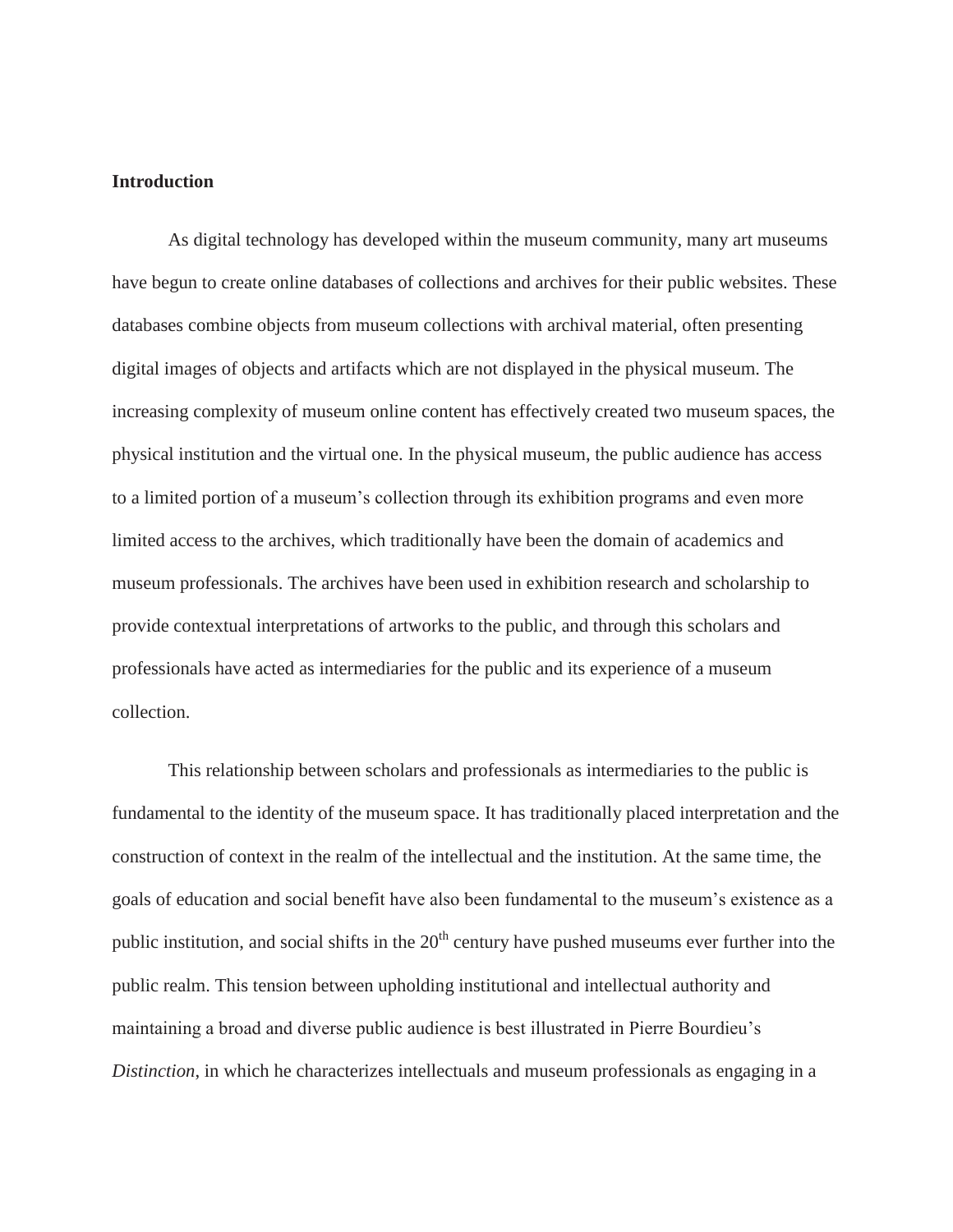## Introduction

As digital technology has developed within the museum community, many art museums have begun to create online databases of collections and archives for their public websites. These databases combine objects from museum collections with archival material, often presenting digital images of objects and artifacts which are not displayed in the physical museum. The increasing complexity of museum online content has effectively created two museum spaces, the physical institution and the virtual one. In the physical museum, the public audience has access to a limited portion of a museum's collection through its exhibition programs and even more limited access to the archives, which traditionally have been the domain of academics and museum professionals. The archives have been used in exhibition research and scholarship to provide contextual interpretations of artworks to the public, and through this scholars and professionals have acted as intermediaries for the public and its experience of a museum collection.

This relationship between scholars and professionals as intermediaries to the public is fundamental to the identity of the museum space. It has traditionally placed interpretation and the construction of context in the realm of the intellectual and the institution. At the same time, the goals of education and social benefit have also been fundamental to the museum's existence as a public institution, and social shifts in the 20th century have pushed museums ever further into the public realm. This tension between upholding institutional and intellectual authority and maintaining a broad and diverse public audience is best illustrated in Pierre Bourdieu's *Distinction*, in which he characterizes intellectuals and museum professionals as engaging in a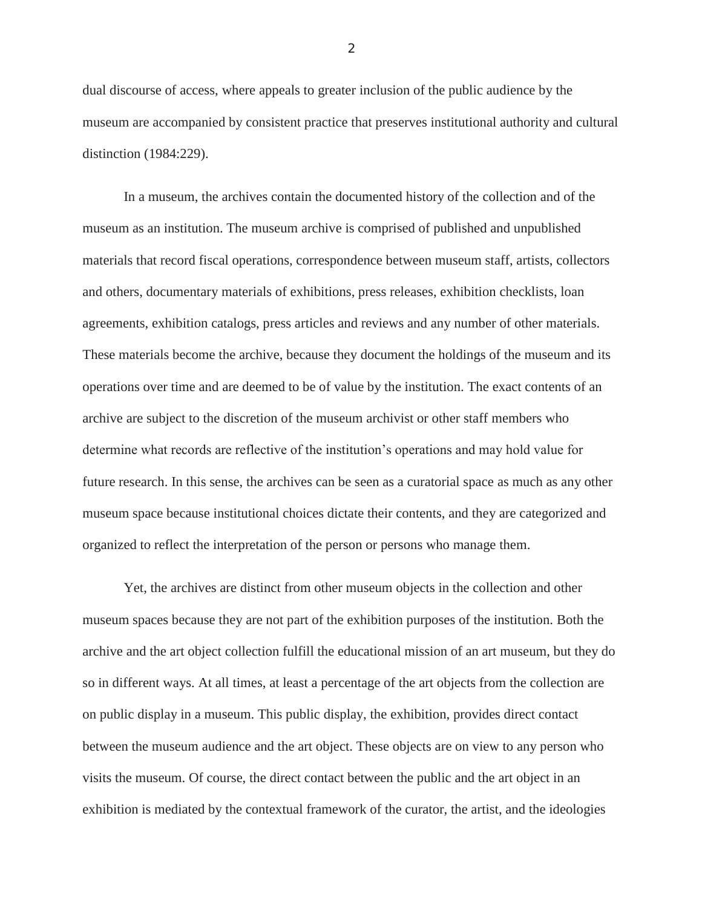dual discourse of access, where appeals to greater inclusion of the public audience by the museum are accompanied by consistent practice that preserves institutional authority and cultural distinction (1984:229).

In a museum, the archives contain the documented history of the collection and of the museum as an institution. The museum archive is comprised of published and unpublished materials that record fiscal operations, correspondence between museum staff, artists, collectors and others, documentary materials of exhibitions, press releases, exhibition checklists, loan agreements, exhibition catalogs, press articles and reviews and any number of other materials. These materials become the archive, because they document the holdings of the museum and its operations over time and are deemed to be of value by the institution. The exact contents of an archive are subject to the discretion of the museum archivist or other staff members who determine what records are reflective of the institution's operations and may hold value for future research. In this sense, the archives can be seen as a curatorial space as much as any other museum space because institutional choices dictate their contents, and they are categorized and organized to reflect the interpretation of the person or persons who manage them.

Yet, the archives are distinct from other museum objects in the collection and other museum spaces because they are not part of the exhibition purposes of the institution. Both the archive and the art object collection fulfill the educational mission of an art museum, but they do so in different ways. At all times, at least a percentage of the art objects from the collection are on public display in a museum. This public display, the exhibition, provides direct contact between the museum audience and the art object. These objects are on view to any person who visits the museum. Of course, the direct contact between the public and the art object in an exhibition is mediated by the contextual framework of the curator, the artist, and the ideologies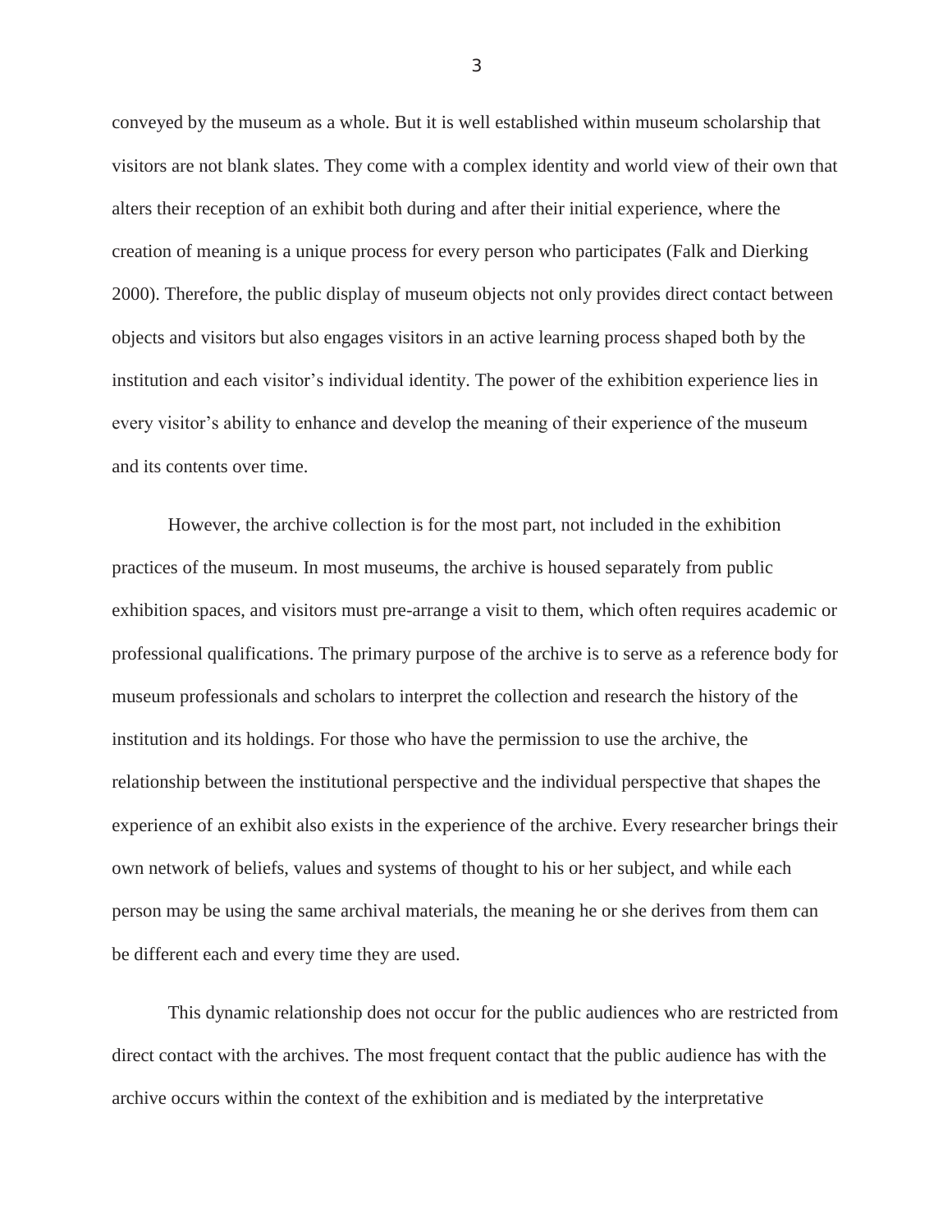conveyed by the museum as a whole. But it is well established within museum scholarship that visitors are not blank slates. They come with a complex identity and world view of their own that alters their reception of an exhibit both during and after their initial experience, where the creation of meaning is a unique process for every person who participates (Falk and Dierking 2000). Therefore, the public display of museum objects not only provides direct contact between objects and visitors but also engages visitors in an active learning process shaped both by the institution and each visitor's individual identity. The power of the exhibition experience lies in every visitor's ability to enhance and develop the meaning of their experience of the museum and its contents over time.

However, the archive collection is for the most part, not included in the exhibition practices of the museum. In most museums, the archive is housed separately from public exhibition spaces, and visitors must pre-arrange a visit to them, which often requires academic or professional qualifications. The primary purpose of the archive is to serve as a reference body for museum professionals and scholars to interpret the collection and research the history of the institution and its holdings. For those who have the permission to use the archive, the relationship between the institutional perspective and the individual perspective that shapes the experience of an exhibit also exists in the experience of the archive. Every researcher brings their own network of beliefs, values and systems of thought to his or her subject, and while each person may be using the same archival materials, the meaning he or she derives from them can be different each and every time they are used.

This dynamic relationship does not occur for the public audiences who are restricted from direct contact with the archives. The most frequent contact that the public audience has with the archive occurs within the context of the exhibition and is mediated by the interpretative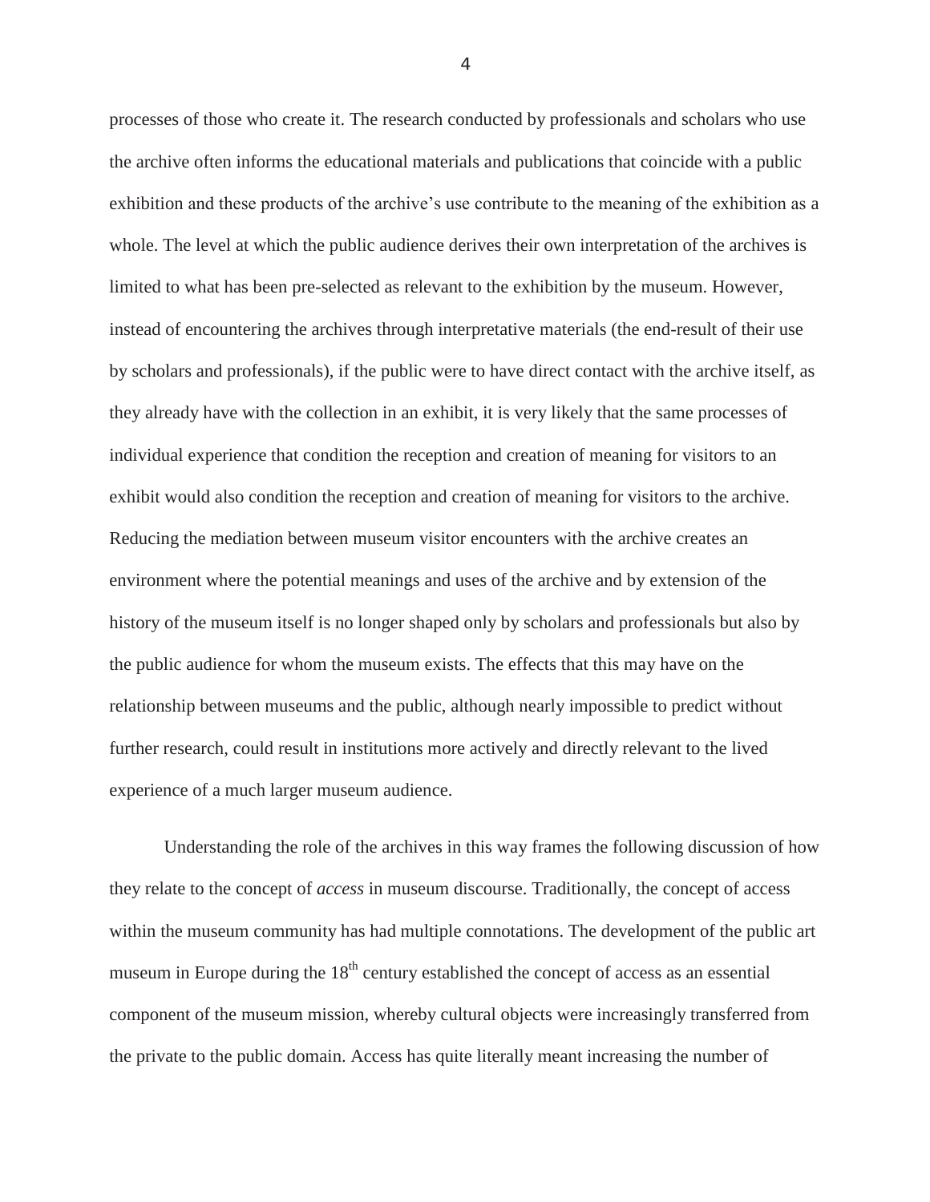processes of those who create it. The research conducted by professionals and scholars who use the archive often informs the educational materials and publications that coincide with a public exhibition and these products of the archive's use contribute to the meaning of the exhibition as a whole. The level at which the public audience derives their own interpretation of the archives is limited to what has been pre-selected as relevant to the exhibition by the museum. However, instead of encountering the archives through interpretative materials (the end-result of their use by scholars and professionals), if the public were to have direct contact with the archive itself, as they already have with the collection in an exhibit, it is very likely that the same processes of individual experience that condition the reception and creation of meaning for visitors to an exhibit would also condition the reception and creation of meaning for visitors to the archive. Reducing the mediation between museum visitor encounters with the archive creates an environment where the potential meanings and uses of the archive and by extension of the history of the museum itself is no longer shaped only by scholars and professionals but also by the public audience for whom the museum exists. The effects that this may have on the relationship between museums and the public, although nearly impossible to predict without further research, could result in institutions more actively and directly relevant to the lived experience of a much larger museum audience.

Understanding the role of the archives in this way frames the following discussion of how they relate to the concept of *access* in museum discourse. Traditionally, the concept of access within the museum community has had multiple connotations. The development of the public art museum in Europe during the 18th century established the concept of access as an essential component of the museum mission, whereby cultural objects were increasingly transferred from the private to the public domain. Access has quite literally meant increasing the number of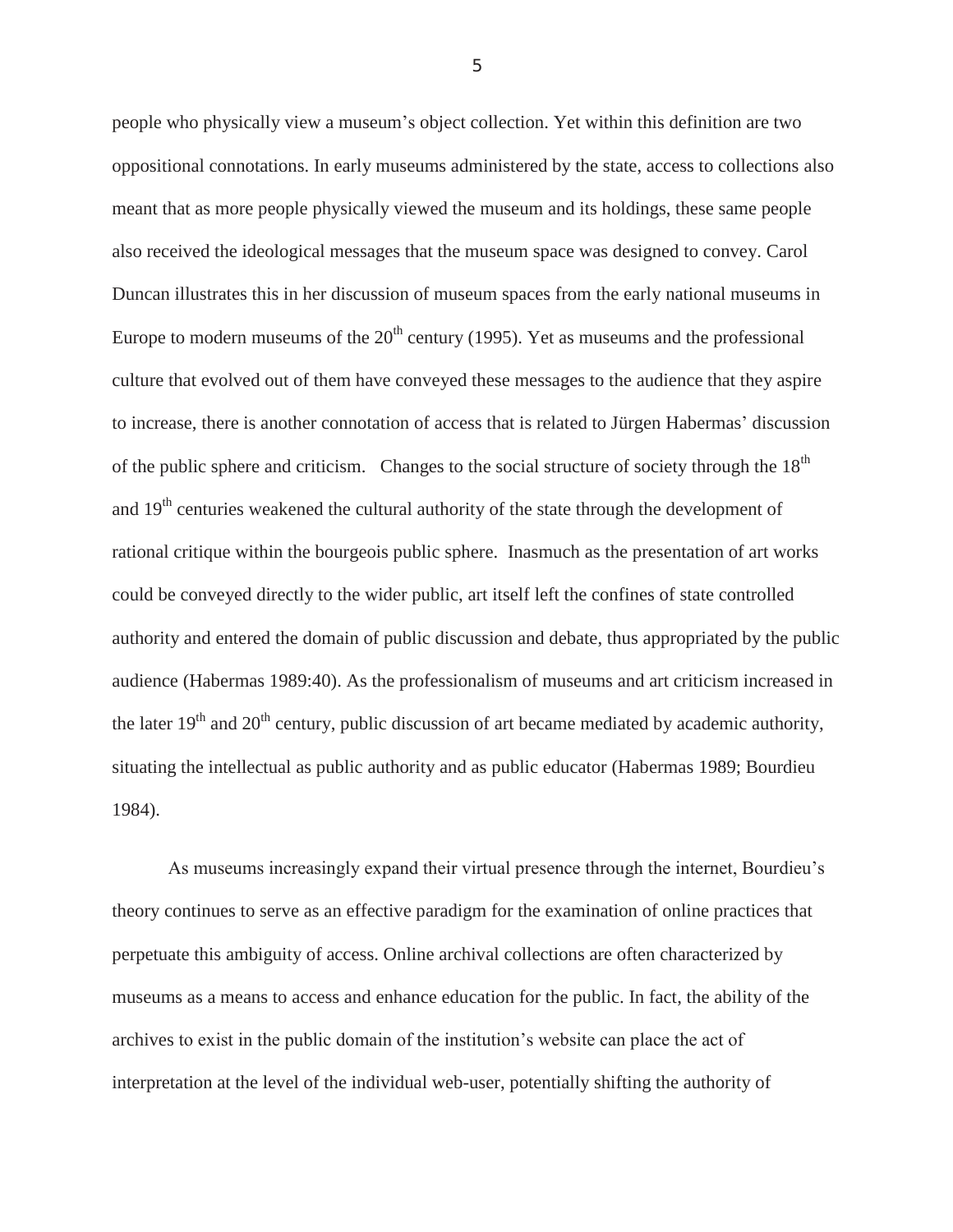people who physically view a museum's object collection. Yet within this definition are two oppositional connotations. In early museums administered by the state, access to collections also meant that as more people physically viewed the museum and its holdings, these same people also received the ideological messages that the museum space was designed to convey. Carol Duncan illustrates this in her discussion of museum spaces from the early national museums in Europe to modern museums of the 20th century (1995). Yet as museums and the professional culture that evolved out of them have conveyed these messages to the audience that they aspire to increase, there is another connotation of access that is related to Jürgen Habermas' discussion of the public sphere and criticism. Changes to the social structure of society through the 18th and 19th centuries weakened the cultural authority of the state through the development of rational critique within the bourgeois public sphere. Inasmuch as the presentation of art works could be conveyed directly to the wider public, art itself left the confines of state controlled authority and entered the domain of public discussion and debate, thus appropriated by the public audience (Habermas 1989:40). As the professionalism of museums and art criticism increased in the later 19th and 20th century, public discussion of art became mediated by academic authority, situating the intellectual as public authority and as public educator (Habermas 1989; Bourdieu 1984).

As museums increasingly expand their virtual presence through the internet, Bourdieu's theory continues to serve as an effective paradigm for the examination of online practices that perpetuate this ambiguity of access. Online archival collections are often characterized by museums as a means to access and enhance education for the public. In fact, the ability of the archives to exist in the public domain of the institution's website can place the act of interpretation at the level of the individual web-user, potentially shifting the authority of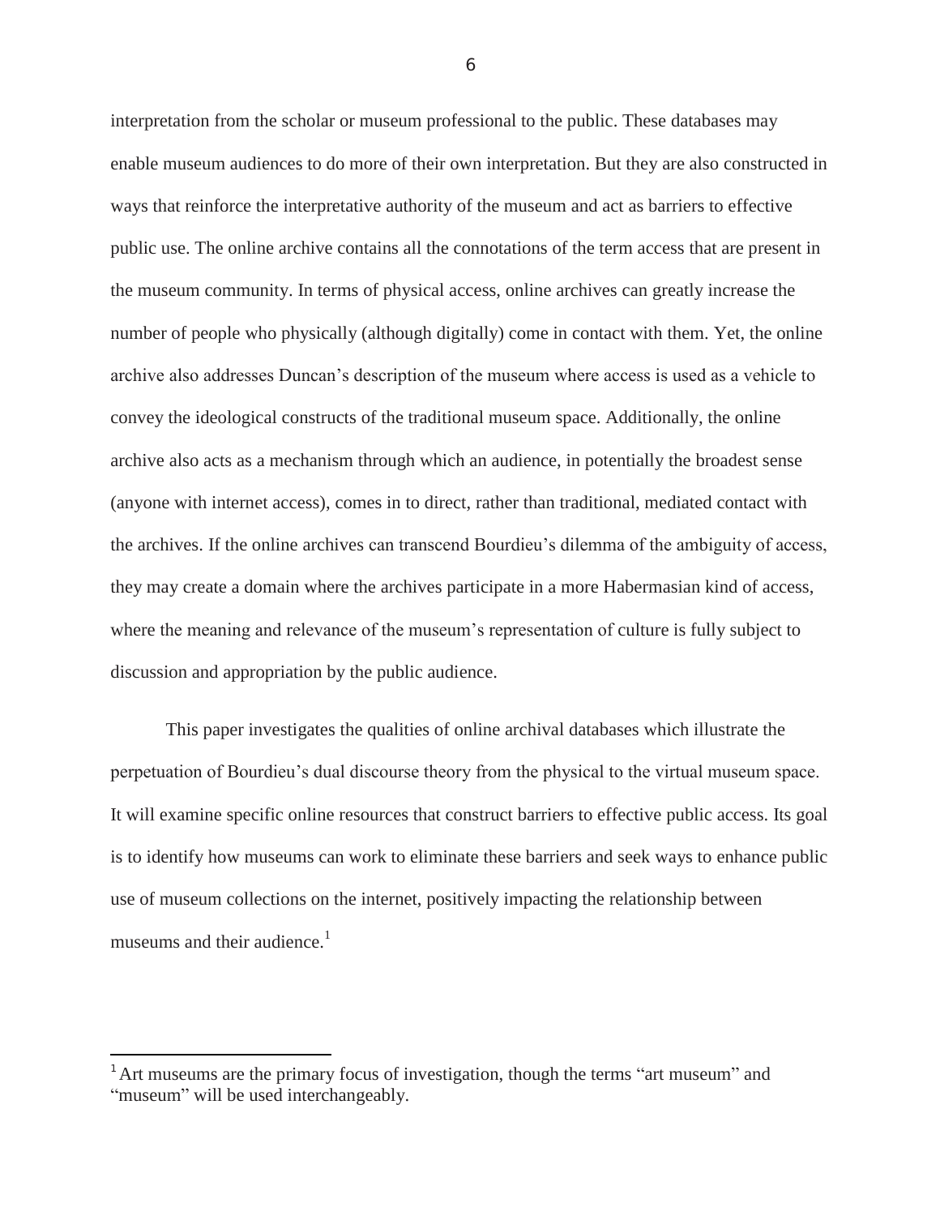interpretation from the scholar or museum professional to the public. These databases may enable museum audiences to do more of their own interpretation. But they are also constructed in ways that reinforce the interpretative authority of the museum and act as barriers to effective public use. The online archive contains all the connotations of the term access that are present in the museum community. In terms of physical access, online archives can greatly increase the number of people who physically (although digitally) come in contact with them. Yet, the online archive also addresses Duncan's description of the museum where access is used as a vehicle to convey the ideological constructs of the traditional museum space. Additionally, the online archive also acts as a mechanism through which an audience, in potentially the broadest sense (anyone with internet access), comes in to direct, rather than traditional, mediated contact with the archives. If the online archives can transcend Bourdieu's dilemma of the ambiguity of access, they may create a domain where the archives participate in a more Habermasian kind of access, where the meaning and relevance of the museum's representation of culture is fully subject to discussion and appropriation by the public audience.

This paper investigates the qualities of online archival databases which illustrate the perpetuation of Bourdieu's dual discourse theory from the physical to the virtual museum space. It will examine specific online resources that construct barriers to effective public access. Its goal is to identify how museums can work to eliminate these barriers and seek ways to enhance public use of museum collections on the internet, positively impacting the relationship between museums and their audience.[1]

---

[1] Art museums are the primary focus of investigation, though the terms "art museum" and "museum" will be used interchangeably.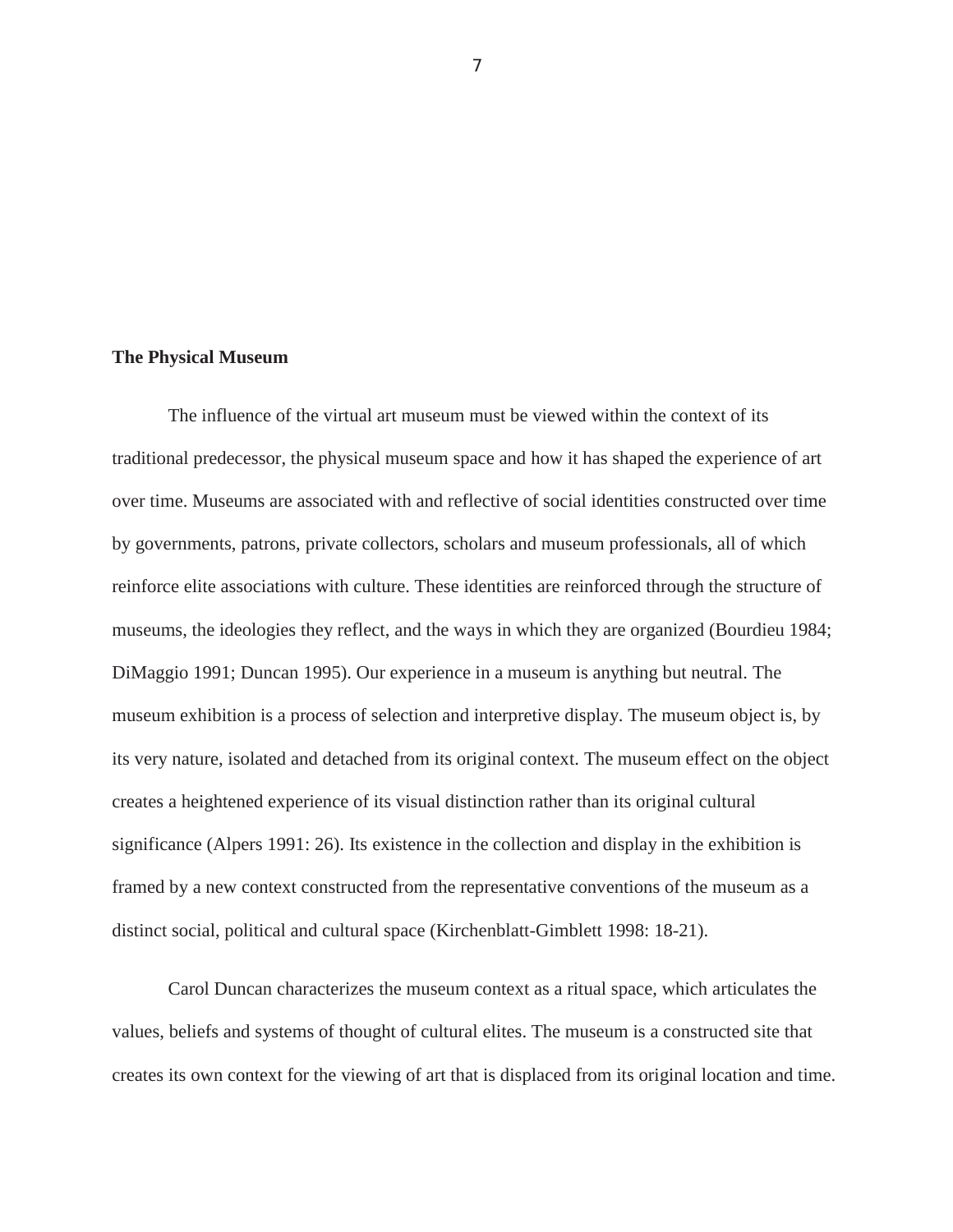**The Physical Museum**

The influence of the virtual art museum must be viewed within the context of its traditional predecessor, the physical museum space and how it has shaped the experience of art over time. Museums are associated with and reflective of social identities constructed over time by governments, patrons, private collectors, scholars and museum professionals, all of which reinforce elite associations with culture. These identities are reinforced through the structure of museums, the ideologies they reflect, and the ways in which they are organized (Bourdieu 1984; DiMaggio 1991; Duncan 1995). Our experience in a museum is anything but neutral. The museum exhibition is a process of selection and interpretive display. The museum object is, by its very nature, isolated and detached from its original context. The museum effect on the object creates a heightened experience of its visual distinction rather than its original cultural significance (Alpers 1991: 26). Its existence in the collection and display in the exhibition is framed by a new context constructed from the representative conventions of the museum as a distinct social, political and cultural space (Kirchenblatt-Gimblett 1998: 18-21).

Carol Duncan characterizes the museum context as a ritual space, which articulates the values, beliefs and systems of thought of cultural elites. The museum is a constructed site that creates its own context for the viewing of art that is displaced from its original location and time.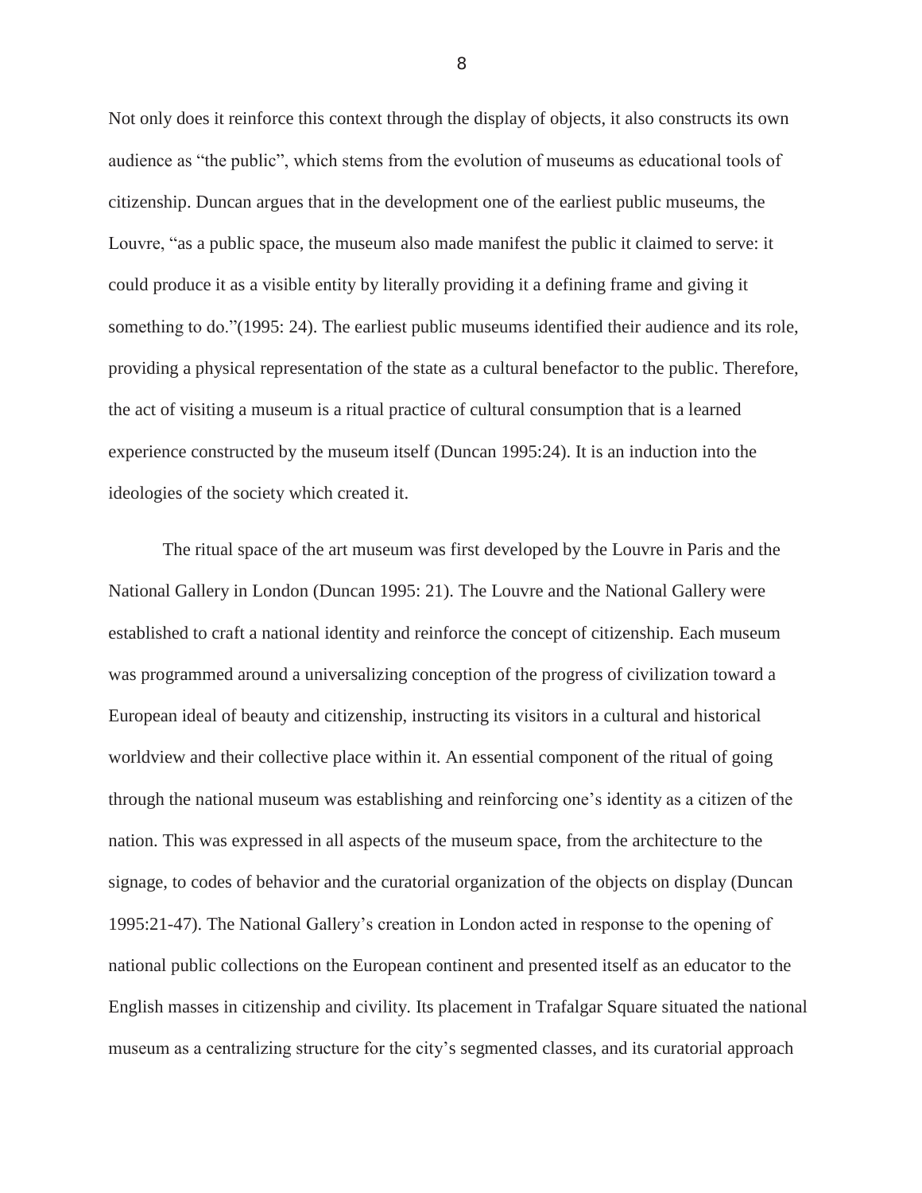Not only does it reinforce this context through the display of objects, it also constructs its own audience as "the public", which stems from the evolution of museums as educational tools of citizenship. Duncan argues that in the development one of the earliest public museums, the Louvre, "as a public space, the museum also made manifest the public it claimed to serve: it could produce it as a visible entity by literally providing it a defining frame and giving it something to do."(1995: 24). The earliest public museums identified their audience and its role, providing a physical representation of the state as a cultural benefactor to the public. Therefore, the act of visiting a museum is a ritual practice of cultural consumption that is a learned experience constructed by the museum itself (Duncan 1995:24). It is an induction into the ideologies of the society which created it.

The ritual space of the art museum was first developed by the Louvre in Paris and the National Gallery in London (Duncan 1995: 21). The Louvre and the National Gallery were established to craft a national identity and reinforce the concept of citizenship. Each museum was programmed around a universalizing conception of the progress of civilization toward a European ideal of beauty and citizenship, instructing its visitors in a cultural and historical worldview and their collective place within it. An essential component of the ritual of going through the national museum was establishing and reinforcing one's identity as a citizen of the nation. This was expressed in all aspects of the museum space, from the architecture to the signage, to codes of behavior and the curatorial organization of the objects on display (Duncan 1995:21-47). The National Gallery's creation in London acted in response to the opening of national public collections on the European continent and presented itself as an educator to the English masses in citizenship and civility. Its placement in Trafalgar Square situated the national museum as a centralizing structure for the city's segmented classes, and its curatorial approach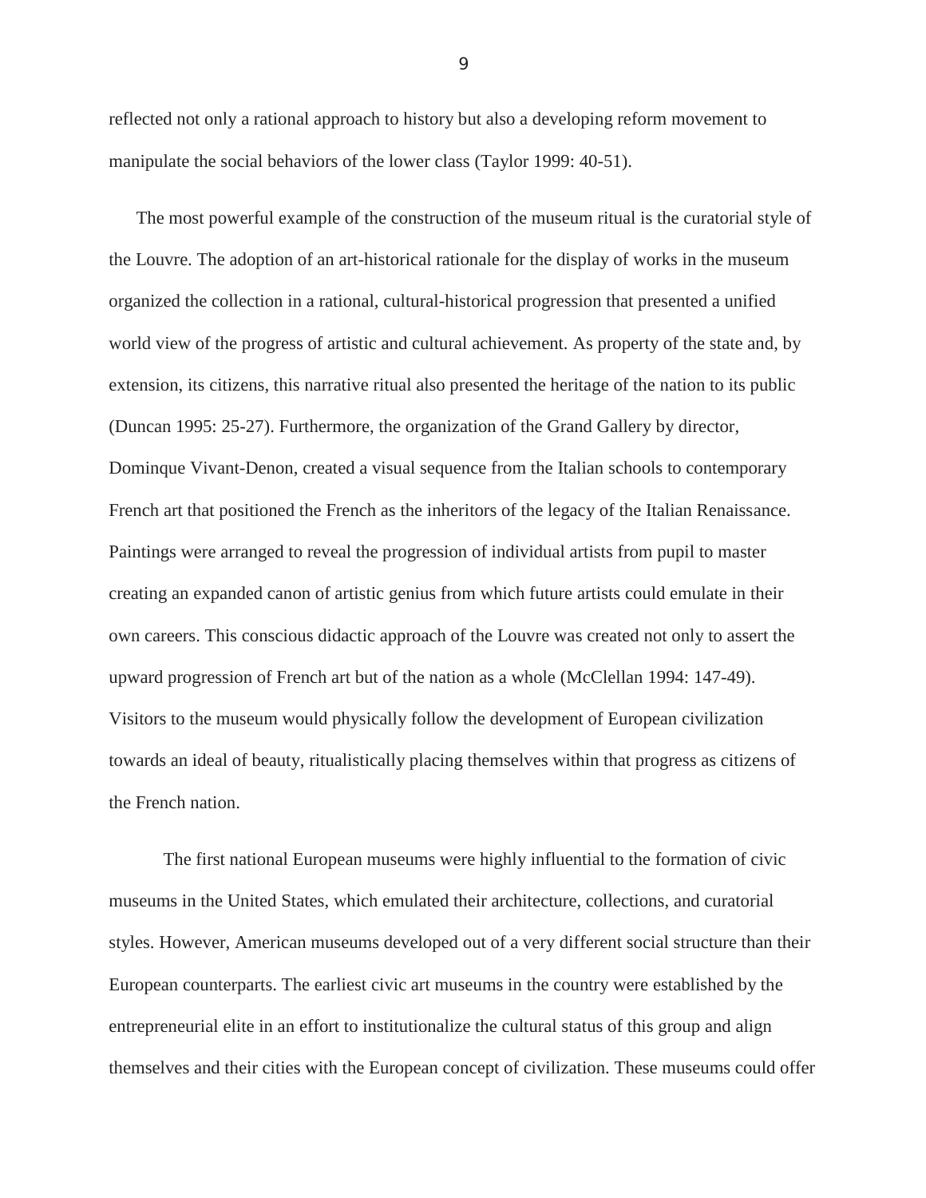reflected not only a rational approach to history but also a developing reform movement to manipulate the social behaviors of the lower class (Taylor 1999: 40-51).

The most powerful example of the construction of the museum ritual is the curatorial style of the Louvre. The adoption of an art-historical rationale for the display of works in the museum organized the collection in a rational, cultural-historical progression that presented a unified world view of the progress of artistic and cultural achievement. As property of the state and, by extension, its citizens, this narrative ritual also presented the heritage of the nation to its public (Duncan 1995: 25-27). Furthermore, the organization of the Grand Gallery by director, Dominque Vivant-Denon, created a visual sequence from the Italian schools to contemporary French art that positioned the French as the inheritors of the legacy of the Italian Renaissance. Paintings were arranged to reveal the progression of individual artists from pupil to master creating an expanded canon of artistic genius from which future artists could emulate in their own careers. This conscious didactic approach of the Louvre was created not only to assert the upward progression of French art but of the nation as a whole (McClellan 1994: 147-49). Visitors to the museum would physically follow the development of European civilization towards an ideal of beauty, ritualistically placing themselves within that progress as citizens of the French nation.

The first national European museums were highly influential to the formation of civic museums in the United States, which emulated their architecture, collections, and curatorial styles. However, American museums developed out of a very different social structure than their European counterparts. The earliest civic art museums in the country were established by the entrepreneurial elite in an effort to institutionalize the cultural status of this group and align themselves and their cities with the European concept of civilization. These museums could offer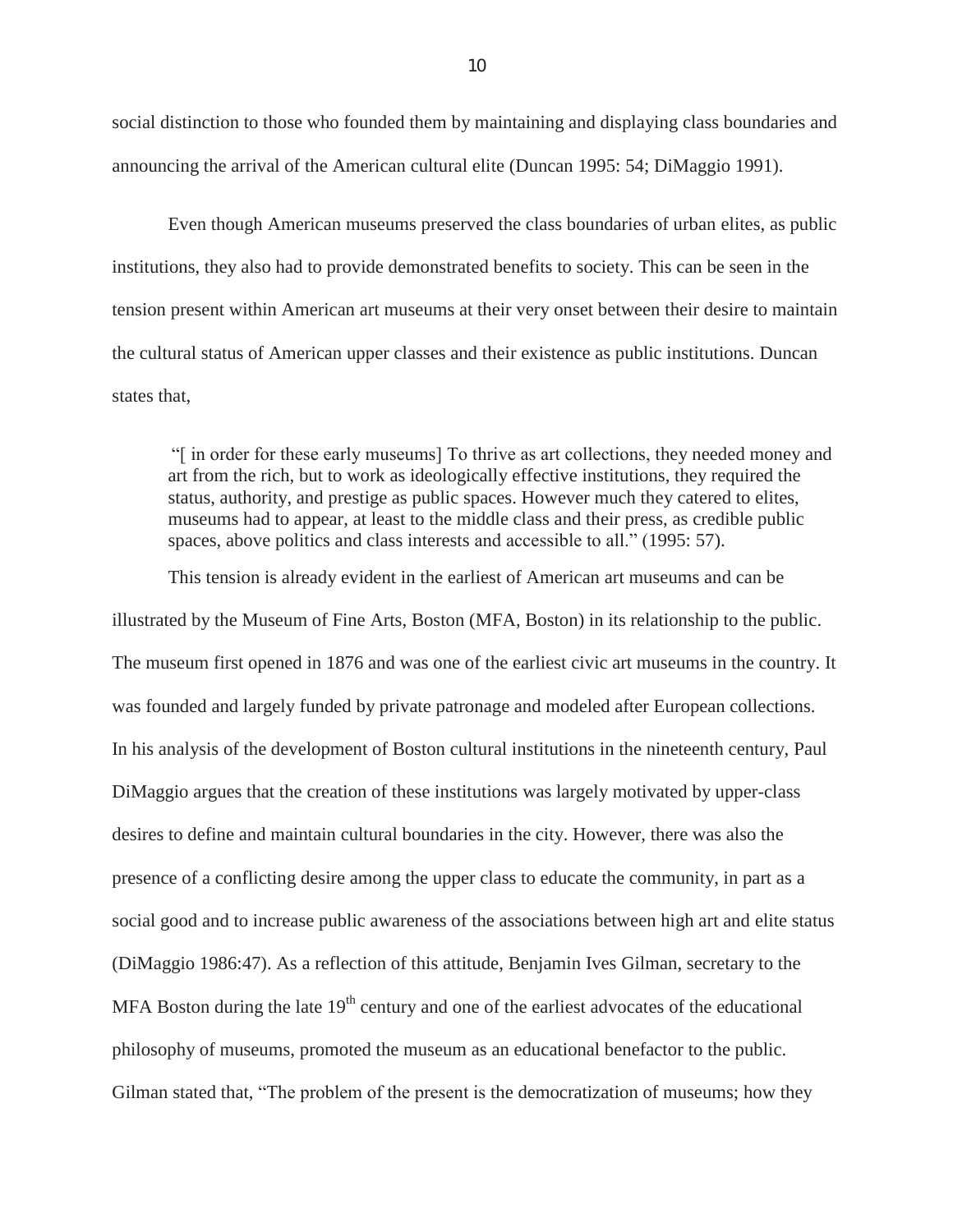social distinction to those who founded them by maintaining and displaying class boundaries and announcing the arrival of the American cultural elite (Duncan 1995: 54; DiMaggio 1991).

Even though American museums preserved the class boundaries of urban elites, as public institutions, they also had to provide demonstrated benefits to society. This can be seen in the tension present within American art museums at their very onset between their desire to maintain the cultural status of American upper classes and their existence as public institutions. Duncan states that,

> "[ in order for these early museums] To thrive as art collections, they needed money and art from the rich, but to work as ideologically effective institutions, they required the status, authority, and prestige as public spaces. However much they catered to elites, museums had to appear, at least to the middle class and their press, as credible public spaces, above politics and class interests and accessible to all." (1995: 57).

This tension is already evident in the earliest of American art museums and can be illustrated by the Museum of Fine Arts, Boston (MFA, Boston) in its relationship to the public. The museum first opened in 1876 and was one of the earliest civic art museums in the country. It was founded and largely funded by private patronage and modeled after European collections. In his analysis of the development of Boston cultural institutions in the nineteenth century, Paul DiMaggio argues that the creation of these institutions was largely motivated by upper-class desires to define and maintain cultural boundaries in the city. However, there was also the presence of a conflicting desire among the upper class to educate the community, in part as a social good and to increase public awareness of the associations between high art and elite status (DiMaggio 1986:47). As a reflection of this attitude, Benjamin Ives Gilman, secretary to the MFA Boston during the late 19th century and one of the earliest advocates of the educational philosophy of museums, promoted the museum as an educational benefactor to the public. Gilman stated that, "The problem of the present is the democratization of museums; how they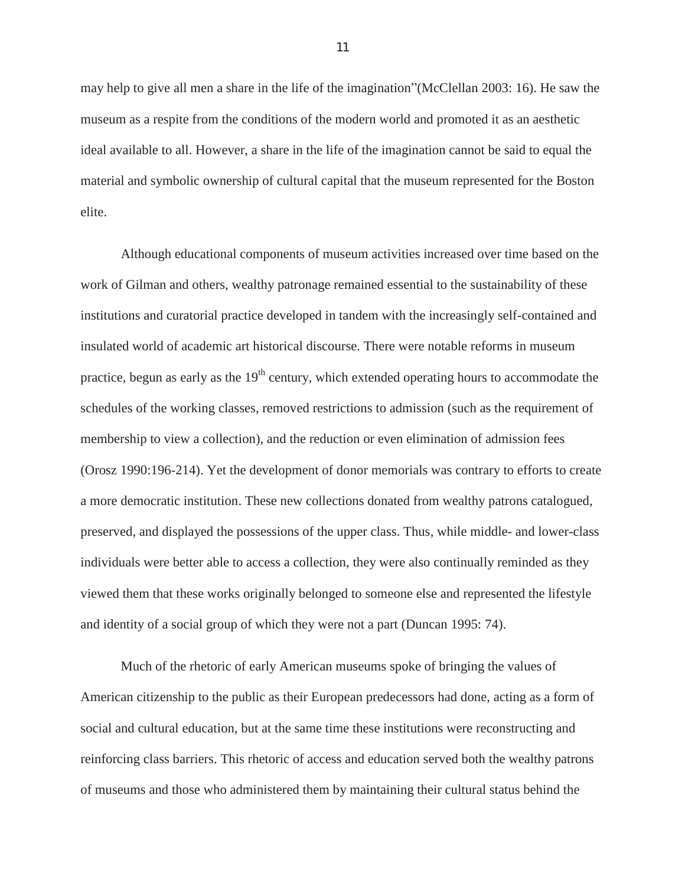may help to give all men a share in the life of the imagination"(McClellan 2003: 16). He saw the museum as a respite from the conditions of the modern world and promoted it as an aesthetic ideal available to all. However, a share in the life of the imagination cannot be said to equal the material and symbolic ownership of cultural capital that the museum represented for the Boston elite.

Although educational components of museum activities increased over time based on the work of Gilman and others, wealthy patronage remained essential to the sustainability of these institutions and curatorial practice developed in tandem with the increasingly self-contained and insulated world of academic art historical discourse. There were notable reforms in museum practice, begun as early as the 19th century, which extended operating hours to accommodate the schedules of the working classes, removed restrictions to admission (such as the requirement of membership to view a collection), and the reduction or even elimination of admission fees (Orosz 1990:196-214). Yet the development of donor memorials was contrary to efforts to create a more democratic institution. These new collections donated from wealthy patrons catalogued, preserved, and displayed the possessions of the upper class. Thus, while middle- and lower-class individuals were better able to access a collection, they were also continually reminded as they viewed them that these works originally belonged to someone else and represented the lifestyle and identity of a social group of which they were not a part (Duncan 1995: 74).

Much of the rhetoric of early American museums spoke of bringing the values of American citizenship to the public as their European predecessors had done, acting as a form of social and cultural education, but at the same time these institutions were reconstructing and reinforcing class barriers. This rhetoric of access and education served both the wealthy patrons of museums and those who administered them by maintaining their cultural status behind the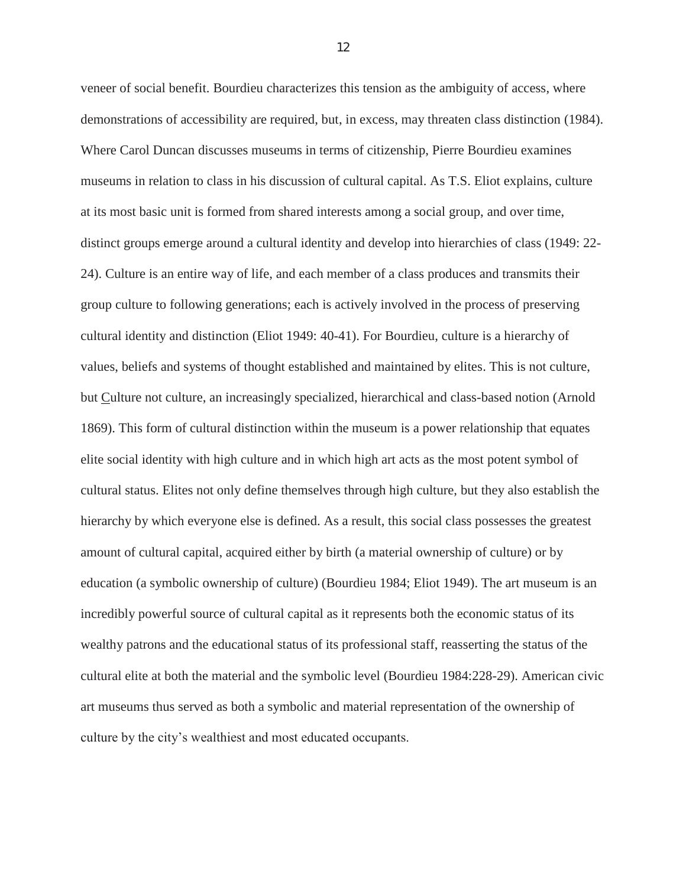veneer of social benefit. Bourdieu characterizes this tension as the ambiguity of access, where demonstrations of accessibility are required, but, in excess, may threaten class distinction (1984). Where Carol Duncan discusses museums in terms of citizenship, Pierre Bourdieu examines museums in relation to class in his discussion of cultural capital. As T.S. Eliot explains, culture at its most basic unit is formed from shared interests among a social group, and over time, distinct groups emerge around a cultural identity and develop into hierarchies of class (1949: 22-24). Culture is an entire way of life, and each member of a class produces and transmits their group culture to following generations; each is actively involved in the process of preserving cultural identity and distinction (Eliot 1949: 40-41). For Bourdieu, culture is a hierarchy of values, beliefs and systems of thought established and maintained by elites. This is not culture, but <u>C</u>ulture not culture, an increasingly specialized, hierarchical and class-based notion (Arnold 1869). This form of cultural distinction within the museum is a power relationship that equates elite social identity with high culture and in which high art acts as the most potent symbol of cultural status. Elites not only define themselves through high culture, but they also establish the hierarchy by which everyone else is defined. As a result, this social class possesses the greatest amount of cultural capital, acquired either by birth (a material ownership of culture) or by education (a symbolic ownership of culture) (Bourdieu 1984; Eliot 1949). The art museum is an incredibly powerful source of cultural capital as it represents both the economic status of its wealthy patrons and the educational status of its professional staff, reasserting the status of the cultural elite at both the material and the symbolic level (Bourdieu 1984:228-29). American civic art museums thus served as both a symbolic and material representation of the ownership of culture by the city's wealthiest and most educated occupants.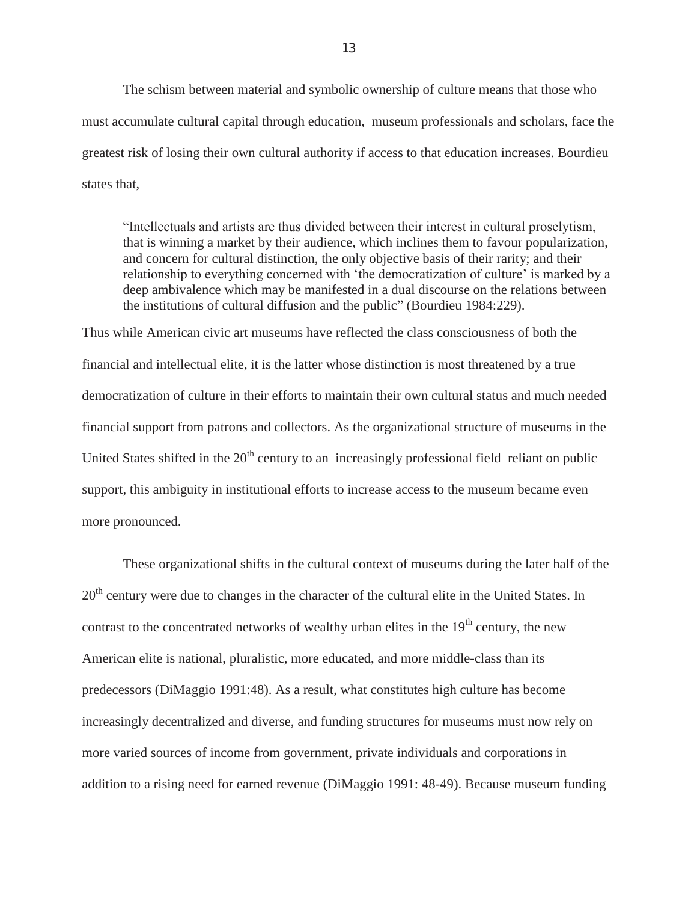The schism between material and symbolic ownership of culture means that those who must accumulate cultural capital through education, museum professionals and scholars, face the greatest risk of losing their own cultural authority if access to that education increases. Bourdieu states that,

> "Intellectuals and artists are thus divided between their interest in cultural proselytism, that is winning a market by their audience, which inclines them to favour popularization, and concern for cultural distinction, the only objective basis of their rarity; and their relationship to everything concerned with 'the democratization of culture' is marked by a deep ambivalence which may be manifested in a dual discourse on the relations between the institutions of cultural diffusion and the public" (Bourdieu 1984:229).

Thus while American civic art museums have reflected the class consciousness of both the financial and intellectual elite, it is the latter whose distinction is most threatened by a true democratization of culture in their efforts to maintain their own cultural status and much needed financial support from patrons and collectors. As the organizational structure of museums in the United States shifted in the 20th century to an increasingly professional field reliant on public support, this ambiguity in institutional efforts to increase access to the museum became even more pronounced.

These organizational shifts in the cultural context of museums during the later half of the 20th century were due to changes in the character of the cultural elite in the United States. In contrast to the concentrated networks of wealthy urban elites in the 19th century, the new American elite is national, pluralistic, more educated, and more middle-class than its predecessors (DiMaggio 1991:48). As a result, what constitutes high culture has become increasingly decentralized and diverse, and funding structures for museums must now rely on more varied sources of income from government, private individuals and corporations in addition to a rising need for earned revenue (DiMaggio 1991: 48-49). Because museum funding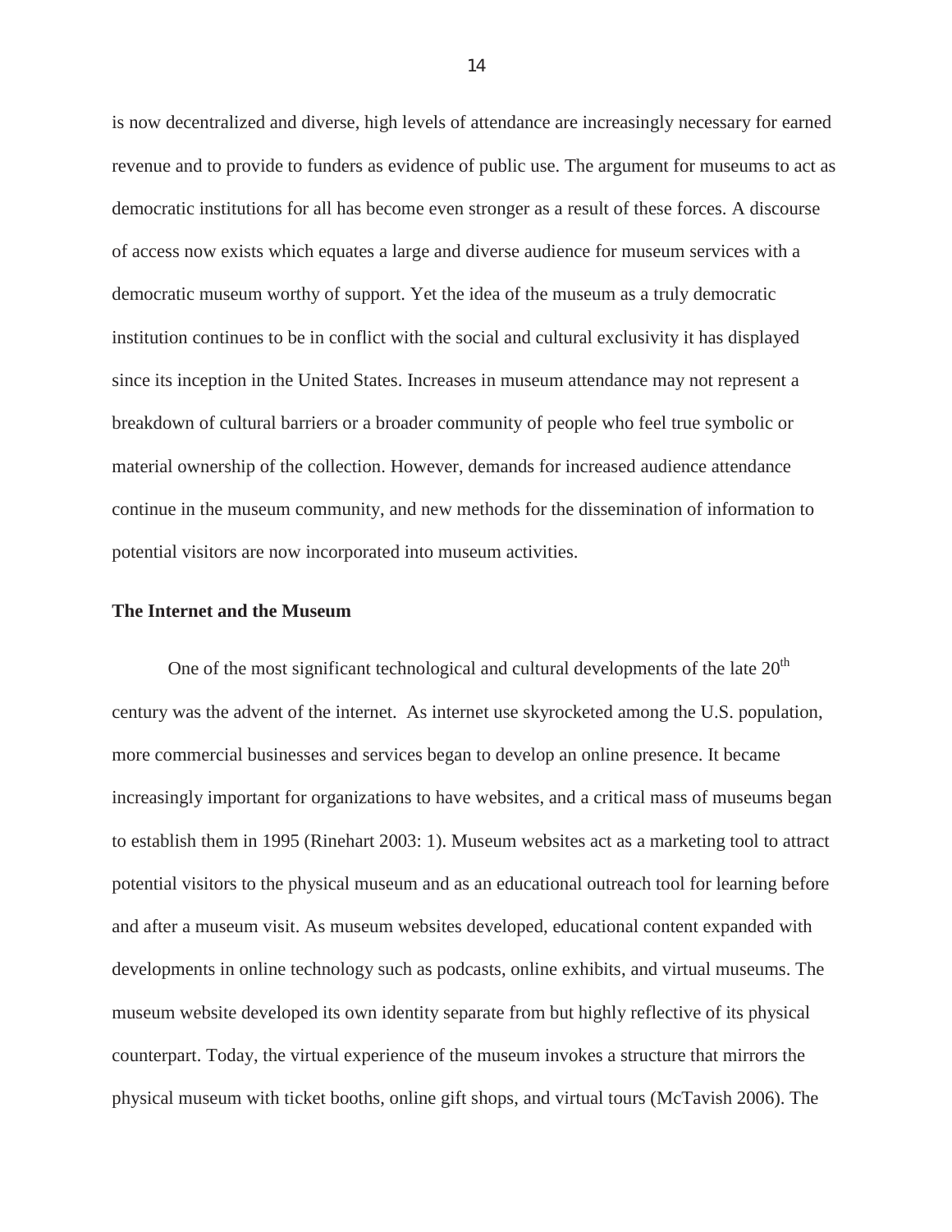is now decentralized and diverse, high levels of attendance are increasingly necessary for earned revenue and to provide to funders as evidence of public use. The argument for museums to act as democratic institutions for all has become even stronger as a result of these forces. A discourse of access now exists which equates a large and diverse audience for museum services with a democratic museum worthy of support. Yet the idea of the museum as a truly democratic institution continues to be in conflict with the social and cultural exclusivity it has displayed since its inception in the United States. Increases in museum attendance may not represent a breakdown of cultural barriers or a broader community of people who feel true symbolic or material ownership of the collection. However, demands for increased audience attendance continue in the museum community, and new methods for the dissemination of information to potential visitors are now incorporated into museum activities.

**The Internet and the Museum**

One of the most significant technological and cultural developments of the late 20th century was the advent of the internet. As internet use skyrocketed among the U.S. population, more commercial businesses and services began to develop an online presence. It became increasingly important for organizations to have websites, and a critical mass of museums began to establish them in 1995 (Rinehart 2003: 1). Museum websites act as a marketing tool to attract potential visitors to the physical museum and as an educational outreach tool for learning before and after a museum visit. As museum websites developed, educational content expanded with developments in online technology such as podcasts, online exhibits, and virtual museums. The museum website developed its own identity separate from but highly reflective of its physical counterpart. Today, the virtual experience of the museum invokes a structure that mirrors the physical museum with ticket booths, online gift shops, and virtual tours (McTavish 2006). The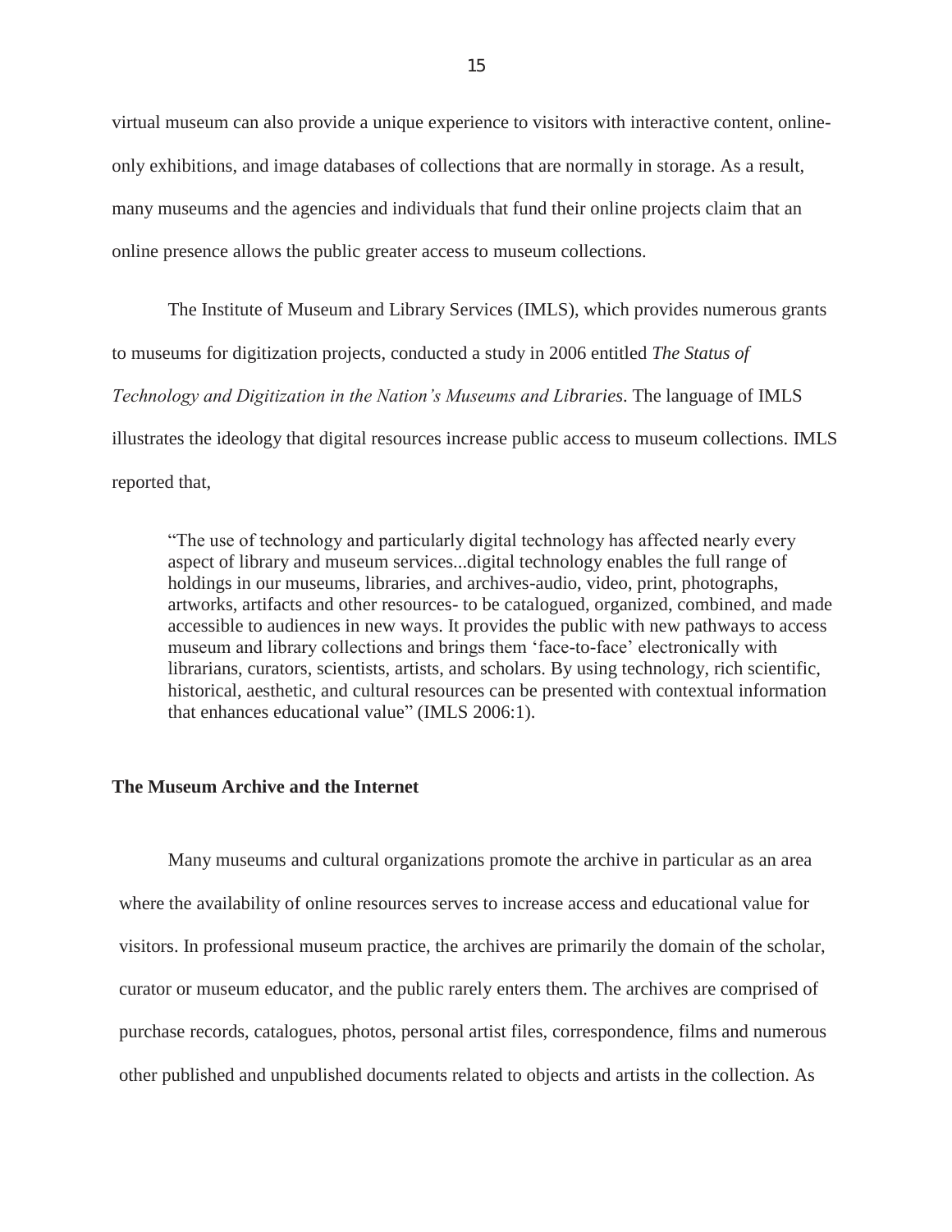virtual museum can also provide a unique experience to visitors with interactive content, online-only exhibitions, and image databases of collections that are normally in storage. As a result, many museums and the agencies and individuals that fund their online projects claim that an online presence allows the public greater access to museum collections.

The Institute of Museum and Library Services (IMLS), which provides numerous grants to museums for digitization projects, conducted a study in 2006 entitled *The Status of Technology and Digitization in the Nation's Museums and Libraries*. The language of IMLS illustrates the ideology that digital resources increase public access to museum collections. IMLS reported that,

> "The use of technology and particularly digital technology has affected nearly every aspect of library and museum services...digital technology enables the full range of holdings in our museums, libraries, and archives-audio, video, print, photographs, artworks, artifacts and other resources- to be catalogued, organized, combined, and made accessible to audiences in new ways. It provides the public with new pathways to access museum and library collections and brings them 'face-to-face' electronically with librarians, curators, scientists, artists, and scholars. By using technology, rich scientific, historical, aesthetic, and cultural resources can be presented with contextual information that enhances educational value" (IMLS 2006:1).

**The Museum Archive and the Internet**

Many museums and cultural organizations promote the archive in particular as an area where the availability of online resources serves to increase access and educational value for visitors. In professional museum practice, the archives are primarily the domain of the scholar, curator or museum educator, and the public rarely enters them. The archives are comprised of purchase records, catalogues, photos, personal artist files, correspondence, films and numerous other published and unpublished documents related to objects and artists in the collection. As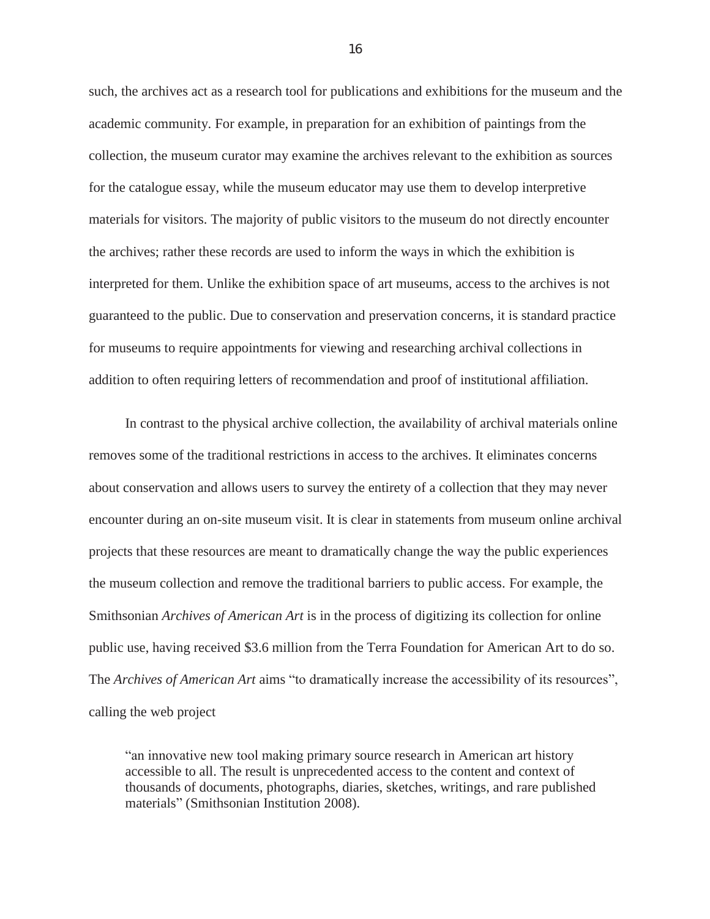such, the archives act as a research tool for publications and exhibitions for the museum and the academic community. For example, in preparation for an exhibition of paintings from the collection, the museum curator may examine the archives relevant to the exhibition as sources for the catalogue essay, while the museum educator may use them to develop interpretive materials for visitors. The majority of public visitors to the museum do not directly encounter the archives; rather these records are used to inform the ways in which the exhibition is interpreted for them. Unlike the exhibition space of art museums, access to the archives is not guaranteed to the public. Due to conservation and preservation concerns, it is standard practice for museums to require appointments for viewing and researching archival collections in addition to often requiring letters of recommendation and proof of institutional affiliation.

In contrast to the physical archive collection, the availability of archival materials online removes some of the traditional restrictions in access to the archives. It eliminates concerns about conservation and allows users to survey the entirety of a collection that they may never encounter during an on-site museum visit. It is clear in statements from museum online archival projects that these resources are meant to dramatically change the way the public experiences the museum collection and remove the traditional barriers to public access. For example, the Smithsonian *Archives of American Art* is in the process of digitizing its collection for online public use, having received $3.6 million from the Terra Foundation for American Art to do so. The *Archives of American Art* aims "to dramatically increase the accessibility of its resources", calling the web project

> "an innovative new tool making primary source research in American art history accessible to all. The result is unprecedented access to the content and context of thousands of documents, photographs, diaries, sketches, writings, and rare published materials" (Smithsonian Institution 2008).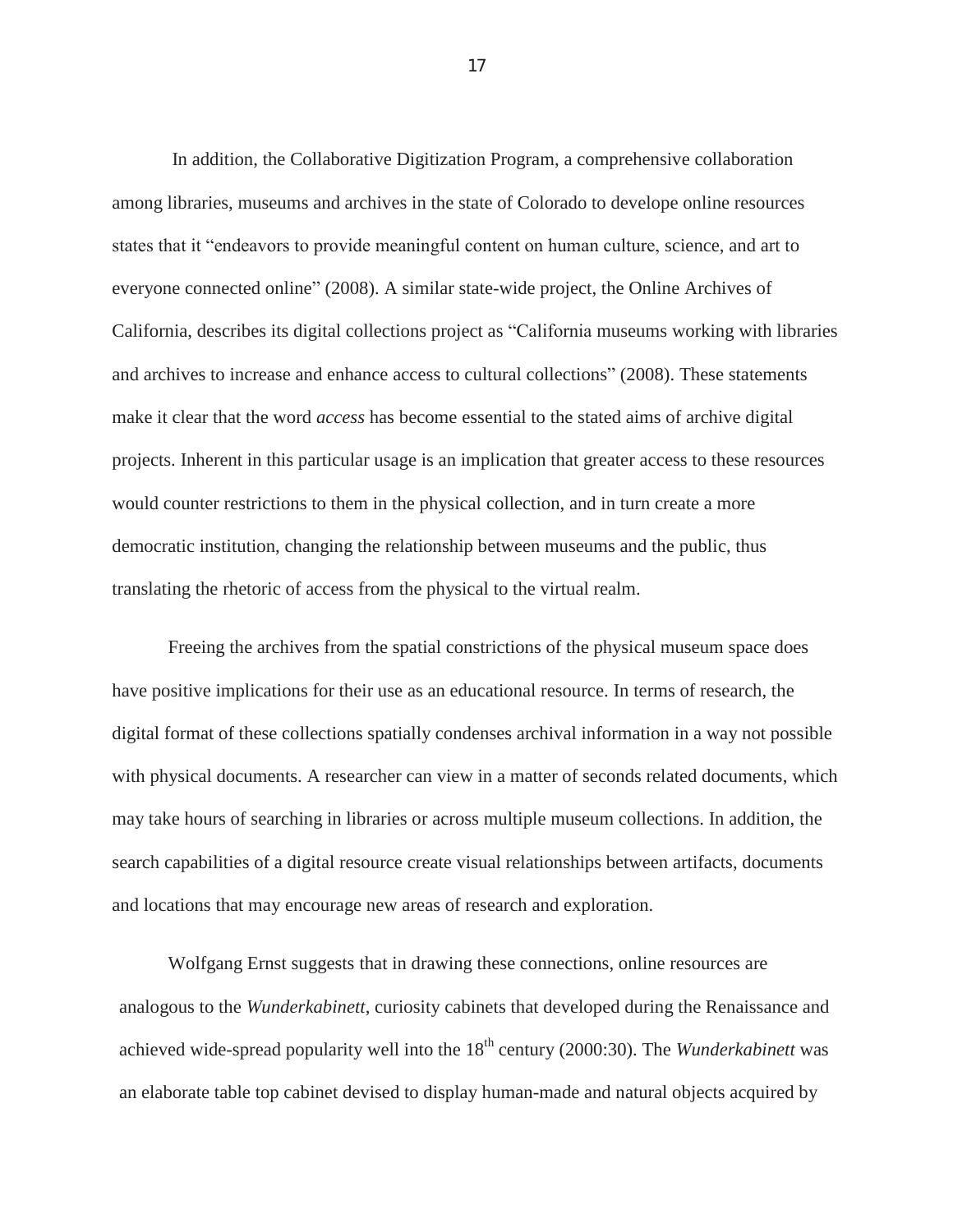In addition, the Collaborative Digitization Program, a comprehensive collaboration among libraries, museums and archives in the state of Colorado to develope online resources states that it “endeavors to provide meaningful content on human culture, science, and art to everyone connected online” (2008). A similar state-wide project, the Online Archives of California, describes its digital collections project as “California museums working with libraries and archives to increase and enhance access to cultural collections” (2008). These statements make it clear that the word *access* has become essential to the stated aims of archive digital projects. Inherent in this particular usage is an implication that greater access to these resources would counter restrictions to them in the physical collection, and in turn create a more democratic institution, changing the relationship between museums and the public, thus translating the rhetoric of access from the physical to the virtual realm.

Freeing the archives from the spatial constrictions of the physical museum space does have positive implications for their use as an educational resource. In terms of research, the digital format of these collections spatially condenses archival information in a way not possible with physical documents. A researcher can view in a matter of seconds related documents, which may take hours of searching in libraries or across multiple museum collections. In addition, the search capabilities of a digital resource create visual relationships between artifacts, documents and locations that may encourage new areas of research and exploration.

Wolfgang Ernst suggests that in drawing these connections, online resources are analogous to the *Wunderkabinett*, curiosity cabinets that developed during the Renaissance and achieved wide-spread popularity well into the 18th century (2000:30). The *Wunderkabinett* was an elaborate table top cabinet devised to display human-made and natural objects acquired by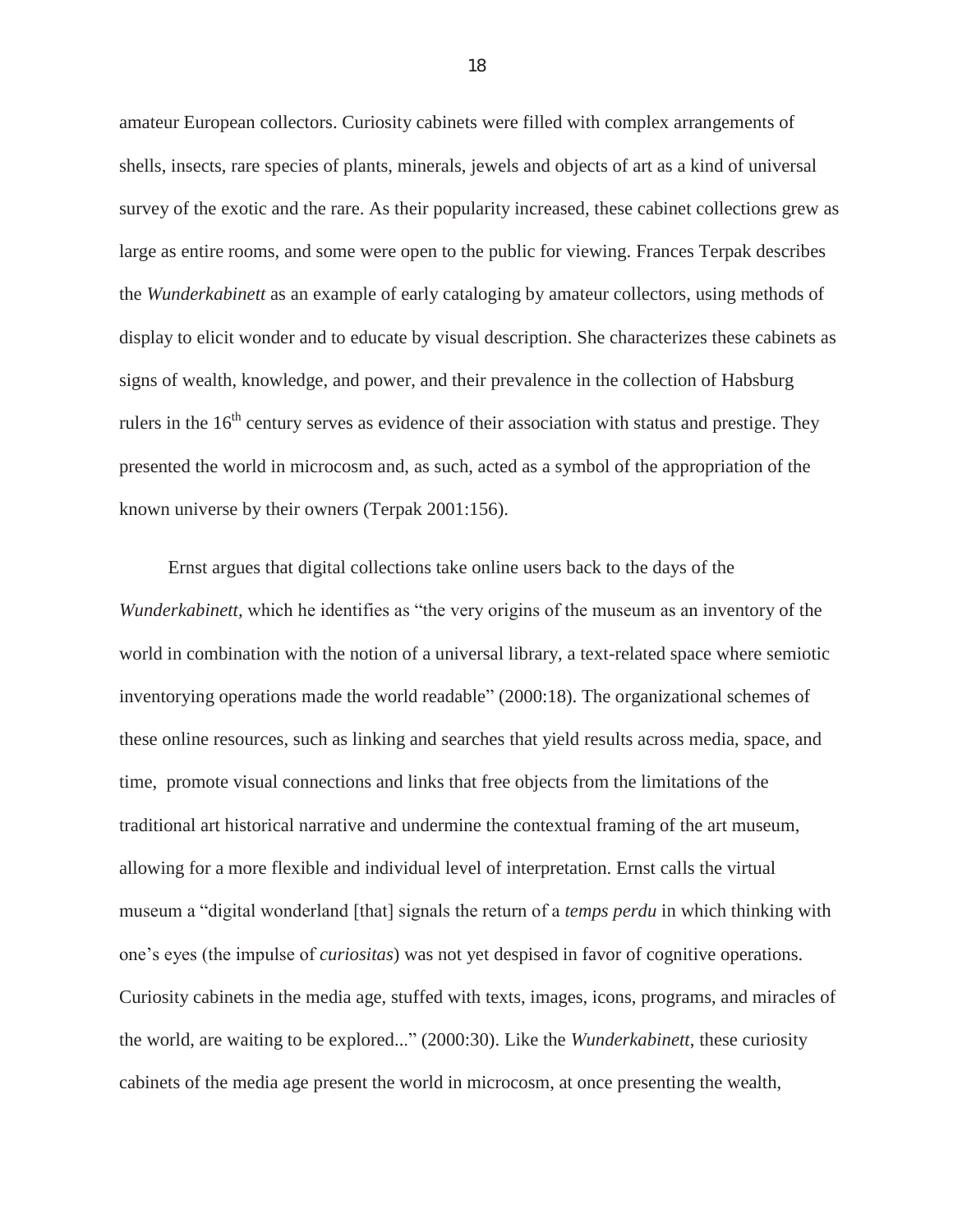amateur European collectors. Curiosity cabinets were filled with complex arrangements of shells, insects, rare species of plants, minerals, jewels and objects of art as a kind of universal survey of the exotic and the rare. As their popularity increased, these cabinet collections grew as large as entire rooms, and some were open to the public for viewing. Frances Terpak describes the *Wunderkabinett* as an example of early cataloging by amateur collectors, using methods of display to elicit wonder and to educate by visual description. She characterizes these cabinets as signs of wealth, knowledge, and power, and their prevalence in the collection of Habsburg rulers in the 16th century serves as evidence of their association with status and prestige. They presented the world in microcosm and, as such, acted as a symbol of the appropriation of the known universe by their owners (Terpak 2001:156).

Ernst argues that digital collections take online users back to the days of the *Wunderkabinett*, which he identifies as "the very origins of the museum as an inventory of the world in combination with the notion of a universal library, a text-related space where semiotic inventorying operations made the world readable" (2000:18). The organizational schemes of these online resources, such as linking and searches that yield results across media, space, and time, promote visual connections and links that free objects from the limitations of the traditional art historical narrative and undermine the contextual framing of the art museum, allowing for a more flexible and individual level of interpretation. Ernst calls the virtual museum a "digital wonderland [that] signals the return of a *temps perdu* in which thinking with one's eyes (the impulse of *curiositas*) was not yet despised in favor of cognitive operations. Curiosity cabinets in the media age, stuffed with texts, images, icons, programs, and miracles of the world, are waiting to be explored..." (2000:30). Like the *Wunderkabinett*, these curiosity cabinets of the media age present the world in microcosm, at once presenting the wealth,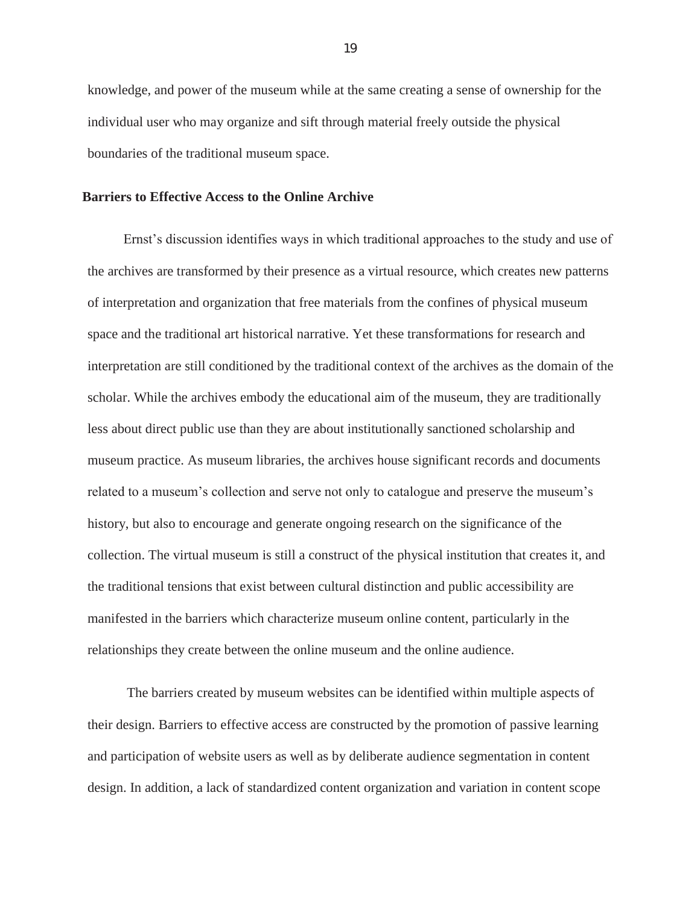knowledge, and power of the museum while at the same creating a sense of ownership for the individual user who may organize and sift through material freely outside the physical boundaries of the traditional museum space.

**Barriers to Effective Access to the Online Archive**

Ernst's discussion identifies ways in which traditional approaches to the study and use of the archives are transformed by their presence as a virtual resource, which creates new patterns of interpretation and organization that free materials from the confines of physical museum space and the traditional art historical narrative. Yet these transformations for research and interpretation are still conditioned by the traditional context of the archives as the domain of the scholar. While the archives embody the educational aim of the museum, they are traditionally less about direct public use than they are about institutionally sanctioned scholarship and museum practice. As museum libraries, the archives house significant records and documents related to a museum's collection and serve not only to catalogue and preserve the museum's history, but also to encourage and generate ongoing research on the significance of the collection. The virtual museum is still a construct of the physical institution that creates it, and the traditional tensions that exist between cultural distinction and public accessibility are manifested in the barriers which characterize museum online content, particularly in the relationships they create between the online museum and the online audience.

The barriers created by museum websites can be identified within multiple aspects of their design. Barriers to effective access are constructed by the promotion of passive learning and participation of website users as well as by deliberate audience segmentation in content design. In addition, a lack of standardized content organization and variation in content scope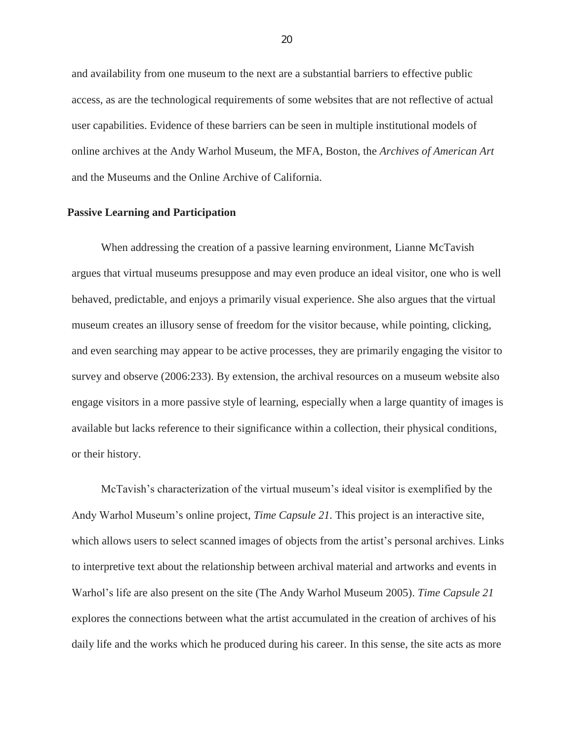and availability from one museum to the next are a substantial barriers to effective public access, as are the technological requirements of some websites that are not reflective of actual user capabilities. Evidence of these barriers can be seen in multiple institutional models of online archives at the Andy Warhol Museum, the MFA, Boston, the *Archives of American Art* and the Museums and the Online Archive of California.

**Passive Learning and Participation**

When addressing the creation of a passive learning environment, Lianne McTavish argues that virtual museums presuppose and may even produce an ideal visitor, one who is well behaved, predictable, and enjoys a primarily visual experience. She also argues that the virtual museum creates an illusory sense of freedom for the visitor because, while pointing, clicking, and even searching may appear to be active processes, they are primarily engaging the visitor to survey and observe (2006:233). By extension, the archival resources on a museum website also engage visitors in a more passive style of learning, especially when a large quantity of images is available but lacks reference to their significance within a collection, their physical conditions, or their history.

McTavish's characterization of the virtual museum's ideal visitor is exemplified by the Andy Warhol Museum's online project, *Time Capsule 21.* This project is an interactive site, which allows users to select scanned images of objects from the artist's personal archives. Links to interpretive text about the relationship between archival material and artworks and events in Warhol's life are also present on the site (The Andy Warhol Museum 2005). *Time Capsule 21* explores the connections between what the artist accumulated in the creation of archives of his daily life and the works which he produced during his career. In this sense, the site acts as more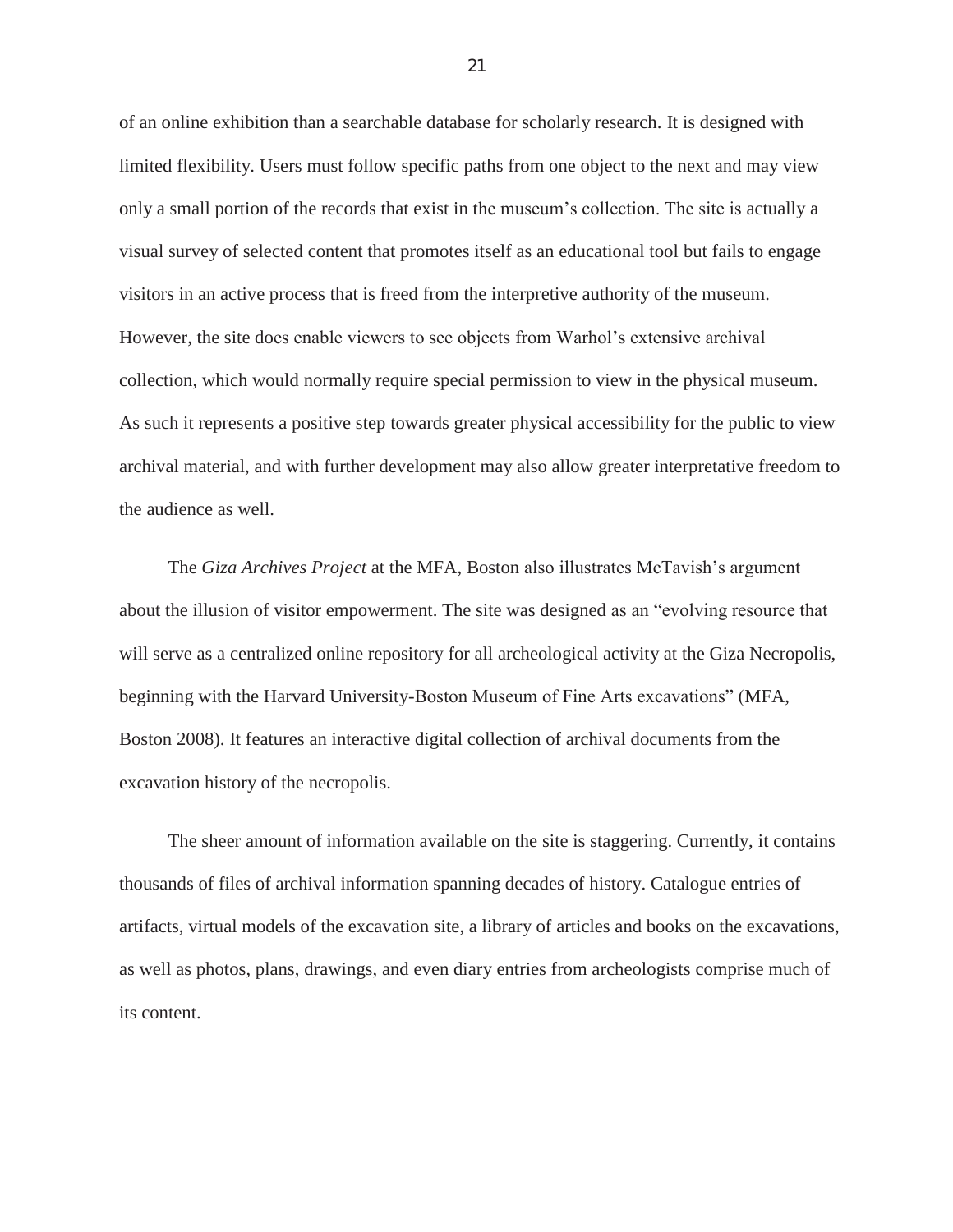of an online exhibition than a searchable database for scholarly research. It is designed with limited flexibility. Users must follow specific paths from one object to the next and may view only a small portion of the records that exist in the museum's collection. The site is actually a visual survey of selected content that promotes itself as an educational tool but fails to engage visitors in an active process that is freed from the interpretive authority of the museum. However, the site does enable viewers to see objects from Warhol's extensive archival collection, which would normally require special permission to view in the physical museum. As such it represents a positive step towards greater physical accessibility for the public to view archival material, and with further development may also allow greater interpretative freedom to the audience as well.

The *Giza Archives Project* at the MFA, Boston also illustrates McTavish's argument about the illusion of visitor empowerment. The site was designed as an "evolving resource that will serve as a centralized online repository for all archeological activity at the Giza Necropolis, beginning with the Harvard University-Boston Museum of Fine Arts excavations" (MFA, Boston 2008). It features an interactive digital collection of archival documents from the excavation history of the necropolis.

The sheer amount of information available on the site is staggering. Currently, it contains thousands of files of archival information spanning decades of history. Catalogue entries of artifacts, virtual models of the excavation site, a library of articles and books on the excavations, as well as photos, plans, drawings, and even diary entries from archeologists comprise much of its content.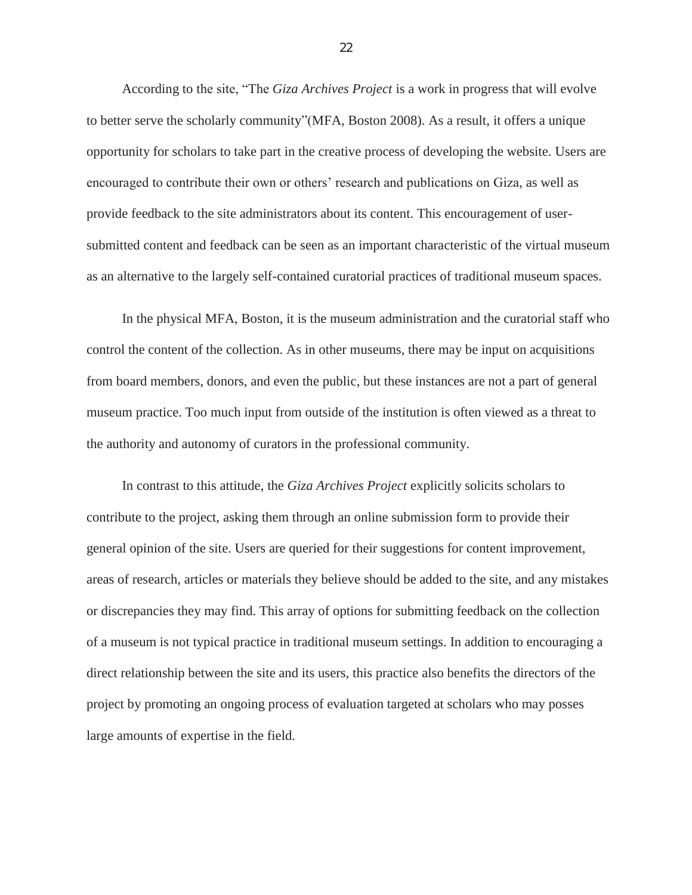According to the site, "The *Giza Archives Project* is a work in progress that will evolve to better serve the scholarly community"(MFA, Boston 2008). As a result, it offers a unique opportunity for scholars to take part in the creative process of developing the website. Users are encouraged to contribute their own or others' research and publications on Giza, as well as provide feedback to the site administrators about its content. This encouragement of user-submitted content and feedback can be seen as an important characteristic of the virtual museum as an alternative to the largely self-contained curatorial practices of traditional museum spaces.

In the physical MFA, Boston, it is the museum administration and the curatorial staff who control the content of the collection. As in other museums, there may be input on acquisitions from board members, donors, and even the public, but these instances are not a part of general museum practice. Too much input from outside of the institution is often viewed as a threat to the authority and autonomy of curators in the professional community.

In contrast to this attitude, the *Giza Archives Project* explicitly solicits scholars to contribute to the project, asking them through an online submission form to provide their general opinion of the site. Users are queried for their suggestions for content improvement, areas of research, articles or materials they believe should be added to the site, and any mistakes or discrepancies they may find. This array of options for submitting feedback on the collection of a museum is not typical practice in traditional museum settings. In addition to encouraging a direct relationship between the site and its users, this practice also benefits the directors of the project by promoting an ongoing process of evaluation targeted at scholars who may posses large amounts of expertise in the field.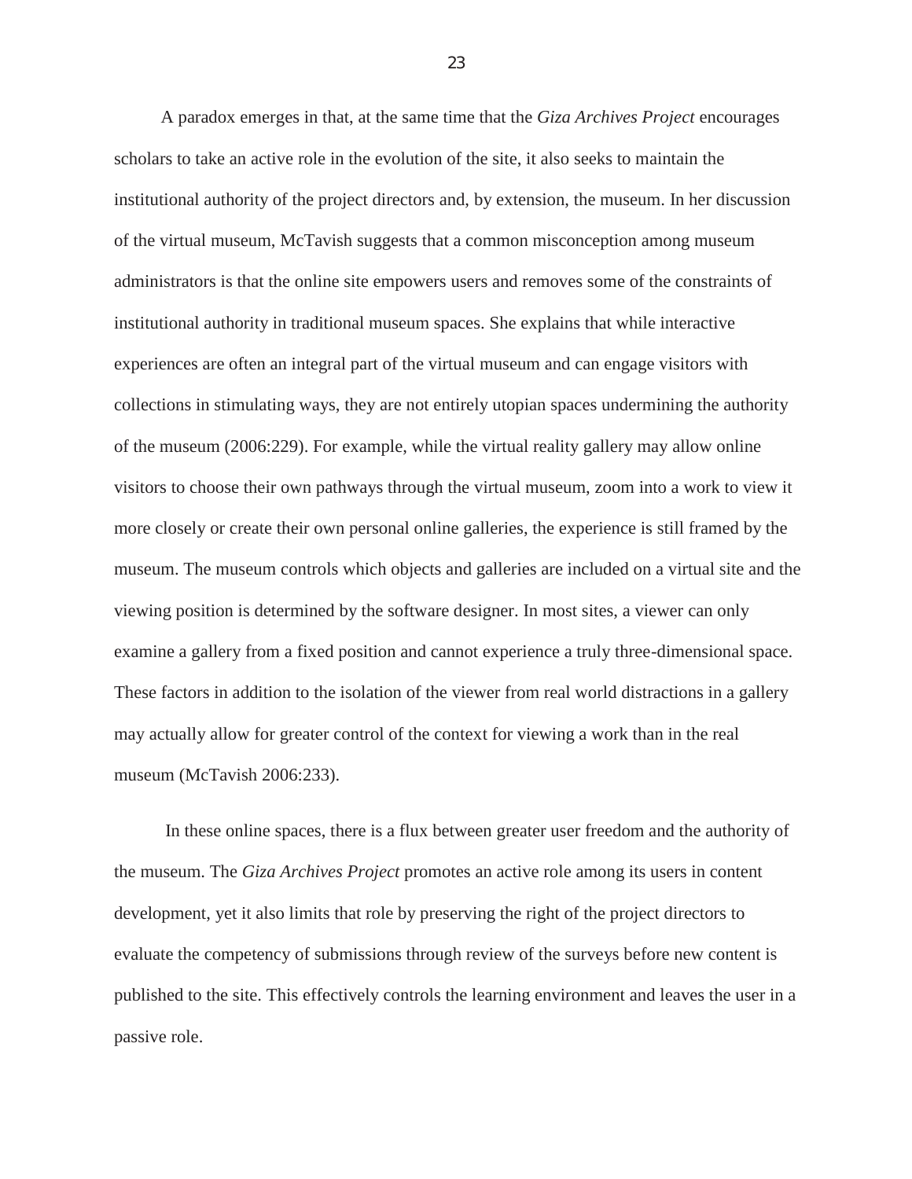A paradox emerges in that, at the same time that the *Giza Archives Project* encourages scholars to take an active role in the evolution of the site, it also seeks to maintain the institutional authority of the project directors and, by extension, the museum. In her discussion of the virtual museum, McTavish suggests that a common misconception among museum administrators is that the online site empowers users and removes some of the constraints of institutional authority in traditional museum spaces. She explains that while interactive experiences are often an integral part of the virtual museum and can engage visitors with collections in stimulating ways, they are not entirely utopian spaces undermining the authority of the museum (2006:229). For example, while the virtual reality gallery may allow online visitors to choose their own pathways through the virtual museum, zoom into a work to view it more closely or create their own personal online galleries, the experience is still framed by the museum. The museum controls which objects and galleries are included on a virtual site and the viewing position is determined by the software designer. In most sites, a viewer can only examine a gallery from a fixed position and cannot experience a truly three-dimensional space. These factors in addition to the isolation of the viewer from real world distractions in a gallery may actually allow for greater control of the context for viewing a work than in the real museum (McTavish 2006:233).

In these online spaces, there is a flux between greater user freedom and the authority of the museum. The *Giza Archives Project* promotes an active role among its users in content development, yet it also limits that role by preserving the right of the project directors to evaluate the competency of submissions through review of the surveys before new content is published to the site. This effectively controls the learning environment and leaves the user in a passive role.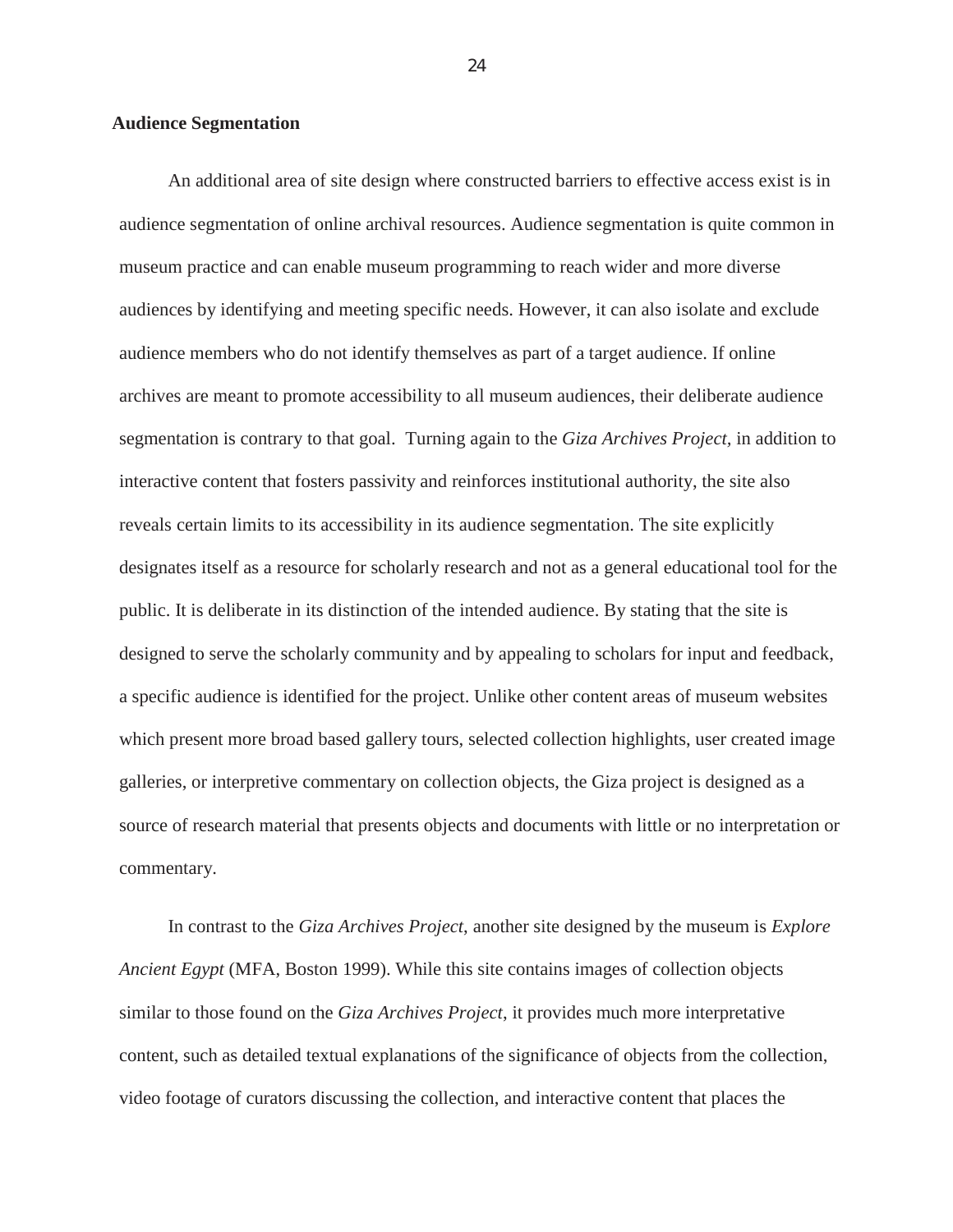**Audience Segmentation**

An additional area of site design where constructed barriers to effective access exist is in audience segmentation of online archival resources. Audience segmentation is quite common in museum practice and can enable museum programming to reach wider and more diverse audiences by identifying and meeting specific needs. However, it can also isolate and exclude audience members who do not identify themselves as part of a target audience. If online archives are meant to promote accessibility to all museum audiences, their deliberate audience segmentation is contrary to that goal. Turning again to the *Giza Archives Project*, in addition to interactive content that fosters passivity and reinforces institutional authority, the site also reveals certain limits to its accessibility in its audience segmentation. The site explicitly designates itself as a resource for scholarly research and not as a general educational tool for the public. It is deliberate in its distinction of the intended audience. By stating that the site is designed to serve the scholarly community and by appealing to scholars for input and feedback, a specific audience is identified for the project. Unlike other content areas of museum websites which present more broad based gallery tours, selected collection highlights, user created image galleries, or interpretive commentary on collection objects, the Giza project is designed as a source of research material that presents objects and documents with little or no interpretation or commentary.

In contrast to the *Giza Archives Project*, another site designed by the museum is *Explore Ancient Egypt* (MFA, Boston 1999). While this site contains images of collection objects similar to those found on the *Giza Archives Project*, it provides much more interpretative content, such as detailed textual explanations of the significance of objects from the collection, video footage of curators discussing the collection, and interactive content that places the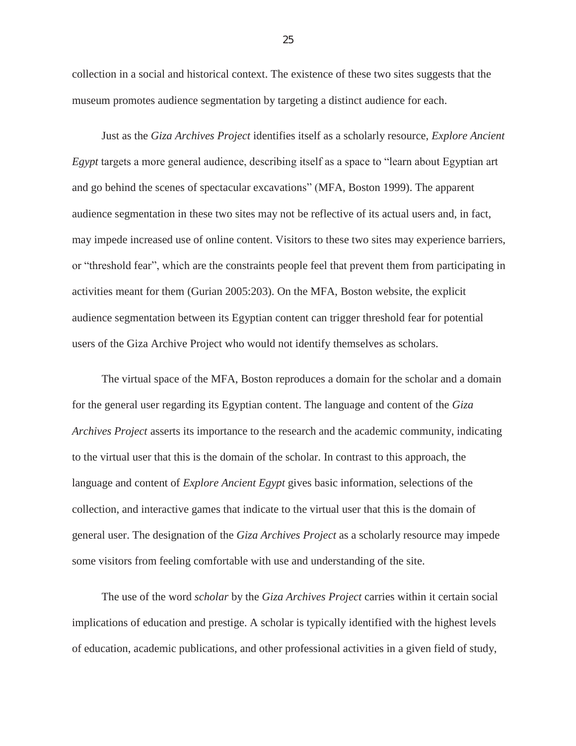collection in a social and historical context. The existence of these two sites suggests that the museum promotes audience segmentation by targeting a distinct audience for each.

Just as the *Giza Archives Project* identifies itself as a scholarly resource, *Explore Ancient Egypt* targets a more general audience, describing itself as a space to "learn about Egyptian art and go behind the scenes of spectacular excavations" (MFA, Boston 1999). The apparent audience segmentation in these two sites may not be reflective of its actual users and, in fact, may impede increased use of online content. Visitors to these two sites may experience barriers, or "threshold fear", which are the constraints people feel that prevent them from participating in activities meant for them (Gurian 2005:203). On the MFA, Boston website, the explicit audience segmentation between its Egyptian content can trigger threshold fear for potential users of the Giza Archive Project who would not identify themselves as scholars.

The virtual space of the MFA, Boston reproduces a domain for the scholar and a domain for the general user regarding its Egyptian content. The language and content of the *Giza Archives Project* asserts its importance to the research and the academic community, indicating to the virtual user that this is the domain of the scholar. In contrast to this approach, the language and content of *Explore Ancient Egypt* gives basic information, selections of the collection, and interactive games that indicate to the virtual user that this is the domain of general user. The designation of the *Giza Archives Project* as a scholarly resource may impede some visitors from feeling comfortable with use and understanding of the site.

The use of the word *scholar* by the *Giza Archives Project* carries within it certain social implications of education and prestige. A scholar is typically identified with the highest levels of education, academic publications, and other professional activities in a given field of study,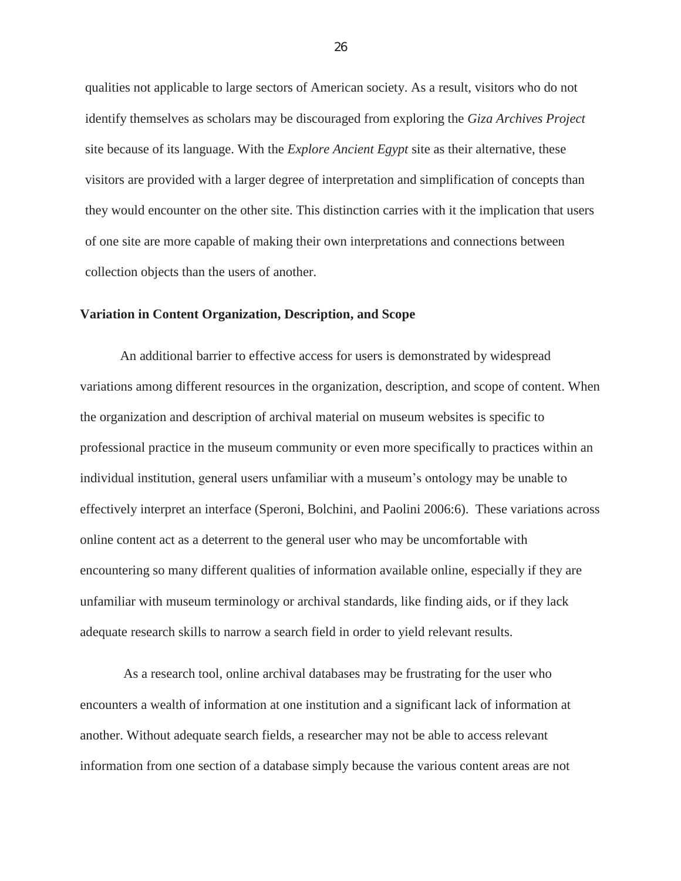qualities not applicable to large sectors of American society. As a result, visitors who do not identify themselves as scholars may be discouraged from exploring the *Giza Archives Project* site because of its language. With the *Explore Ancient Egypt* site as their alternative, these visitors are provided with a larger degree of interpretation and simplification of concepts than they would encounter on the other site. This distinction carries with it the implication that users of one site are more capable of making their own interpretations and connections between collection objects than the users of another.

**Variation in Content Organization, Description, and Scope**

An additional barrier to effective access for users is demonstrated by widespread variations among different resources in the organization, description, and scope of content. When the organization and description of archival material on museum websites is specific to professional practice in the museum community or even more specifically to practices within an individual institution, general users unfamiliar with a museum's ontology may be unable to effectively interpret an interface (Speroni, Bolchini, and Paolini 2006:6). These variations across online content act as a deterrent to the general user who may be uncomfortable with encountering so many different qualities of information available online, especially if they are unfamiliar with museum terminology or archival standards, like finding aids, or if they lack adequate research skills to narrow a search field in order to yield relevant results.

As a research tool, online archival databases may be frustrating for the user who encounters a wealth of information at one institution and a significant lack of information at another. Without adequate search fields, a researcher may not be able to access relevant information from one section of a database simply because the various content areas are not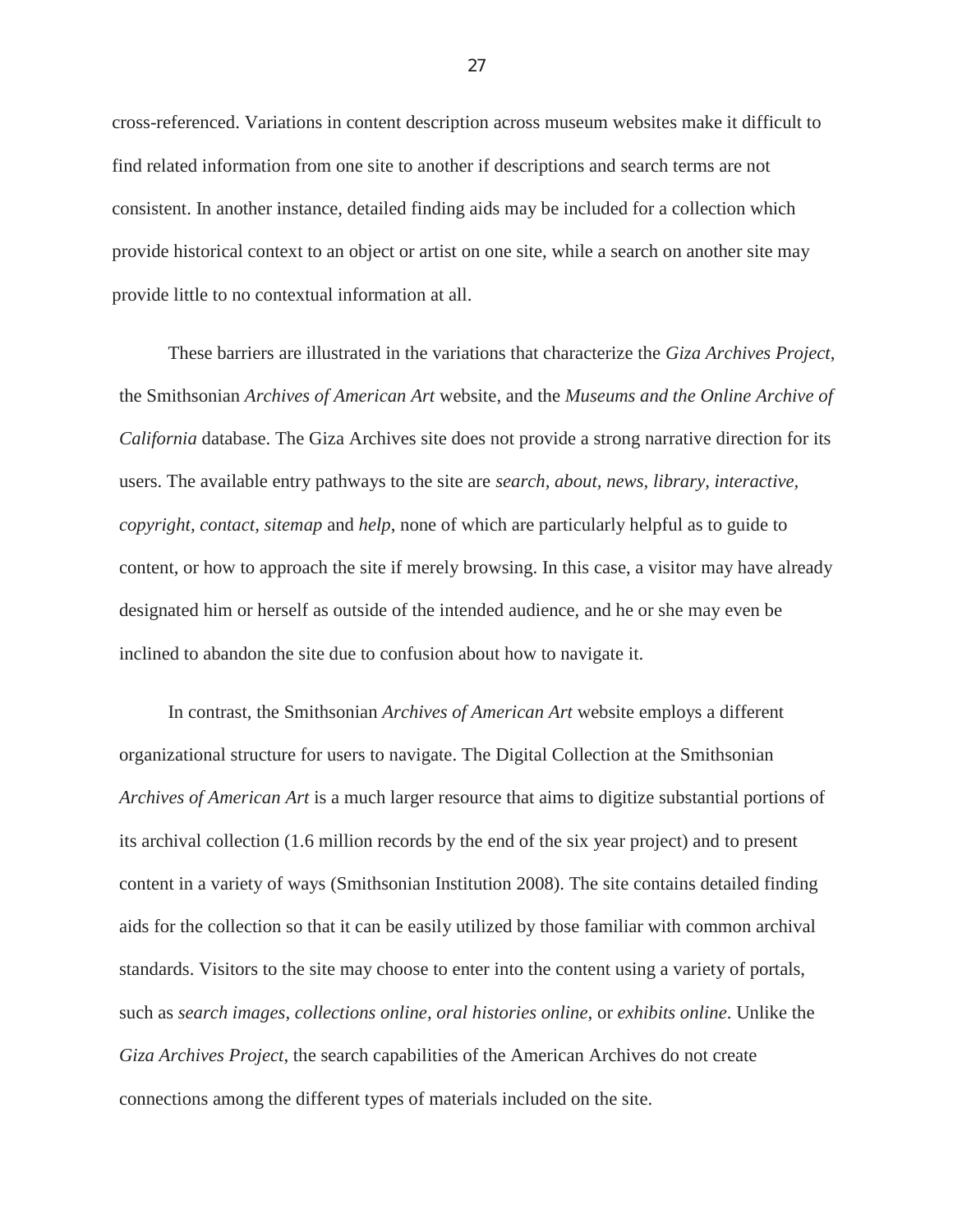cross-referenced. Variations in content description across museum websites make it difficult to find related information from one site to another if descriptions and search terms are not consistent. In another instance, detailed finding aids may be included for a collection which provide historical context to an object or artist on one site, while a search on another site may provide little to no contextual information at all.

These barriers are illustrated in the variations that characterize the *Giza Archives Project*, the Smithsonian *Archives of American Art* website, and the *Museums and the Online Archive of California* database. The Giza Archives site does not provide a strong narrative direction for its users. The available entry pathways to the site are *search, about, news, library, interactive, copyright, contact, sitemap* and *help*, none of which are particularly helpful as to guide to content, or how to approach the site if merely browsing. In this case, a visitor may have already designated him or herself as outside of the intended audience, and he or she may even be inclined to abandon the site due to confusion about how to navigate it.

In contrast, the Smithsonian *Archives of American Art* website employs a different organizational structure for users to navigate. The Digital Collection at the Smithsonian *Archives of American Art* is a much larger resource that aims to digitize substantial portions of its archival collection (1.6 million records by the end of the six year project) and to present content in a variety of ways (Smithsonian Institution 2008). The site contains detailed finding aids for the collection so that it can be easily utilized by those familiar with common archival standards. Visitors to the site may choose to enter into the content using a variety of portals, such as *search images, collections online, oral histories online,* or *exhibits online*. Unlike the *Giza Archives Project*, the search capabilities of the American Archives do not create connections among the different types of materials included on the site.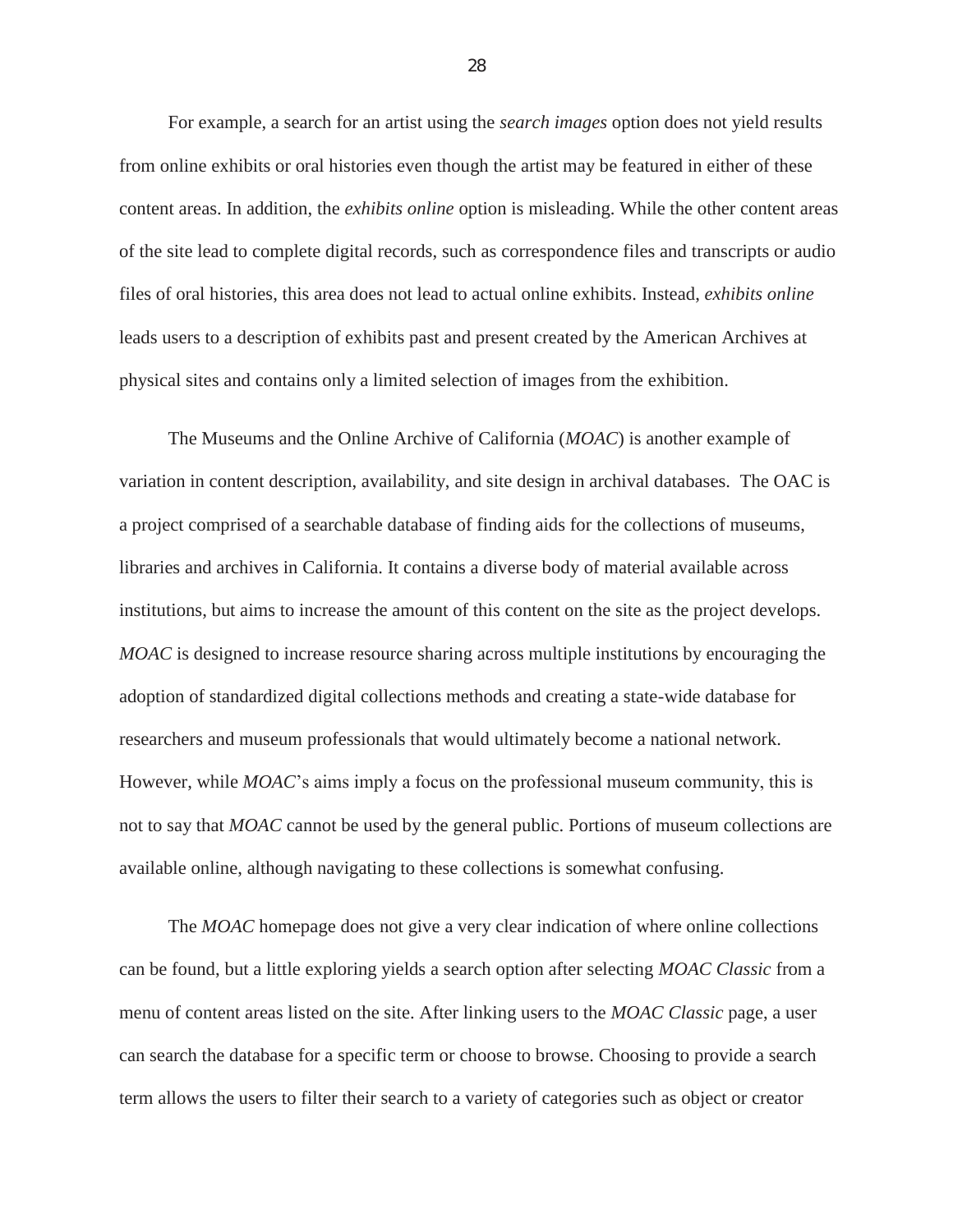For example, a search for an artist using the *search images* option does not yield results from online exhibits or oral histories even though the artist may be featured in either of these content areas. In addition, the *exhibits online* option is misleading. While the other content areas of the site lead to complete digital records, such as correspondence files and transcripts or audio files of oral histories, this area does not lead to actual online exhibits. Instead, *exhibits online* leads users to a description of exhibits past and present created by the American Archives at physical sites and contains only a limited selection of images from the exhibition.

The Museums and the Online Archive of California (*MOAC*) is another example of variation in content description, availability, and site design in archival databases. The OAC is a project comprised of a searchable database of finding aids for the collections of museums, libraries and archives in California. It contains a diverse body of material available across institutions, but aims to increase the amount of this content on the site as the project develops. *MOAC* is designed to increase resource sharing across multiple institutions by encouraging the adoption of standardized digital collections methods and creating a state-wide database for researchers and museum professionals that would ultimately become a national network. However, while *MOAC*'s aims imply a focus on the professional museum community, this is not to say that *MOAC* cannot be used by the general public. Portions of museum collections are available online, although navigating to these collections is somewhat confusing.

The *MOAC* homepage does not give a very clear indication of where online collections can be found, but a little exploring yields a search option after selecting *MOAC Classic* from a menu of content areas listed on the site. After linking users to the *MOAC Classic* page, a user can search the database for a specific term or choose to browse. Choosing to provide a search term allows the users to filter their search to a variety of categories such as object or creator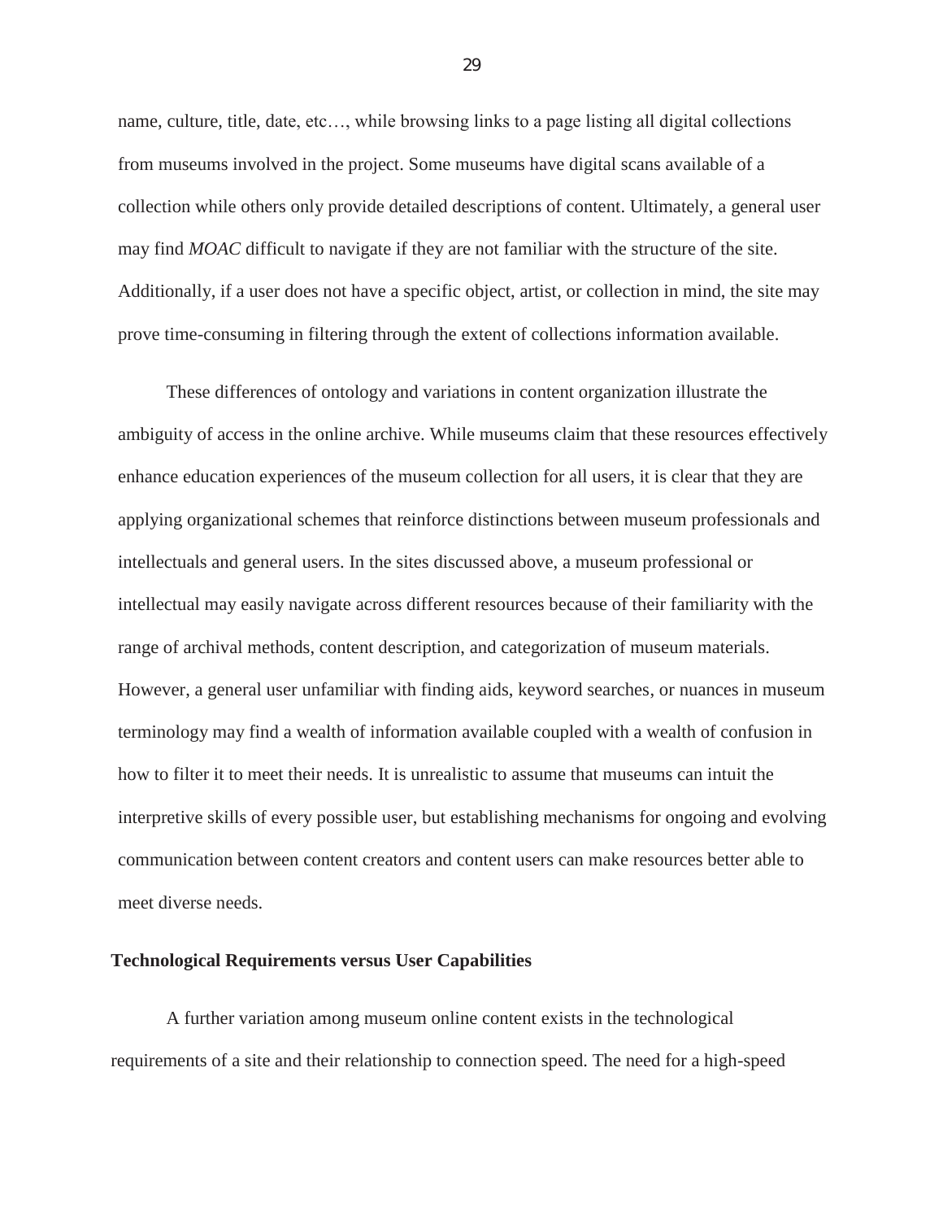name, culture, title, date, etc…, while browsing links to a page listing all digital collections from museums involved in the project. Some museums have digital scans available of a collection while others only provide detailed descriptions of content. Ultimately, a general user may find *MOAC* difficult to navigate if they are not familiar with the structure of the site. Additionally, if a user does not have a specific object, artist, or collection in mind, the site may prove time-consuming in filtering through the extent of collections information available.

These differences of ontology and variations in content organization illustrate the ambiguity of access in the online archive. While museums claim that these resources effectively enhance education experiences of the museum collection for all users, it is clear that they are applying organizational schemes that reinforce distinctions between museum professionals and intellectuals and general users. In the sites discussed above, a museum professional or intellectual may easily navigate across different resources because of their familiarity with the range of archival methods, content description, and categorization of museum materials. However, a general user unfamiliar with finding aids, keyword searches, or nuances in museum terminology may find a wealth of information available coupled with a wealth of confusion in how to filter it to meet their needs. It is unrealistic to assume that museums can intuit the interpretive skills of every possible user, but establishing mechanisms for ongoing and evolving communication between content creators and content users can make resources better able to meet diverse needs.

### Technological Requirements versus User Capabilities

A further variation among museum online content exists in the technological requirements of a site and their relationship to connection speed. The need for a high-speed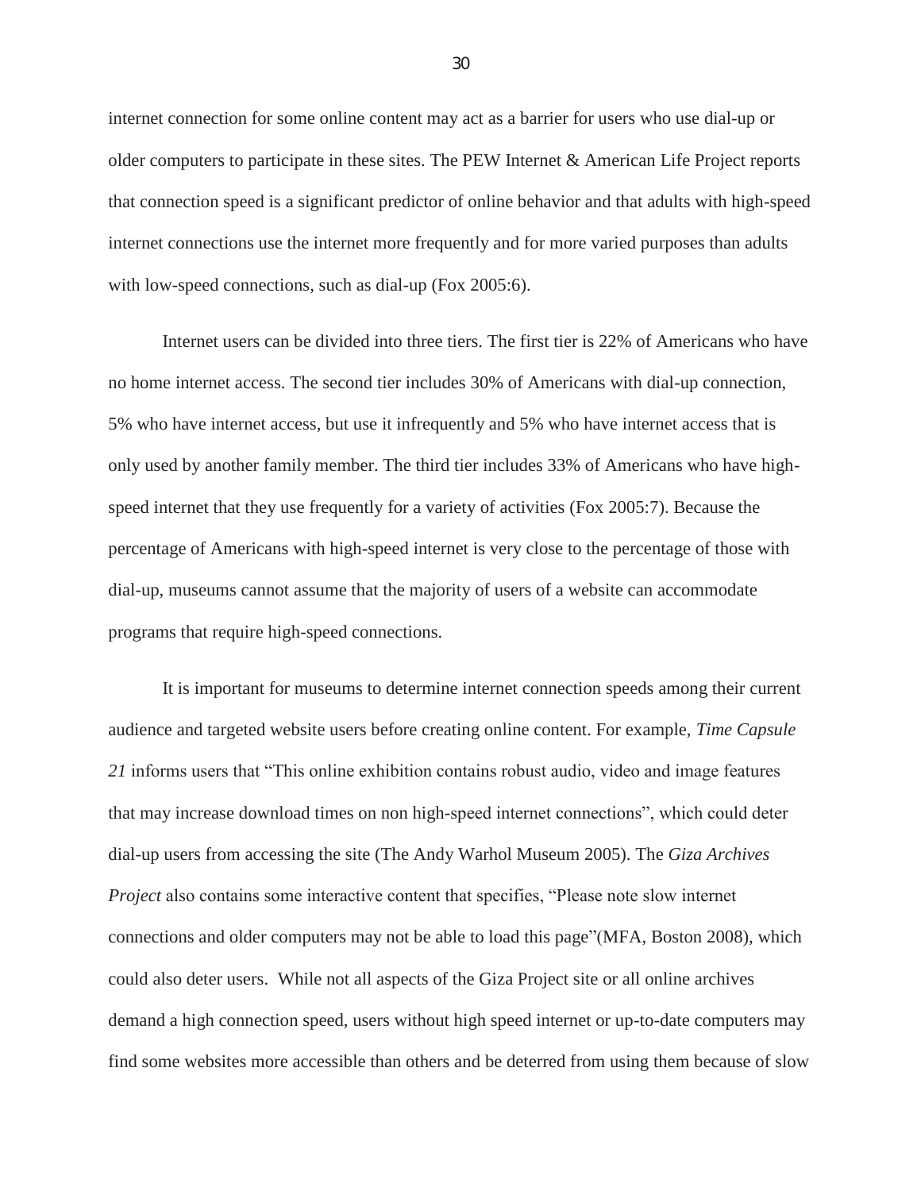internet connection for some online content may act as a barrier for users who use dial-up or older computers to participate in these sites. The PEW Internet & American Life Project reports that connection speed is a significant predictor of online behavior and that adults with high-speed internet connections use the internet more frequently and for more varied purposes than adults with low-speed connections, such as dial-up (Fox 2005:6).

Internet users can be divided into three tiers. The first tier is 22% of Americans who have no home internet access. The second tier includes 30% of Americans with dial-up connection, 5% who have internet access, but use it infrequently and 5% who have internet access that is only used by another family member. The third tier includes 33% of Americans who have high-speed internet that they use frequently for a variety of activities (Fox 2005:7). Because the percentage of Americans with high-speed internet is very close to the percentage of those with dial-up, museums cannot assume that the majority of users of a website can accommodate programs that require high-speed connections.

It is important for museums to determine internet connection speeds among their current audience and targeted website users before creating online content. For example, *Time Capsule 21* informs users that "This online exhibition contains robust audio, video and image features that may increase download times on non high-speed internet connections", which could deter dial-up users from accessing the site (The Andy Warhol Museum 2005). The *Giza Archives Project* also contains some interactive content that specifies, "Please note slow internet connections and older computers may not be able to load this page"(MFA, Boston 2008), which could also deter users. While not all aspects of the Giza Project site or all online archives demand a high connection speed, users without high speed internet or up-to-date computers may find some websites more accessible than others and be deterred from using them because of slow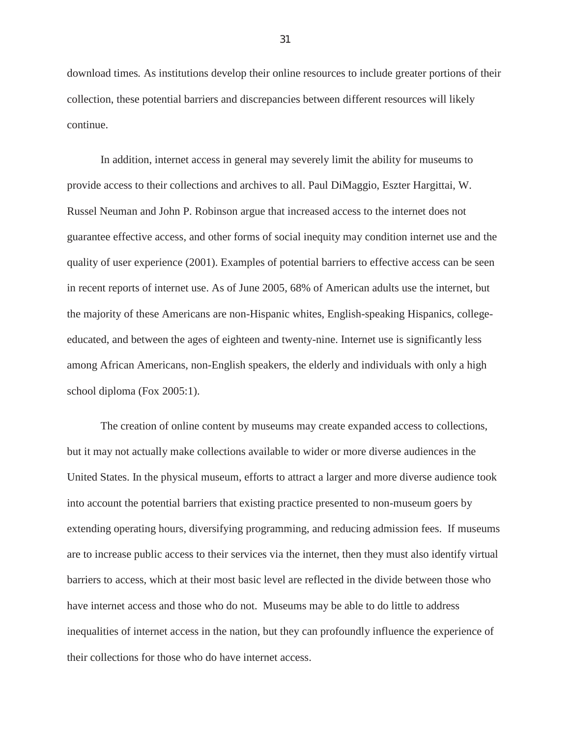download times. As institutions develop their online resources to include greater portions of their collection, these potential barriers and discrepancies between different resources will likely continue.

In addition, internet access in general may severely limit the ability for museums to provide access to their collections and archives to all. Paul DiMaggio, Eszter Hargittai, W. Russel Neuman and John P. Robinson argue that increased access to the internet does not guarantee effective access, and other forms of social inequity may condition internet use and the quality of user experience (2001). Examples of potential barriers to effective access can be seen in recent reports of internet use. As of June 2005, 68% of American adults use the internet, but the majority of these Americans are non-Hispanic whites, English-speaking Hispanics, college-educated, and between the ages of eighteen and twenty-nine. Internet use is significantly less among African Americans, non-English speakers, the elderly and individuals with only a high school diploma (Fox 2005:1).

The creation of online content by museums may create expanded access to collections, but it may not actually make collections available to wider or more diverse audiences in the United States. In the physical museum, efforts to attract a larger and more diverse audience took into account the potential barriers that existing practice presented to non-museum goers by extending operating hours, diversifying programming, and reducing admission fees. If museums are to increase public access to their services via the internet, then they must also identify virtual barriers to access, which at their most basic level are reflected in the divide between those who have internet access and those who do not. Museums may be able to do little to address inequalities of internet access in the nation, but they can profoundly influence the experience of their collections for those who do have internet access.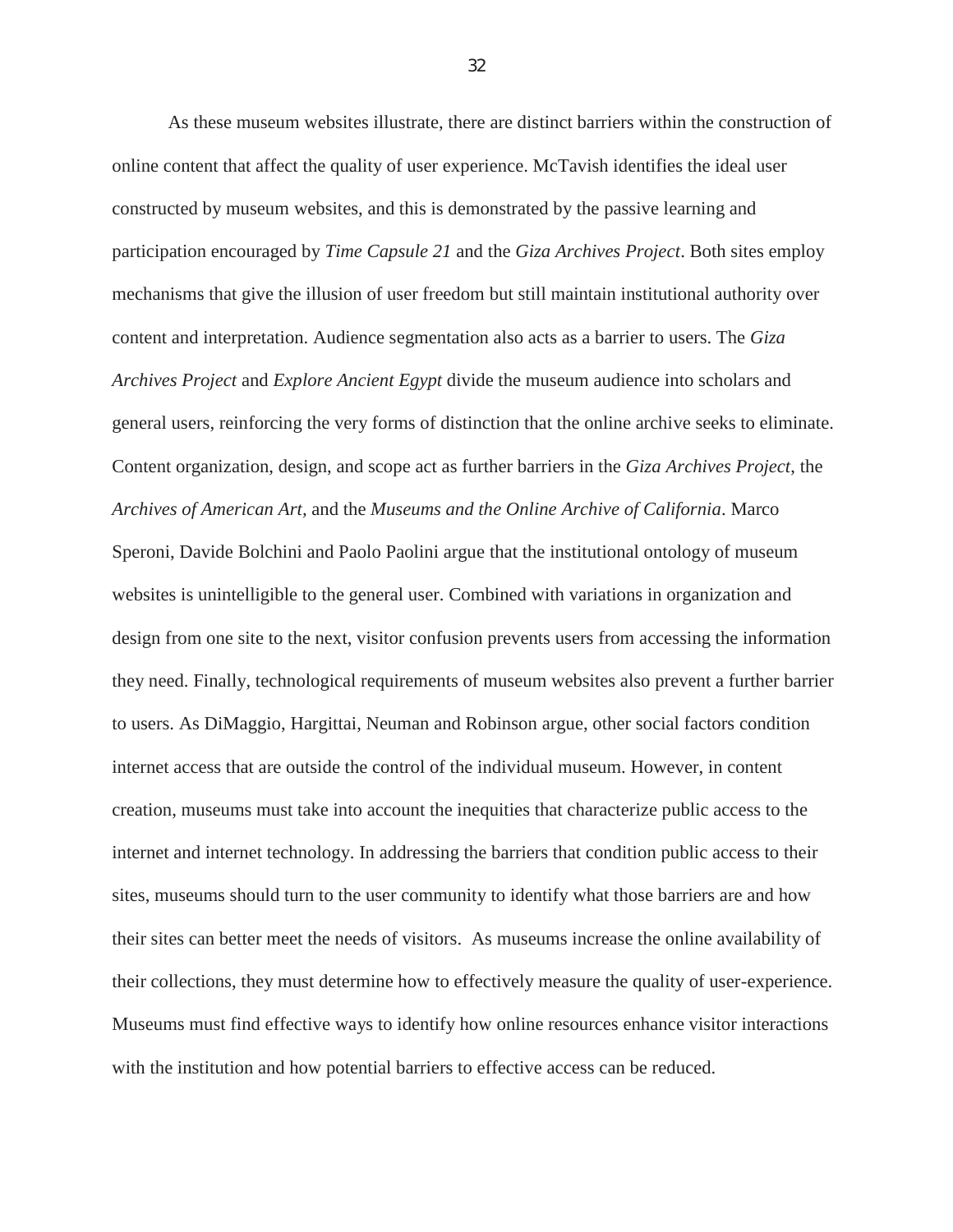As these museum websites illustrate, there are distinct barriers within the construction of online content that affect the quality of user experience. McTavish identifies the ideal user constructed by museum websites, and this is demonstrated by the passive learning and participation encouraged by *Time Capsule 21* and the *Giza Archives Project*. Both sites employ mechanisms that give the illusion of user freedom but still maintain institutional authority over content and interpretation. Audience segmentation also acts as a barrier to users. The *Giza Archives Project* and *Explore Ancient Egypt* divide the museum audience into scholars and general users, reinforcing the very forms of distinction that the online archive seeks to eliminate. Content organization, design, and scope act as further barriers in the *Giza Archives Project*, the *Archives of American Art,* and the *Museums and the Online Archive of California*. Marco Speroni, Davide Bolchini and Paolo Paolini argue that the institutional ontology of museum websites is unintelligible to the general user. Combined with variations in organization and design from one site to the next, visitor confusion prevents users from accessing the information they need. Finally, technological requirements of museum websites also prevent a further barrier to users. As DiMaggio, Hargittai, Neuman and Robinson argue, other social factors condition internet access that are outside the control of the individual museum. However, in content creation, museums must take into account the inequities that characterize public access to the internet and internet technology. In addressing the barriers that condition public access to their sites, museums should turn to the user community to identify what those barriers are and how their sites can better meet the needs of visitors. As museums increase the online availability of their collections, they must determine how to effectively measure the quality of user-experience. Museums must find effective ways to identify how online resources enhance visitor interactions with the institution and how potential barriers to effective access can be reduced.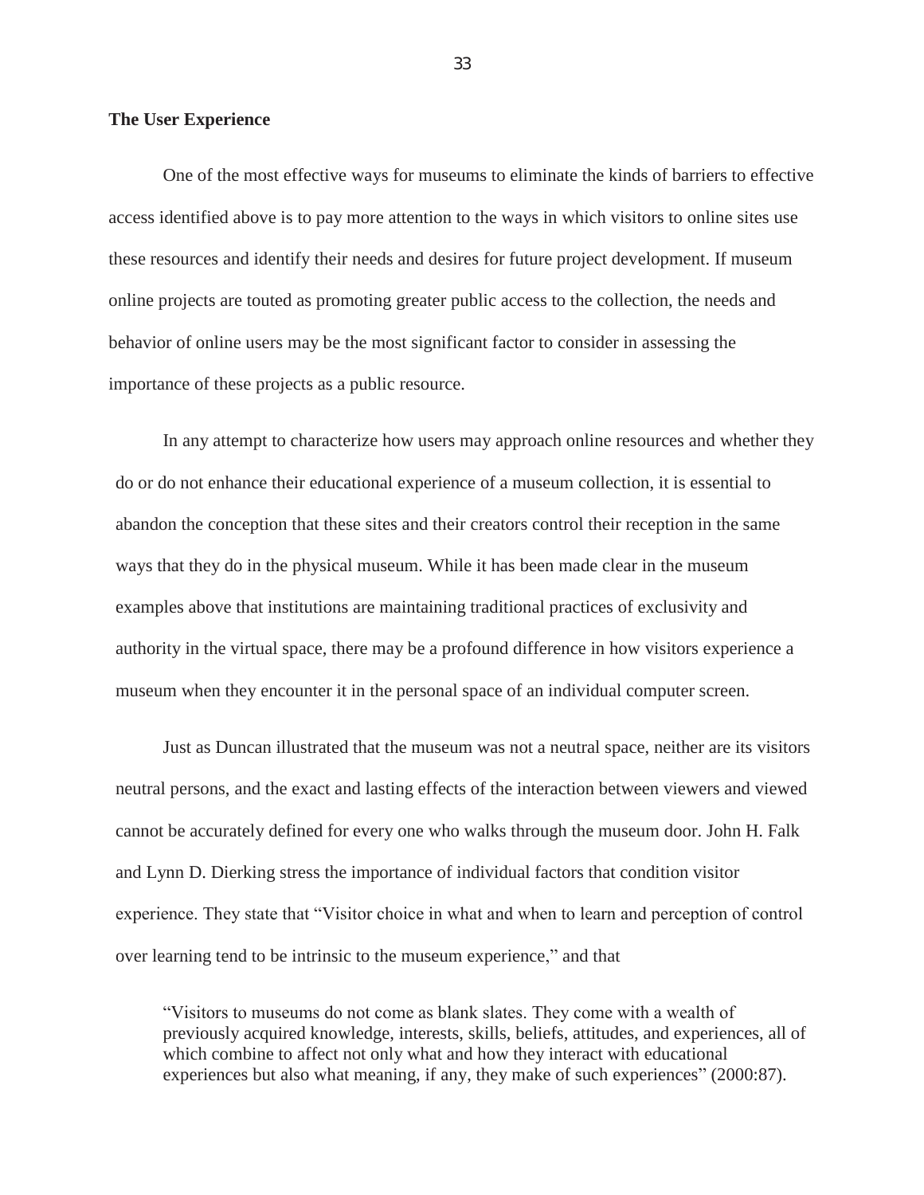**The User Experience**

One of the most effective ways for museums to eliminate the kinds of barriers to effective access identified above is to pay more attention to the ways in which visitors to online sites use these resources and identify their needs and desires for future project development. If museum online projects are touted as promoting greater public access to the collection, the needs and behavior of online users may be the most significant factor to consider in assessing the importance of these projects as a public resource.

In any attempt to characterize how users may approach online resources and whether they do or do not enhance their educational experience of a museum collection, it is essential to abandon the conception that these sites and their creators control their reception in the same ways that they do in the physical museum. While it has been made clear in the museum examples above that institutions are maintaining traditional practices of exclusivity and authority in the virtual space, there may be a profound difference in how visitors experience a museum when they encounter it in the personal space of an individual computer screen.

Just as Duncan illustrated that the museum was not a neutral space, neither are its visitors neutral persons, and the exact and lasting effects of the interaction between viewers and viewed cannot be accurately defined for every one who walks through the museum door. John H. Falk and Lynn D. Dierking stress the importance of individual factors that condition visitor experience. They state that "Visitor choice in what and when to learn and perception of control over learning tend to be intrinsic to the museum experience," and that

> "Visitors to museums do not come as blank slates. They come with a wealth of previously acquired knowledge, interests, skills, beliefs, attitudes, and experiences, all of which combine to affect not only what and how they interact with educational experiences but also what meaning, if any, they make of such experiences" (2000:87).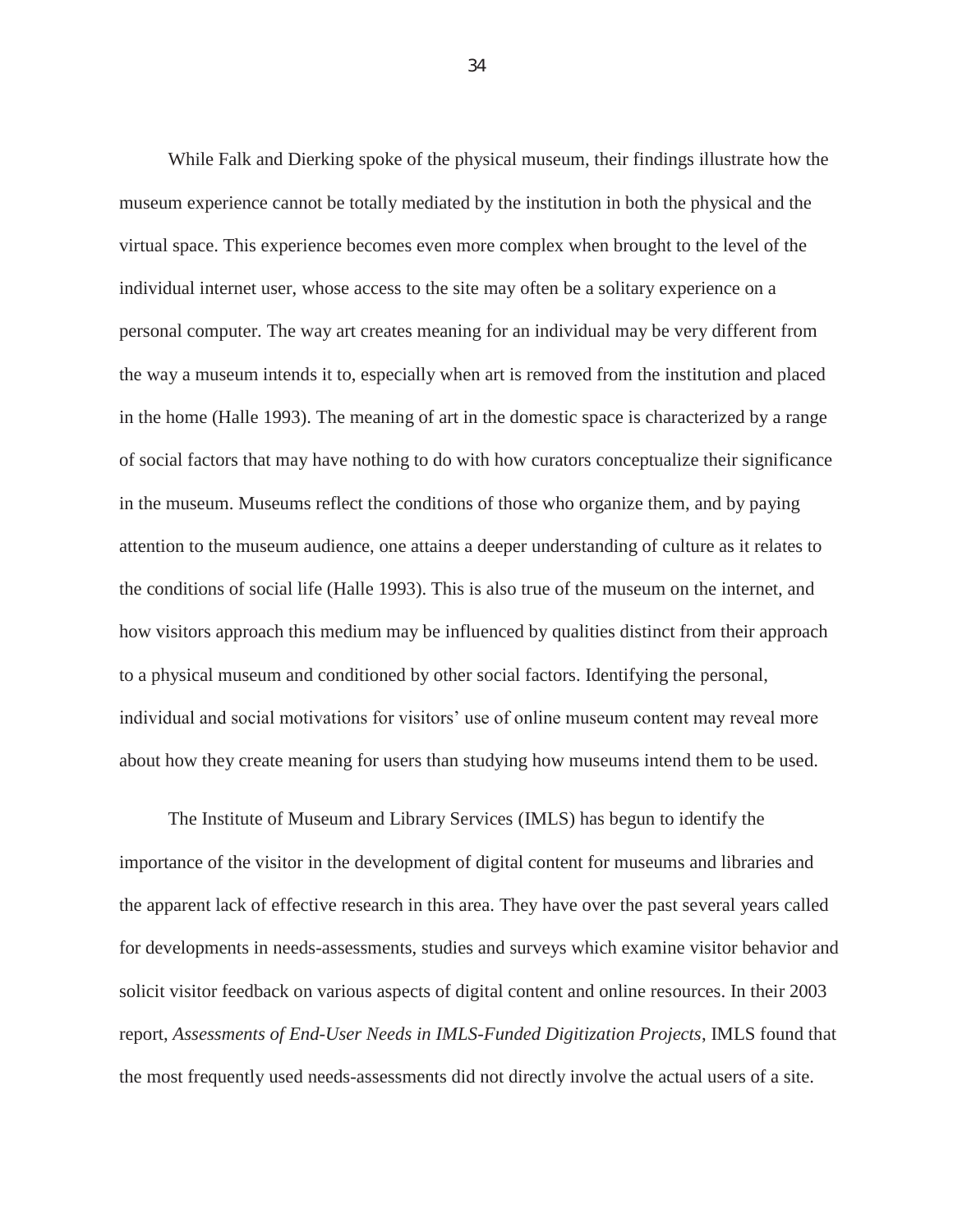While Falk and Dierking spoke of the physical museum, their findings illustrate how the museum experience cannot be totally mediated by the institution in both the physical and the virtual space. This experience becomes even more complex when brought to the level of the individual internet user, whose access to the site may often be a solitary experience on a personal computer. The way art creates meaning for an individual may be very different from the way a museum intends it to, especially when art is removed from the institution and placed in the home (Halle 1993). The meaning of art in the domestic space is characterized by a range of social factors that may have nothing to do with how curators conceptualize their significance in the museum. Museums reflect the conditions of those who organize them, and by paying attention to the museum audience, one attains a deeper understanding of culture as it relates to the conditions of social life (Halle 1993). This is also true of the museum on the internet, and how visitors approach this medium may be influenced by qualities distinct from their approach to a physical museum and conditioned by other social factors. Identifying the personal, individual and social motivations for visitors' use of online museum content may reveal more about how they create meaning for users than studying how museums intend them to be used.

The Institute of Museum and Library Services (IMLS) has begun to identify the importance of the visitor in the development of digital content for museums and libraries and the apparent lack of effective research in this area. They have over the past several years called for developments in needs-assessments, studies and surveys which examine visitor behavior and solicit visitor feedback on various aspects of digital content and online resources. In their 2003 report, *Assessments of End-User Needs in IMLS-Funded Digitization Projects*, IMLS found that the most frequently used needs-assessments did not directly involve the actual users of a site.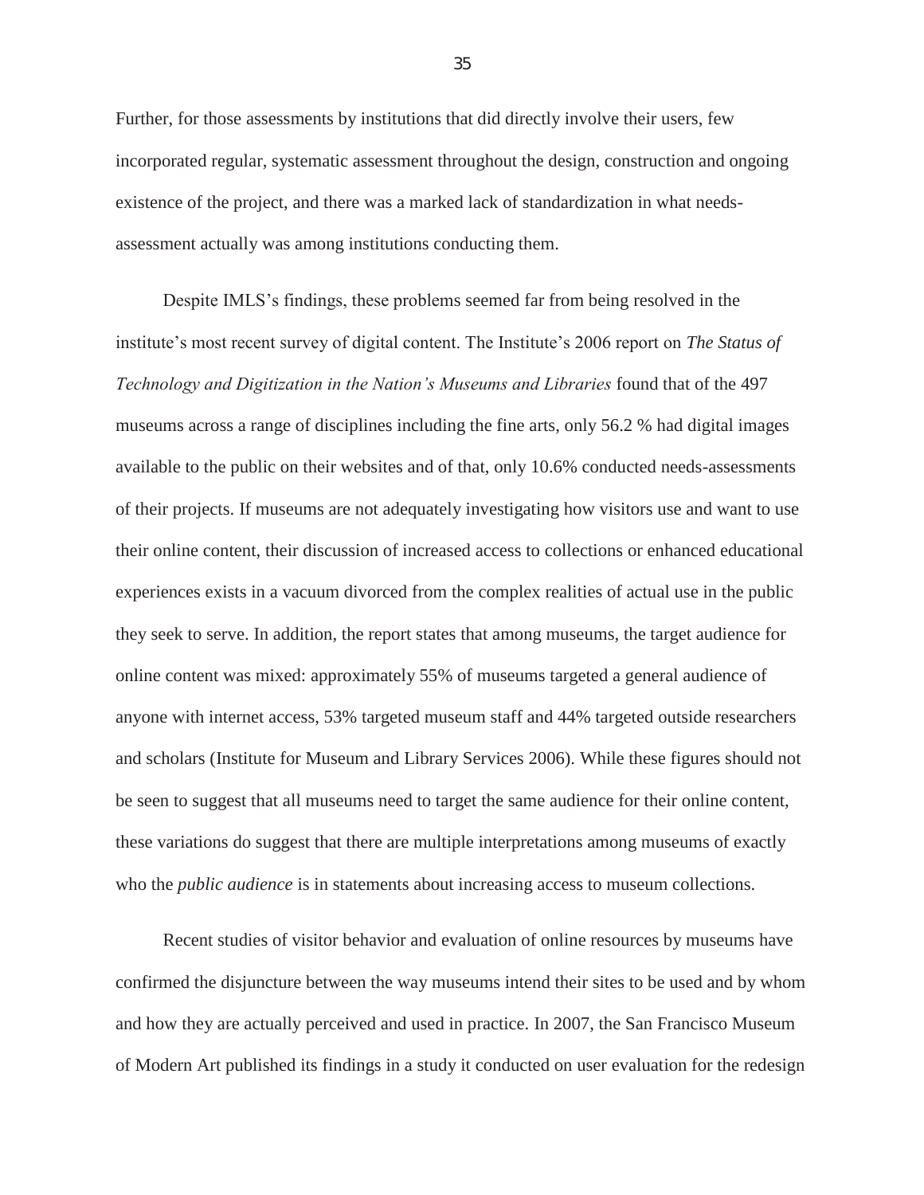Further, for those assessments by institutions that did directly involve their users, few incorporated regular, systematic assessment throughout the design, construction and ongoing existence of the project, and there was a marked lack of standardization in what needs-assessment actually was among institutions conducting them.

Despite IMLS's findings, these problems seemed far from being resolved in the institute's most recent survey of digital content. The Institute's 2006 report on *The Status of Technology and Digitization in the Nation's Museums and Libraries* found that of the 497 museums across a range of disciplines including the fine arts, only 56.2 % had digital images available to the public on their websites and of that, only 10.6% conducted needs-assessments of their projects. If museums are not adequately investigating how visitors use and want to use their online content, their discussion of increased access to collections or enhanced educational experiences exists in a vacuum divorced from the complex realities of actual use in the public they seek to serve. In addition, the report states that among museums, the target audience for online content was mixed: approximately 55% of museums targeted a general audience of anyone with internet access, 53% targeted museum staff and 44% targeted outside researchers and scholars (Institute for Museum and Library Services 2006). While these figures should not be seen to suggest that all museums need to target the same audience for their online content, these variations do suggest that there are multiple interpretations among museums of exactly who the *public audience* is in statements about increasing access to museum collections.

Recent studies of visitor behavior and evaluation of online resources by museums have confirmed the disjuncture between the way museums intend their sites to be used and by whom and how they are actually perceived and used in practice. In 2007, the San Francisco Museum of Modern Art published its findings in a study it conducted on user evaluation for the redesign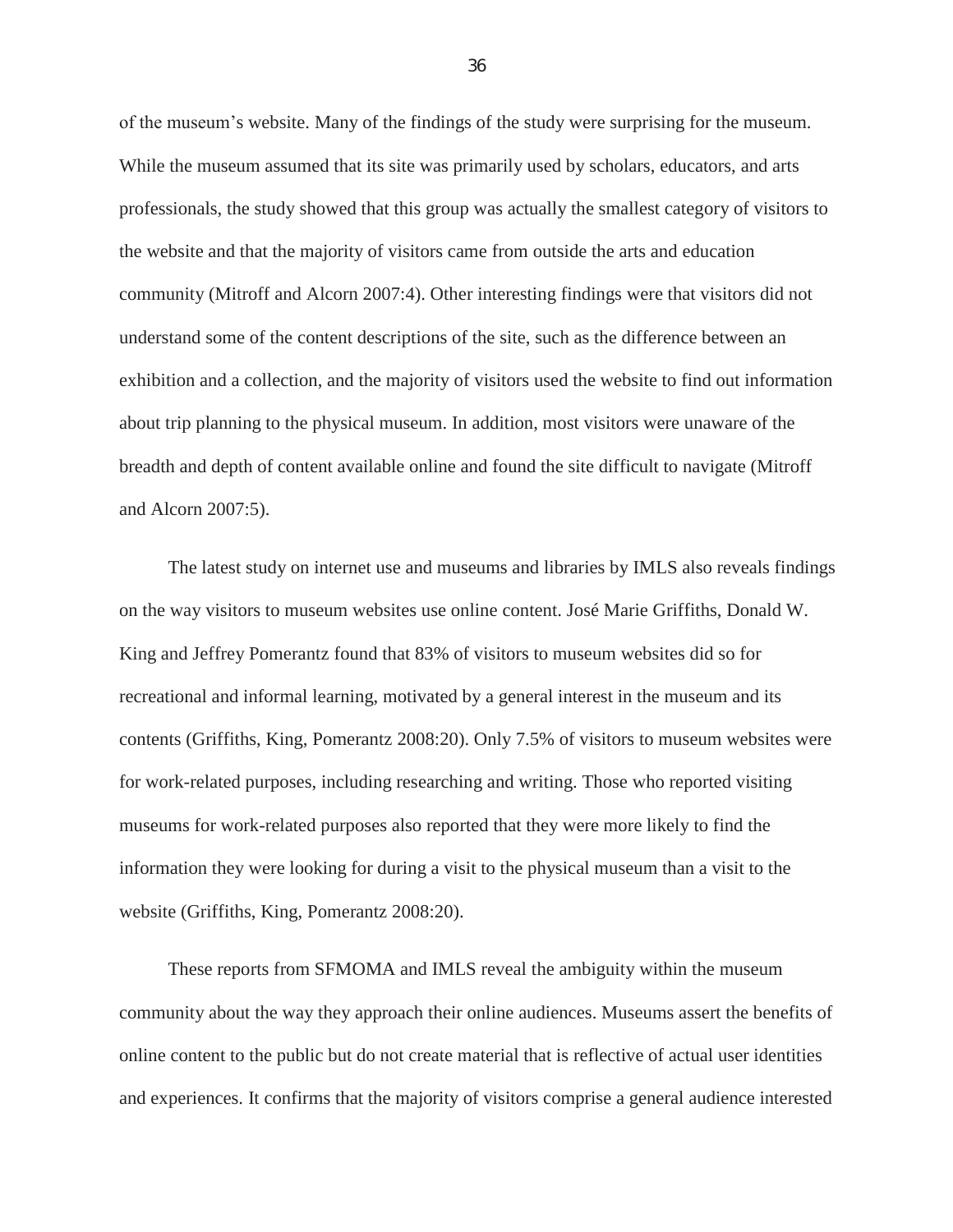of the museum's website. Many of the findings of the study were surprising for the museum. While the museum assumed that its site was primarily used by scholars, educators, and arts professionals, the study showed that this group was actually the smallest category of visitors to the website and that the majority of visitors came from outside the arts and education community (Mitroff and Alcorn 2007:4). Other interesting findings were that visitors did not understand some of the content descriptions of the site, such as the difference between an exhibition and a collection, and the majority of visitors used the website to find out information about trip planning to the physical museum. In addition, most visitors were unaware of the breadth and depth of content available online and found the site difficult to navigate (Mitroff and Alcorn 2007:5).

The latest study on internet use and museums and libraries by IMLS also reveals findings on the way visitors to museum websites use online content. José Marie Griffiths, Donald W. King and Jeffrey Pomerantz found that 83% of visitors to museum websites did so for recreational and informal learning, motivated by a general interest in the museum and its contents (Griffiths, King, Pomerantz 2008:20). Only 7.5% of visitors to museum websites were for work-related purposes, including researching and writing. Those who reported visiting museums for work-related purposes also reported that they were more likely to find the information they were looking for during a visit to the physical museum than a visit to the website (Griffiths, King, Pomerantz 2008:20).

These reports from SFMOMA and IMLS reveal the ambiguity within the museum community about the way they approach their online audiences. Museums assert the benefits of online content to the public but do not create material that is reflective of actual user identities and experiences. It confirms that the majority of visitors comprise a general audience interested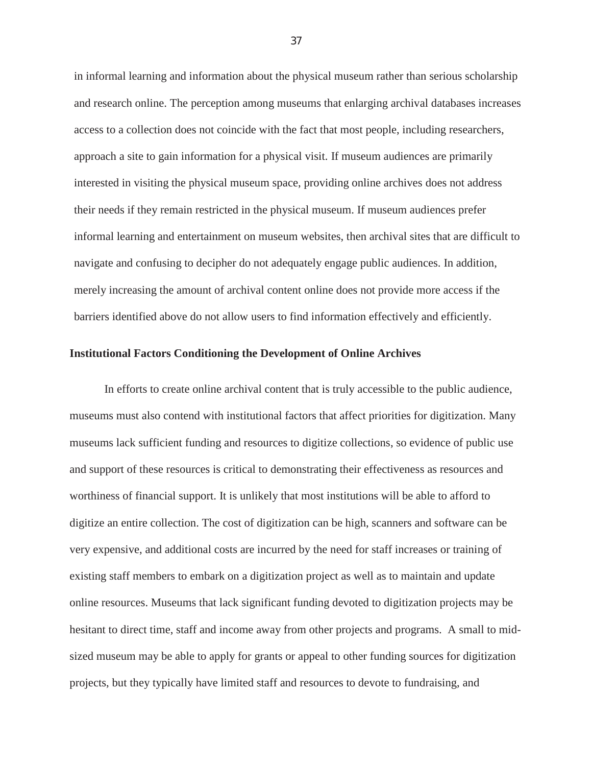in informal learning and information about the physical museum rather than serious scholarship and research online. The perception among museums that enlarging archival databases increases access to a collection does not coincide with the fact that most people, including researchers, approach a site to gain information for a physical visit. If museum audiences are primarily interested in visiting the physical museum space, providing online archives does not address their needs if they remain restricted in the physical museum. If museum audiences prefer informal learning and entertainment on museum websites, then archival sites that are difficult to navigate and confusing to decipher do not adequately engage public audiences. In addition, merely increasing the amount of archival content online does not provide more access if the barriers identified above do not allow users to find information effectively and efficiently.

**Institutional Factors Conditioning the Development of Online Archives**

In efforts to create online archival content that is truly accessible to the public audience, museums must also contend with institutional factors that affect priorities for digitization. Many museums lack sufficient funding and resources to digitize collections, so evidence of public use and support of these resources is critical to demonstrating their effectiveness as resources and worthiness of financial support. It is unlikely that most institutions will be able to afford to digitize an entire collection. The cost of digitization can be high, scanners and software can be very expensive, and additional costs are incurred by the need for staff increases or training of existing staff members to embark on a digitization project as well as to maintain and update online resources. Museums that lack significant funding devoted to digitization projects may be hesitant to direct time, staff and income away from other projects and programs. A small to mid-sized museum may be able to apply for grants or appeal to other funding sources for digitization projects, but they typically have limited staff and resources to devote to fundraising, and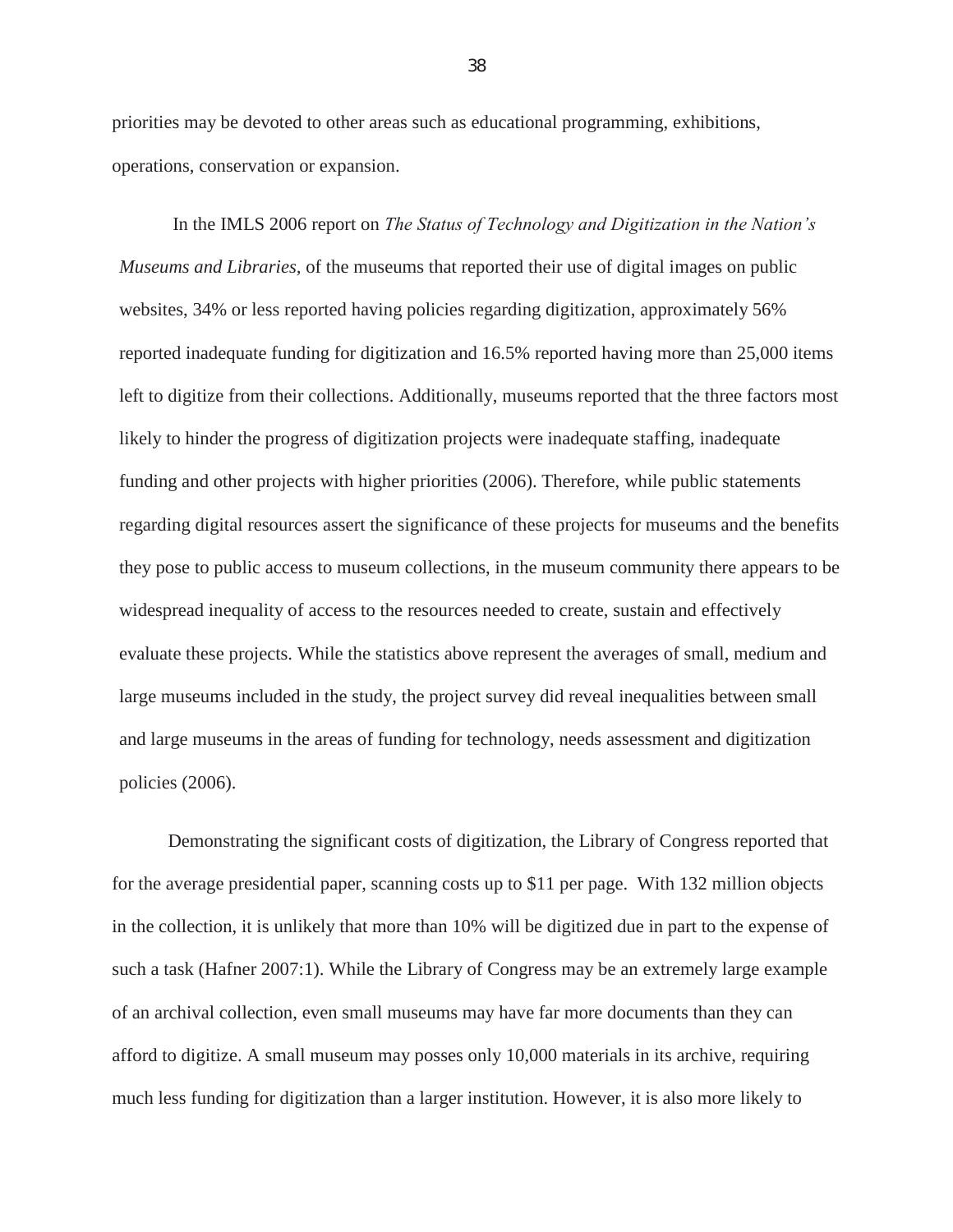priorities may be devoted to other areas such as educational programming, exhibitions, operations, conservation or expansion.

In the IMLS 2006 report on *The Status of Technology and Digitization in the Nation's Museums and Libraries*, of the museums that reported their use of digital images on public websites, 34% or less reported having policies regarding digitization, approximately 56% reported inadequate funding for digitization and 16.5% reported having more than 25,000 items left to digitize from their collections. Additionally, museums reported that the three factors most likely to hinder the progress of digitization projects were inadequate staffing, inadequate funding and other projects with higher priorities (2006). Therefore, while public statements regarding digital resources assert the significance of these projects for museums and the benefits they pose to public access to museum collections, in the museum community there appears to be widespread inequality of access to the resources needed to create, sustain and effectively evaluate these projects. While the statistics above represent the averages of small, medium and large museums included in the study, the project survey did reveal inequalities between small and large museums in the areas of funding for technology, needs assessment and digitization policies (2006).

Demonstrating the significant costs of digitization, the Library of Congress reported that for the average presidential paper, scanning costs up to $11 per page. With 132 million objects in the collection, it is unlikely that more than 10% will be digitized due in part to the expense of such a task (Hafner 2007:1). While the Library of Congress may be an extremely large example of an archival collection, even small museums may have far more documents than they can afford to digitize. A small museum may posses only 10,000 materials in its archive, requiring much less funding for digitization than a larger institution. However, it is also more likely to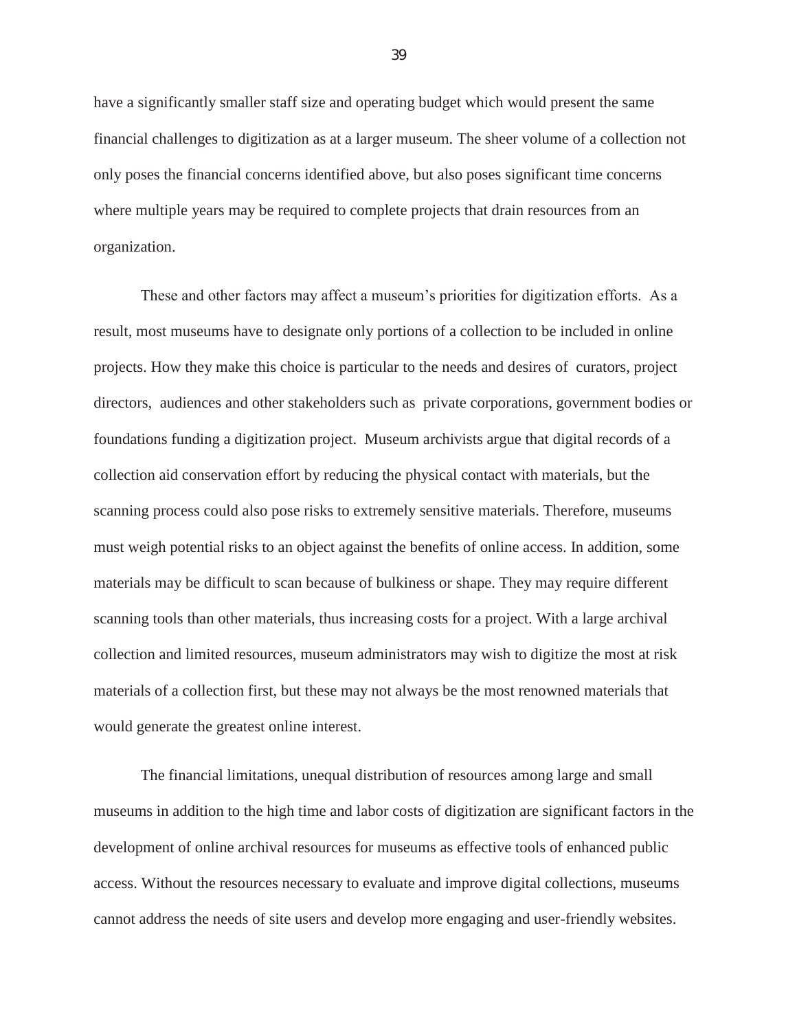have a significantly smaller staff size and operating budget which would present the same financial challenges to digitization as at a larger museum. The sheer volume of a collection not only poses the financial concerns identified above, but also poses significant time concerns where multiple years may be required to complete projects that drain resources from an organization.

These and other factors may affect a museum's priorities for digitization efforts. As a result, most museums have to designate only portions of a collection to be included in online projects. How they make this choice is particular to the needs and desires of curators, project directors, audiences and other stakeholders such as private corporations, government bodies or foundations funding a digitization project. Museum archivists argue that digital records of a collection aid conservation effort by reducing the physical contact with materials, but the scanning process could also pose risks to extremely sensitive materials. Therefore, museums must weigh potential risks to an object against the benefits of online access. In addition, some materials may be difficult to scan because of bulkiness or shape. They may require different scanning tools than other materials, thus increasing costs for a project. With a large archival collection and limited resources, museum administrators may wish to digitize the most at risk materials of a collection first, but these may not always be the most renowned materials that would generate the greatest online interest.

The financial limitations, unequal distribution of resources among large and small museums in addition to the high time and labor costs of digitization are significant factors in the development of online archival resources for museums as effective tools of enhanced public access. Without the resources necessary to evaluate and improve digital collections, museums cannot address the needs of site users and develop more engaging and user-friendly websites.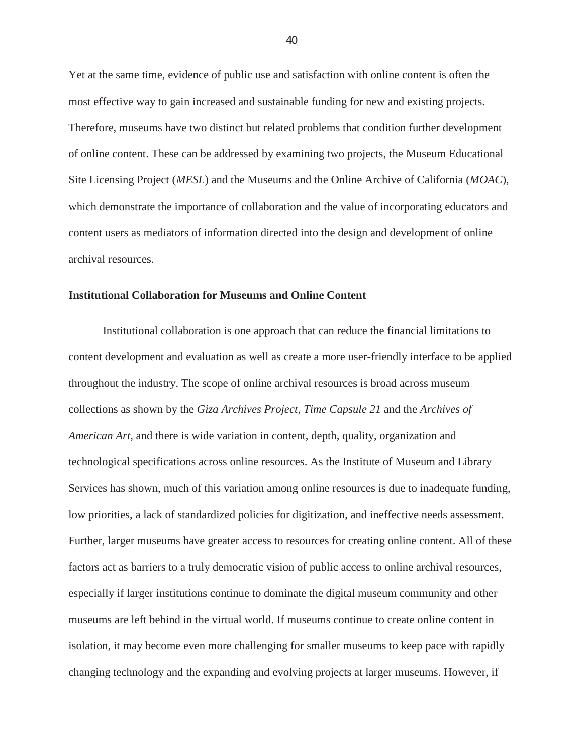Yet at the same time, evidence of public use and satisfaction with online content is often the most effective way to gain increased and sustainable funding for new and existing projects. Therefore, museums have two distinct but related problems that condition further development of online content. These can be addressed by examining two projects, the Museum Educational Site Licensing Project (*MESL*) and the Museums and the Online Archive of California (*MOAC*), which demonstrate the importance of collaboration and the value of incorporating educators and content users as mediators of information directed into the design and development of online archival resources.

## Institutional Collaboration for Museums and Online Content

Institutional collaboration is one approach that can reduce the financial limitations to content development and evaluation as well as create a more user-friendly interface to be applied throughout the industry. The scope of online archival resources is broad across museum collections as shown by the *Giza Archives Project*, *Time Capsule 21* and the *Archives of American Art*, and there is wide variation in content, depth, quality, organization and technological specifications across online resources. As the Institute of Museum and Library Services has shown, much of this variation among online resources is due to inadequate funding, low priorities, a lack of standardized policies for digitization, and ineffective needs assessment. Further, larger museums have greater access to resources for creating online content. All of these factors act as barriers to a truly democratic vision of public access to online archival resources, especially if larger institutions continue to dominate the digital museum community and other museums are left behind in the virtual world. If museums continue to create online content in isolation, it may become even more challenging for smaller museums to keep pace with rapidly changing technology and the expanding and evolving projects at larger museums. However, if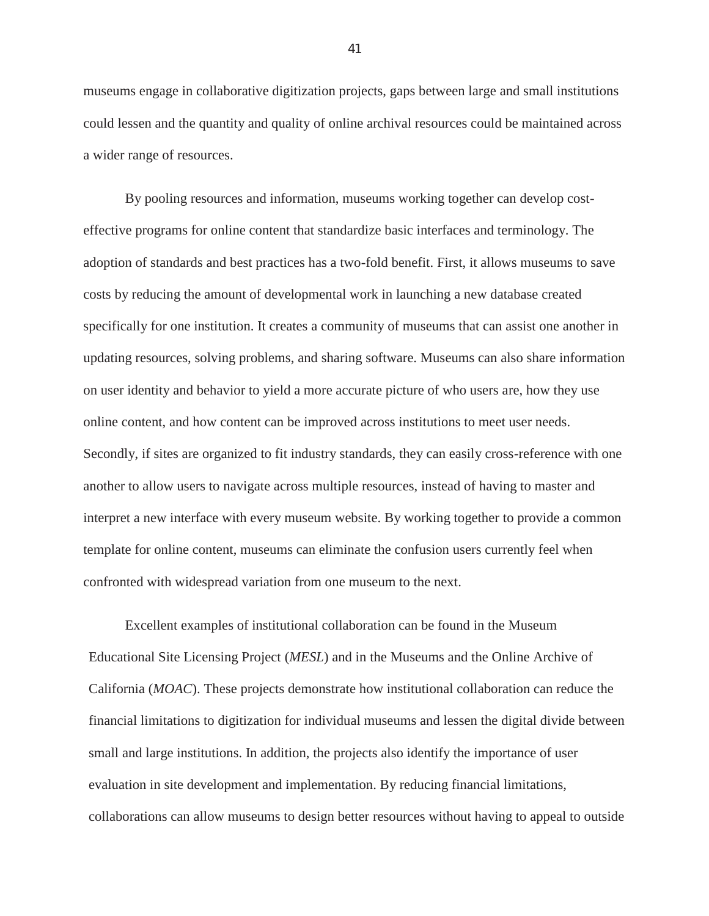museums engage in collaborative digitization projects, gaps between large and small institutions could lessen and the quantity and quality of online archival resources could be maintained across a wider range of resources.

By pooling resources and information, museums working together can develop cost-effective programs for online content that standardize basic interfaces and terminology. The adoption of standards and best practices has a two-fold benefit. First, it allows museums to save costs by reducing the amount of developmental work in launching a new database created specifically for one institution. It creates a community of museums that can assist one another in updating resources, solving problems, and sharing software. Museums can also share information on user identity and behavior to yield a more accurate picture of who users are, how they use online content, and how content can be improved across institutions to meet user needs. Secondly, if sites are organized to fit industry standards, they can easily cross-reference with one another to allow users to navigate across multiple resources, instead of having to master and interpret a new interface with every museum website. By working together to provide a common template for online content, museums can eliminate the confusion users currently feel when confronted with widespread variation from one museum to the next.

Excellent examples of institutional collaboration can be found in the Museum Educational Site Licensing Project (*MESL*) and in the Museums and the Online Archive of California (*MOAC*). These projects demonstrate how institutional collaboration can reduce the financial limitations to digitization for individual museums and lessen the digital divide between small and large institutions. In addition, the projects also identify the importance of user evaluation in site development and implementation. By reducing financial limitations, collaborations can allow museums to design better resources without having to appeal to outside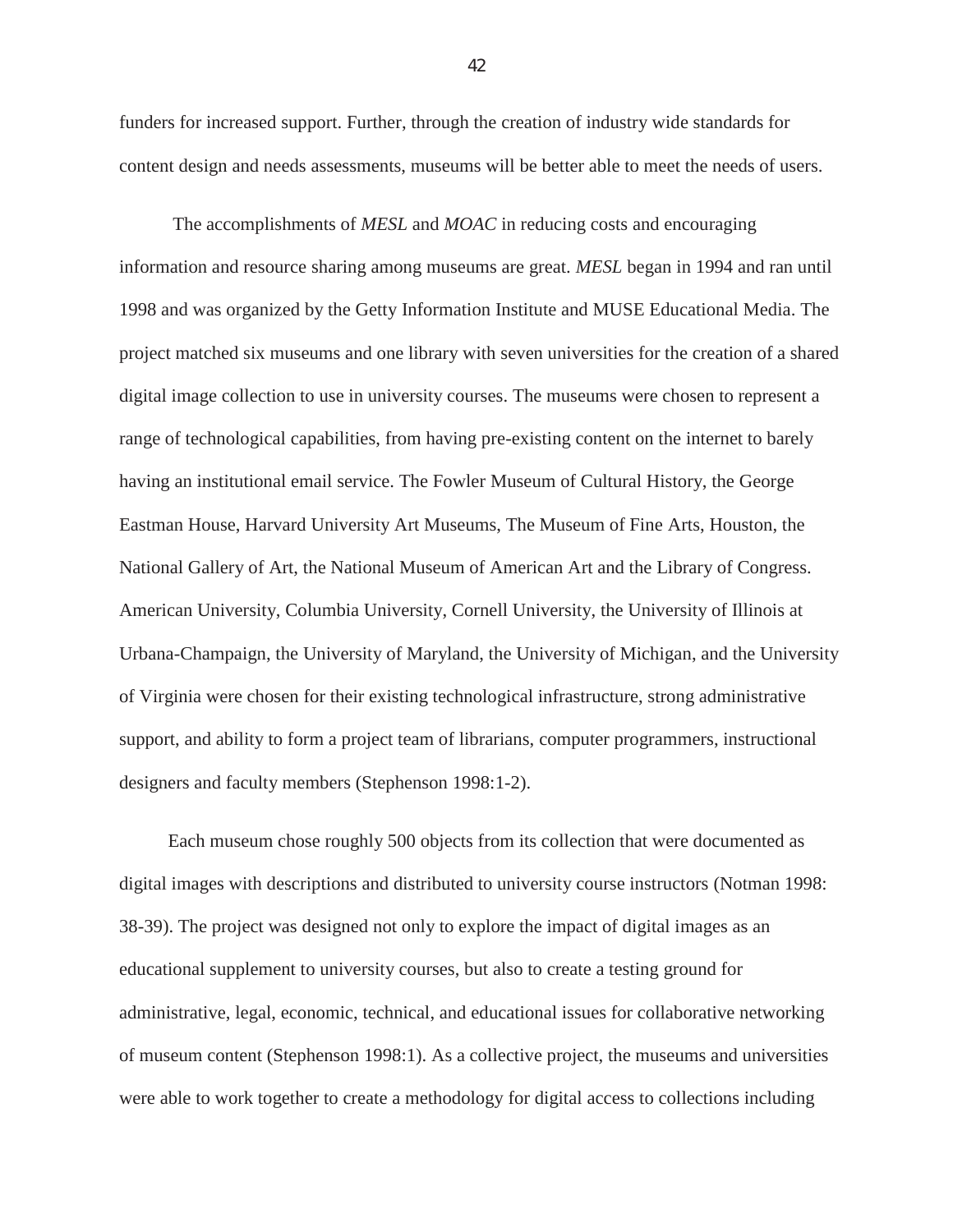funders for increased support. Further, through the creation of industry wide standards for content design and needs assessments, museums will be better able to meet the needs of users.

The accomplishments of *MESL* and *MOAC* in reducing costs and encouraging information and resource sharing among museums are great. *MESL* began in 1994 and ran until 1998 and was organized by the Getty Information Institute and MUSE Educational Media. The project matched six museums and one library with seven universities for the creation of a shared digital image collection to use in university courses. The museums were chosen to represent a range of technological capabilities, from having pre-existing content on the internet to barely having an institutional email service. The Fowler Museum of Cultural History, the George Eastman House, Harvard University Art Museums, The Museum of Fine Arts, Houston, the National Gallery of Art, the National Museum of American Art and the Library of Congress. American University, Columbia University, Cornell University, the University of Illinois at Urbana-Champaign, the University of Maryland, the University of Michigan, and the University of Virginia were chosen for their existing technological infrastructure, strong administrative support, and ability to form a project team of librarians, computer programmers, instructional designers and faculty members (Stephenson 1998:1-2).

Each museum chose roughly 500 objects from its collection that were documented as digital images with descriptions and distributed to university course instructors (Notman 1998: 38-39). The project was designed not only to explore the impact of digital images as an educational supplement to university courses, but also to create a testing ground for administrative, legal, economic, technical, and educational issues for collaborative networking of museum content (Stephenson 1998:1). As a collective project, the museums and universities were able to work together to create a methodology for digital access to collections including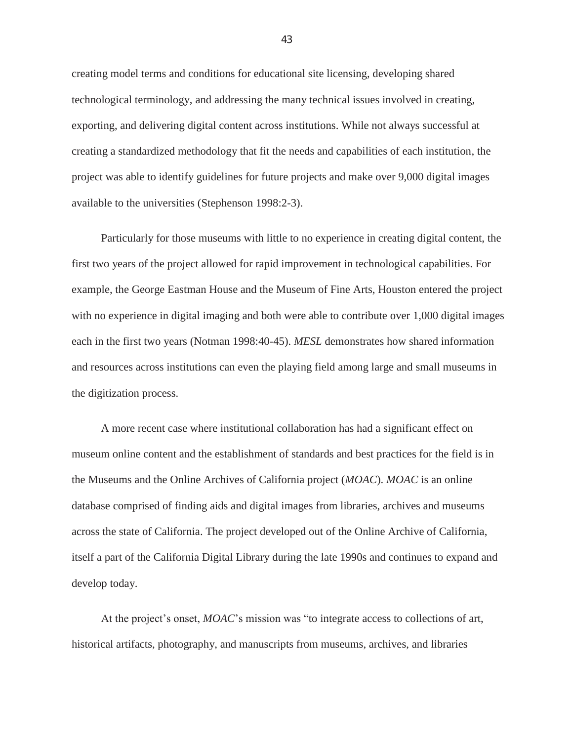creating model terms and conditions for educational site licensing, developing shared technological terminology, and addressing the many technical issues involved in creating, exporting, and delivering digital content across institutions. While not always successful at creating a standardized methodology that fit the needs and capabilities of each institution, the project was able to identify guidelines for future projects and make over 9,000 digital images available to the universities (Stephenson 1998:2-3).

Particularly for those museums with little to no experience in creating digital content, the first two years of the project allowed for rapid improvement in technological capabilities. For example, the George Eastman House and the Museum of Fine Arts, Houston entered the project with no experience in digital imaging and both were able to contribute over 1,000 digital images each in the first two years (Notman 1998:40-45). *MESL* demonstrates how shared information and resources across institutions can even the playing field among large and small museums in the digitization process.

A more recent case where institutional collaboration has had a significant effect on museum online content and the establishment of standards and best practices for the field is in the Museums and the Online Archives of California project (*MOAC*). *MOAC* is an online database comprised of finding aids and digital images from libraries, archives and museums across the state of California. The project developed out of the Online Archive of California, itself a part of the California Digital Library during the late 1990s and continues to expand and develop today.

At the project's onset, *MOAC*'s mission was "to integrate access to collections of art, historical artifacts, photography, and manuscripts from museums, archives, and libraries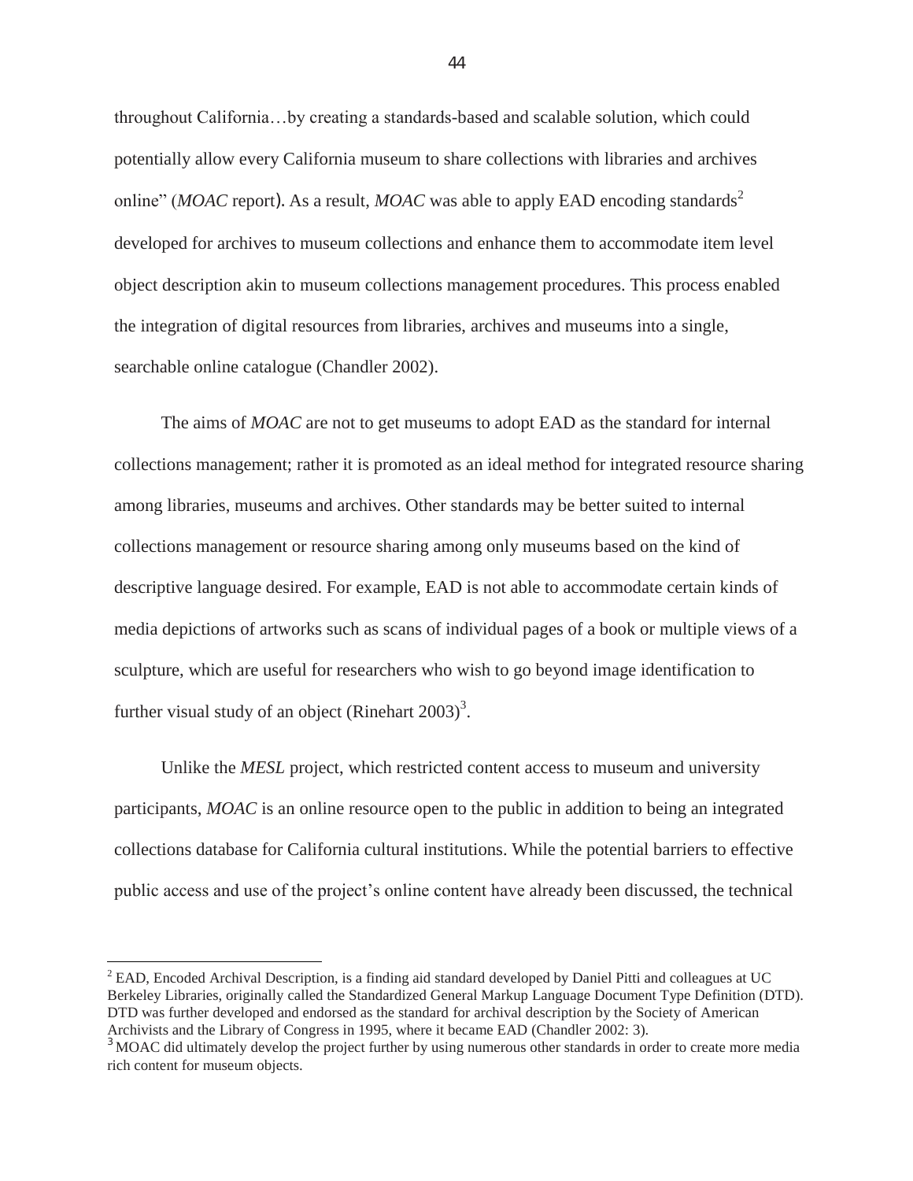throughout California…by creating a standards-based and scalable solution, which could potentially allow every California museum to share collections with libraries and archives online" (*MOAC* report). As a result, *MOAC* was able to apply EAD encoding standards[2] developed for archives to museum collections and enhance them to accommodate item level object description akin to museum collections management procedures. This process enabled the integration of digital resources from libraries, archives and museums into a single, searchable online catalogue (Chandler 2002).

The aims of *MOAC* are not to get museums to adopt EAD as the standard for internal collections management; rather it is promoted as an ideal method for integrated resource sharing among libraries, museums and archives. Other standards may be better suited to internal collections management or resource sharing among only museums based on the kind of descriptive language desired. For example, EAD is not able to accommodate certain kinds of media depictions of artworks such as scans of individual pages of a book or multiple views of a sculpture, which are useful for researchers who wish to go beyond image identification to further visual study of an object (Rinehart 2003)[3].

Unlike the *MESL* project, which restricted content access to museum and university participants, *MOAC* is an online resource open to the public in addition to being an integrated collections database for California cultural institutions. While the potential barriers to effective public access and use of the project's online content have already been discussed, the technical

---

[2] EAD, Encoded Archival Description, is a finding aid standard developed by Daniel Pitti and colleagues at UC Berkeley Libraries, originally called the Standardized General Markup Language Document Type Definition (DTD). DTD was further developed and endorsed as the standard for archival description by the Society of American Archivists and the Library of Congress in 1995, where it became EAD (Chandler 2002: 3).

[3] MOAC did ultimately develop the project further by using numerous other standards in order to create more media rich content for museum objects.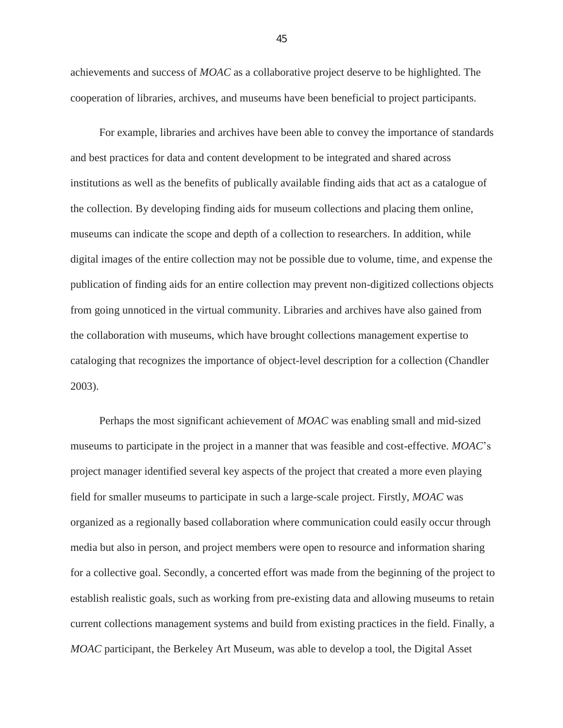achievements and success of *MOAC* as a collaborative project deserve to be highlighted. The cooperation of libraries, archives, and museums have been beneficial to project participants.

For example, libraries and archives have been able to convey the importance of standards and best practices for data and content development to be integrated and shared across institutions as well as the benefits of publically available finding aids that act as a catalogue of the collection. By developing finding aids for museum collections and placing them online, museums can indicate the scope and depth of a collection to researchers. In addition, while digital images of the entire collection may not be possible due to volume, time, and expense the publication of finding aids for an entire collection may prevent non-digitized collections objects from going unnoticed in the virtual community. Libraries and archives have also gained from the collaboration with museums, which have brought collections management expertise to cataloging that recognizes the importance of object-level description for a collection (Chandler 2003).

Perhaps the most significant achievement of *MOAC* was enabling small and mid-sized museums to participate in the project in a manner that was feasible and cost-effective. *MOAC*'s project manager identified several key aspects of the project that created a more even playing field for smaller museums to participate in such a large-scale project. Firstly, *MOAC* was organized as a regionally based collaboration where communication could easily occur through media but also in person, and project members were open to resource and information sharing for a collective goal. Secondly, a concerted effort was made from the beginning of the project to establish realistic goals, such as working from pre-existing data and allowing museums to retain current collections management systems and build from existing practices in the field. Finally, a *MOAC* participant, the Berkeley Art Museum, was able to develop a tool, the Digital Asset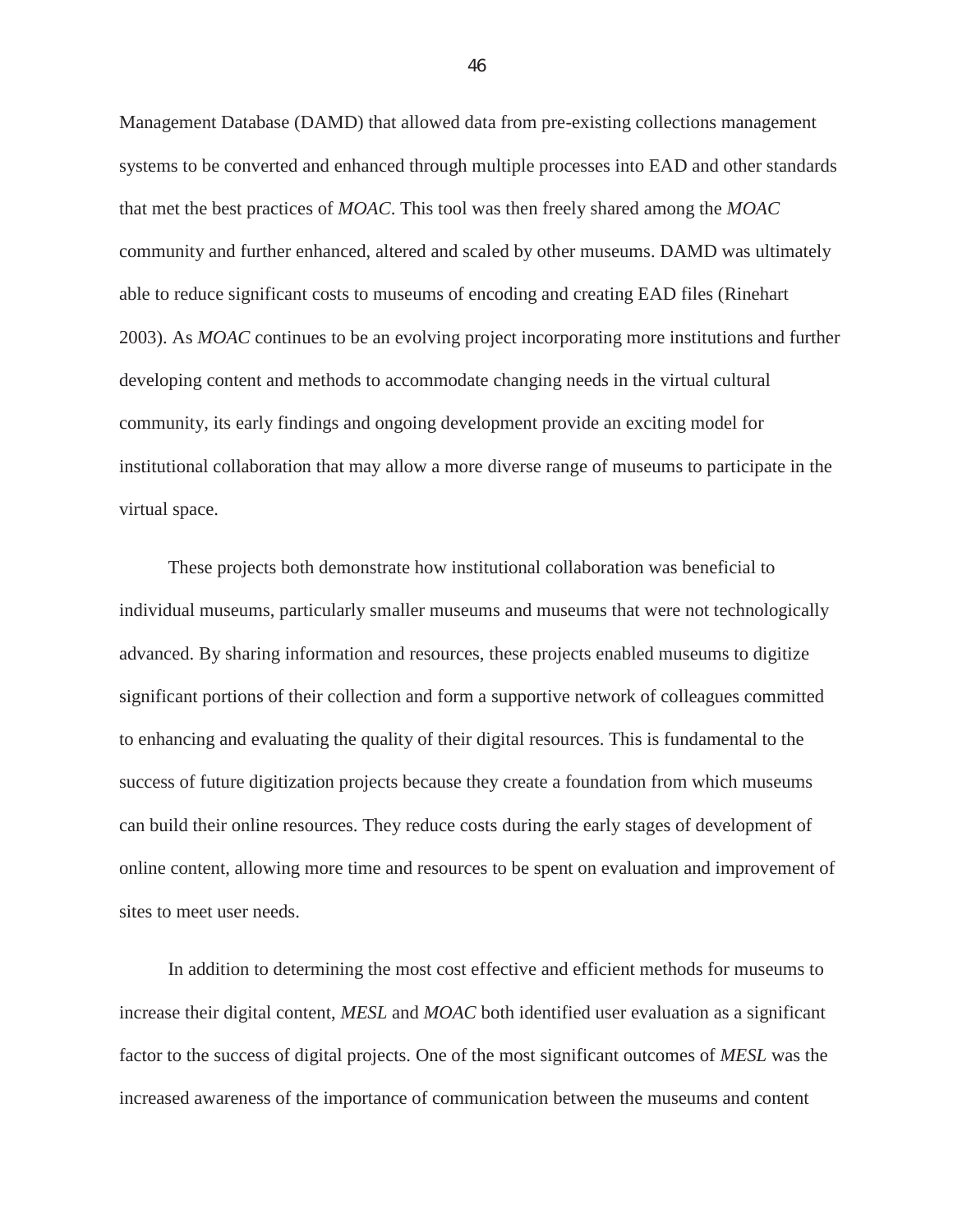Management Database (DAMD) that allowed data from pre-existing collections management systems to be converted and enhanced through multiple processes into EAD and other standards that met the best practices of *MOAC*. This tool was then freely shared among the *MOAC* community and further enhanced, altered and scaled by other museums. DAMD was ultimately able to reduce significant costs to museums of encoding and creating EAD files (Rinehart 2003). As *MOAC* continues to be an evolving project incorporating more institutions and further developing content and methods to accommodate changing needs in the virtual cultural community, its early findings and ongoing development provide an exciting model for institutional collaboration that may allow a more diverse range of museums to participate in the virtual space.

These projects both demonstrate how institutional collaboration was beneficial to individual museums, particularly smaller museums and museums that were not technologically advanced. By sharing information and resources, these projects enabled museums to digitize significant portions of their collection and form a supportive network of colleagues committed to enhancing and evaluating the quality of their digital resources. This is fundamental to the success of future digitization projects because they create a foundation from which museums can build their online resources. They reduce costs during the early stages of development of online content, allowing more time and resources to be spent on evaluation and improvement of sites to meet user needs.

In addition to determining the most cost effective and efficient methods for museums to increase their digital content, *MESL* and *MOAC* both identified user evaluation as a significant factor to the success of digital projects. One of the most significant outcomes of *MESL* was the increased awareness of the importance of communication between the museums and content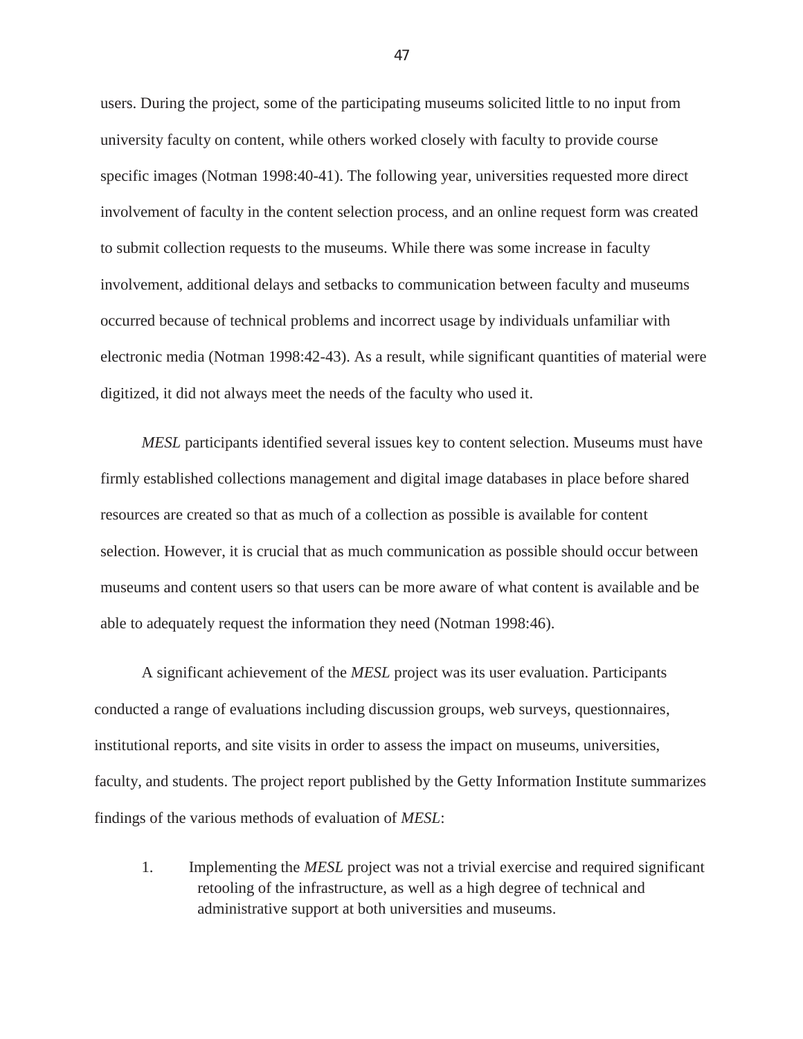users. During the project, some of the participating museums solicited little to no input from university faculty on content, while others worked closely with faculty to provide course specific images (Notman 1998:40-41). The following year, universities requested more direct involvement of faculty in the content selection process, and an online request form was created to submit collection requests to the museums. While there was some increase in faculty involvement, additional delays and setbacks to communication between faculty and museums occurred because of technical problems and incorrect usage by individuals unfamiliar with electronic media (Notman 1998:42-43). As a result, while significant quantities of material were digitized, it did not always meet the needs of the faculty who used it.

*MESL* participants identified several issues key to content selection. Museums must have firmly established collections management and digital image databases in place before shared resources are created so that as much of a collection as possible is available for content selection. However, it is crucial that as much communication as possible should occur between museums and content users so that users can be more aware of what content is available and be able to adequately request the information they need (Notman 1998:46).

A significant achievement of the *MESL* project was its user evaluation. Participants conducted a range of evaluations including discussion groups, web surveys, questionnaires, institutional reports, and site visits in order to assess the impact on museums, universities, faculty, and students. The project report published by the Getty Information Institute summarizes findings of the various methods of evaluation of *MESL*:

1. Implementing the *MESL* project was not a trivial exercise and required significant retooling of the infrastructure, as well as a high degree of technical and administrative support at both universities and museums.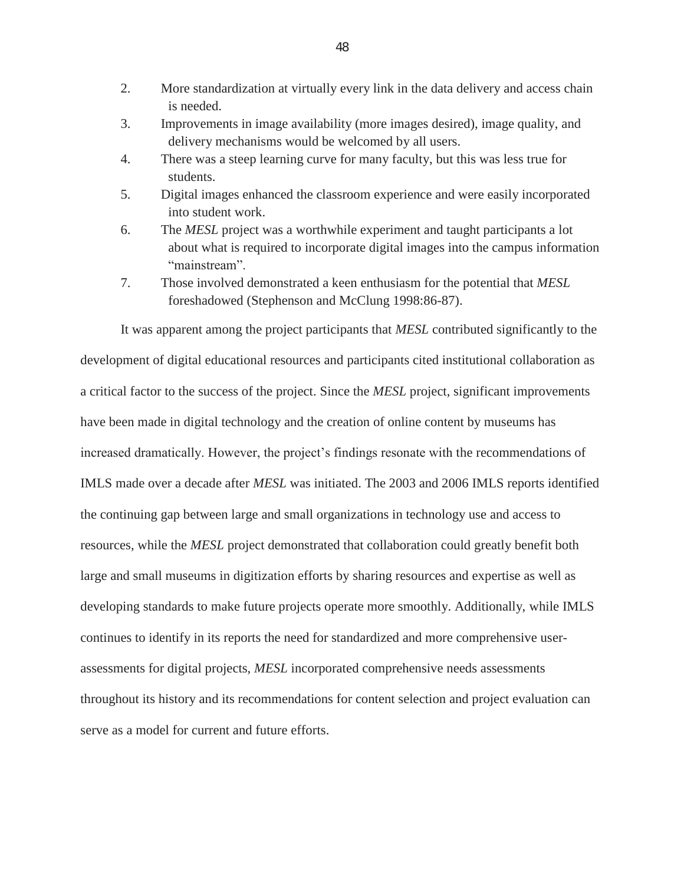2. More standardization at virtually every link in the data delivery and access chain is needed.
3. Improvements in image availability (more images desired), image quality, and delivery mechanisms would be welcomed by all users.
4. There was a steep learning curve for many faculty, but this was less true for students.
5. Digital images enhanced the classroom experience and were easily incorporated into student work.
6. The *MESL* project was a worthwhile experiment and taught participants a lot about what is required to incorporate digital images into the campus information "mainstream".
7. Those involved demonstrated a keen enthusiasm for the potential that *MESL* foreshadowed (Stephenson and McClung 1998:86-87).

It was apparent among the project participants that *MESL* contributed significantly to the development of digital educational resources and participants cited institutional collaboration as a critical factor to the success of the project. Since the *MESL* project, significant improvements have been made in digital technology and the creation of online content by museums has increased dramatically. However, the project's findings resonate with the recommendations of IMLS made over a decade after *MESL* was initiated. The 2003 and 2006 IMLS reports identified the continuing gap between large and small organizations in technology use and access to resources, while the *MESL* project demonstrated that collaboration could greatly benefit both large and small museums in digitization efforts by sharing resources and expertise as well as developing standards to make future projects operate more smoothly. Additionally, while IMLS continues to identify in its reports the need for standardized and more comprehensive user-assessments for digital projects, *MESL* incorporated comprehensive needs assessments throughout its history and its recommendations for content selection and project evaluation can serve as a model for current and future efforts.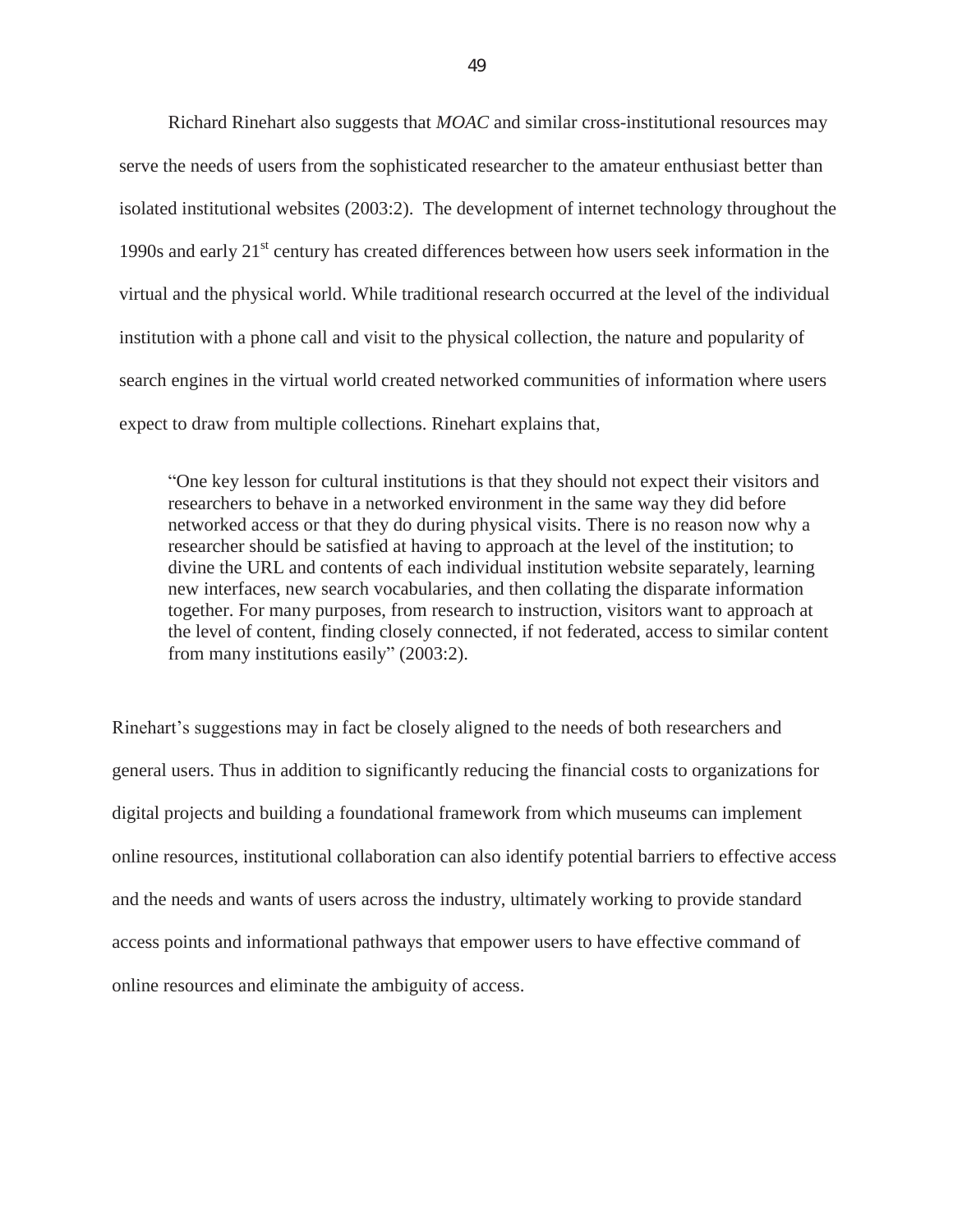Richard Rinehart also suggests that *MOAC* and similar cross-institutional resources may serve the needs of users from the sophisticated researcher to the amateur enthusiast better than isolated institutional websites (2003:2). The development of internet technology throughout the 1990s and early 21$^{st}$ century has created differences between how users seek information in the virtual and the physical world. While traditional research occurred at the level of the individual institution with a phone call and visit to the physical collection, the nature and popularity of search engines in the virtual world created networked communities of information where users expect to draw from multiple collections. Rinehart explains that,

> "One key lesson for cultural institutions is that they should not expect their visitors and researchers to behave in a networked environment in the same way they did before networked access or that they do during physical visits. There is no reason now why a researcher should be satisfied at having to approach at the level of the institution; to divine the URL and contents of each individual institution website separately, learning new interfaces, new search vocabularies, and then collating the disparate information together. For many purposes, from research to instruction, visitors want to approach at the level of content, finding closely connected, if not federated, access to similar content from many institutions easily" (2003:2).

Rinehart's suggestions may in fact be closely aligned to the needs of both researchers and general users. Thus in addition to significantly reducing the financial costs to organizations for digital projects and building a foundational framework from which museums can implement online resources, institutional collaboration can also identify potential barriers to effective access and the needs and wants of users across the industry, ultimately working to provide standard access points and informational pathways that empower users to have effective command of online resources and eliminate the ambiguity of access.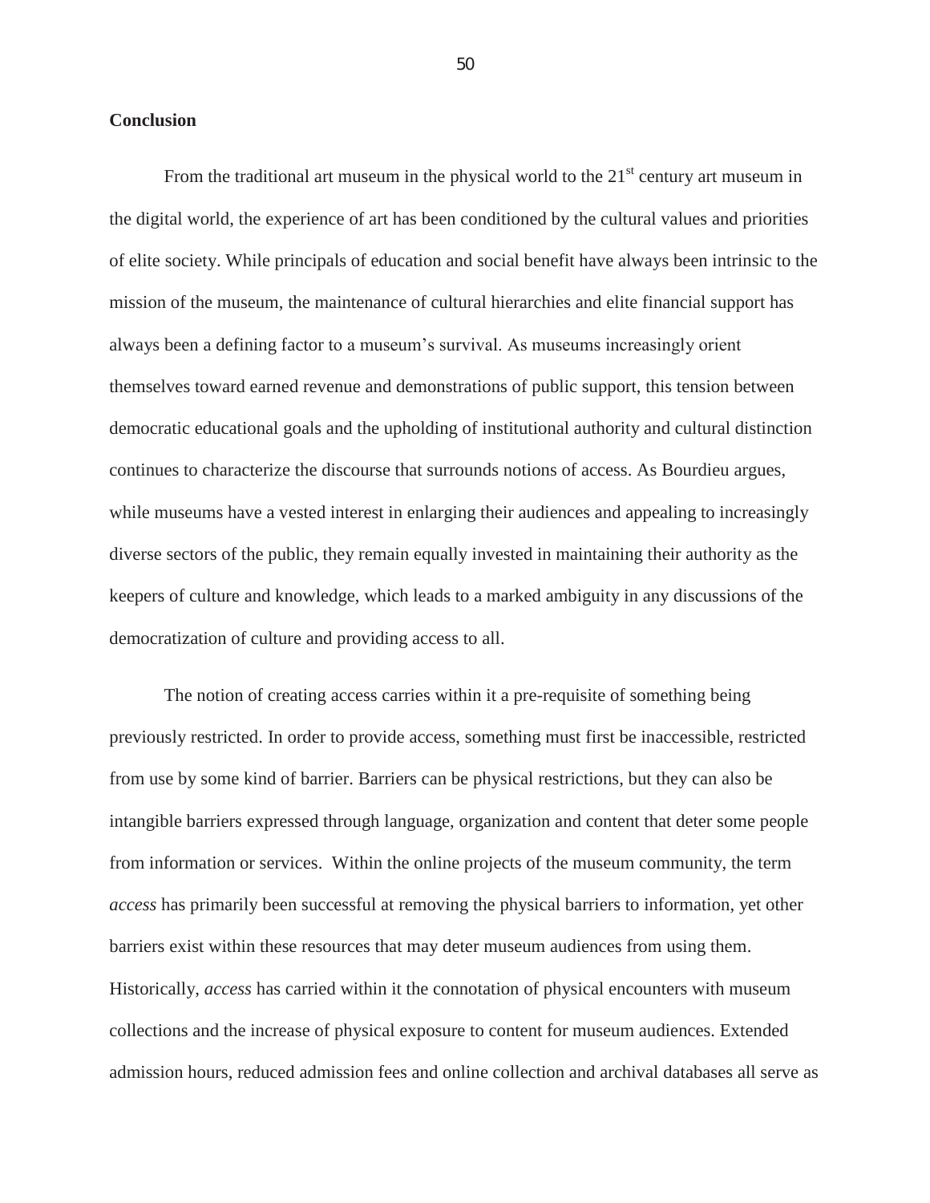## Conclusion

From the traditional art museum in the physical world to the 21st century art museum in the digital world, the experience of art has been conditioned by the cultural values and priorities of elite society. While principals of education and social benefit have always been intrinsic to the mission of the museum, the maintenance of cultural hierarchies and elite financial support has always been a defining factor to a museum's survival. As museums increasingly orient themselves toward earned revenue and demonstrations of public support, this tension between democratic educational goals and the upholding of institutional authority and cultural distinction continues to characterize the discourse that surrounds notions of access. As Bourdieu argues, while museums have a vested interest in enlarging their audiences and appealing to increasingly diverse sectors of the public, they remain equally invested in maintaining their authority as the keepers of culture and knowledge, which leads to a marked ambiguity in any discussions of the democratization of culture and providing access to all.

The notion of creating access carries within it a pre-requisite of something being previously restricted. In order to provide access, something must first be inaccessible, restricted from use by some kind of barrier. Barriers can be physical restrictions, but they can also be intangible barriers expressed through language, organization and content that deter some people from information or services. Within the online projects of the museum community, the term *access* has primarily been successful at removing the physical barriers to information, yet other barriers exist within these resources that may deter museum audiences from using them. Historically, *access* has carried within it the connotation of physical encounters with museum collections and the increase of physical exposure to content for museum audiences. Extended admission hours, reduced admission fees and online collection and archival databases all serve as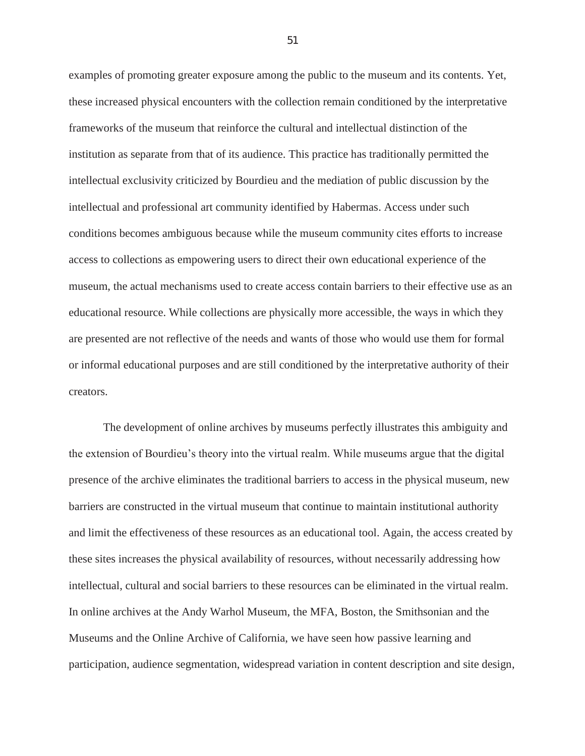examples of promoting greater exposure among the public to the museum and its contents. Yet, these increased physical encounters with the collection remain conditioned by the interpretative frameworks of the museum that reinforce the cultural and intellectual distinction of the institution as separate from that of its audience. This practice has traditionally permitted the intellectual exclusivity criticized by Bourdieu and the mediation of public discussion by the intellectual and professional art community identified by Habermas. Access under such conditions becomes ambiguous because while the museum community cites efforts to increase access to collections as empowering users to direct their own educational experience of the museum, the actual mechanisms used to create access contain barriers to their effective use as an educational resource. While collections are physically more accessible, the ways in which they are presented are not reflective of the needs and wants of those who would use them for formal or informal educational purposes and are still conditioned by the interpretative authority of their creators.

The development of online archives by museums perfectly illustrates this ambiguity and the extension of Bourdieu's theory into the virtual realm. While museums argue that the digital presence of the archive eliminates the traditional barriers to access in the physical museum, new barriers are constructed in the virtual museum that continue to maintain institutional authority and limit the effectiveness of these resources as an educational tool. Again, the access created by these sites increases the physical availability of resources, without necessarily addressing how intellectual, cultural and social barriers to these resources can be eliminated in the virtual realm. In online archives at the Andy Warhol Museum, the MFA, Boston, the Smithsonian and the Museums and the Online Archive of California, we have seen how passive learning and participation, audience segmentation, widespread variation in content description and site design,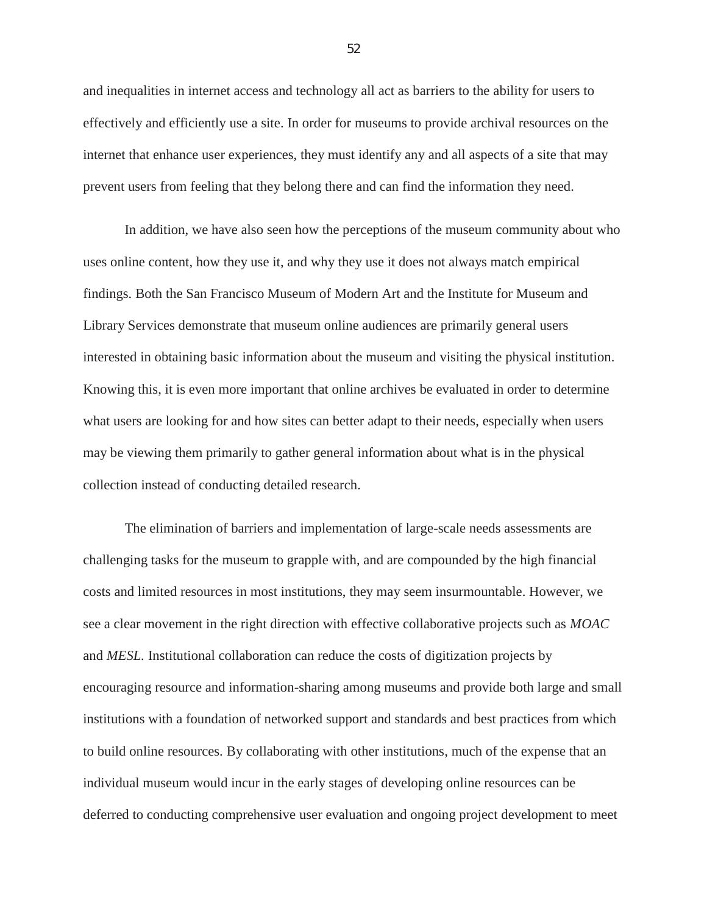and inequalities in internet access and technology all act as barriers to the ability for users to effectively and efficiently use a site. In order for museums to provide archival resources on the internet that enhance user experiences, they must identify any and all aspects of a site that may prevent users from feeling that they belong there and can find the information they need.

In addition, we have also seen how the perceptions of the museum community about who uses online content, how they use it, and why they use it does not always match empirical findings. Both the San Francisco Museum of Modern Art and the Institute for Museum and Library Services demonstrate that museum online audiences are primarily general users interested in obtaining basic information about the museum and visiting the physical institution. Knowing this, it is even more important that online archives be evaluated in order to determine what users are looking for and how sites can better adapt to their needs, especially when users may be viewing them primarily to gather general information about what is in the physical collection instead of conducting detailed research.

The elimination of barriers and implementation of large-scale needs assessments are challenging tasks for the museum to grapple with, and are compounded by the high financial costs and limited resources in most institutions, they may seem insurmountable. However, we see a clear movement in the right direction with effective collaborative projects such as *MOAC* and *MESL.* Institutional collaboration can reduce the costs of digitization projects by encouraging resource and information-sharing among museums and provide both large and small institutions with a foundation of networked support and standards and best practices from which to build online resources. By collaborating with other institutions, much of the expense that an individual museum would incur in the early stages of developing online resources can be deferred to conducting comprehensive user evaluation and ongoing project development to meet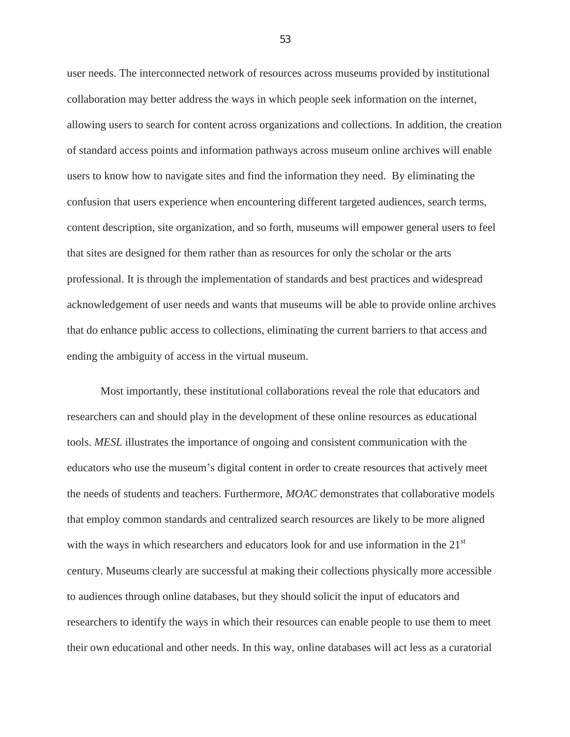user needs. The interconnected network of resources across museums provided by institutional collaboration may better address the ways in which people seek information on the internet, allowing users to search for content across organizations and collections. In addition, the creation of standard access points and information pathways across museum online archives will enable users to know how to navigate sites and find the information they need. By eliminating the confusion that users experience when encountering different targeted audiences, search terms, content description, site organization, and so forth, museums will empower general users to feel that sites are designed for them rather than as resources for only the scholar or the arts professional. It is through the implementation of standards and best practices and widespread acknowledgement of user needs and wants that museums will be able to provide online archives that do enhance public access to collections, eliminating the current barriers to that access and ending the ambiguity of access in the virtual museum.

Most importantly, these institutional collaborations reveal the role that educators and researchers can and should play in the development of these online resources as educational tools. *MESL* illustrates the importance of ongoing and consistent communication with the educators who use the museum's digital content in order to create resources that actively meet the needs of students and teachers. Furthermore, *MOAC* demonstrates that collaborative models that employ common standards and centralized search resources are likely to be more aligned with the ways in which researchers and educators look for and use information in the 21st century. Museums clearly are successful at making their collections physically more accessible to audiences through online databases, but they should solicit the input of educators and researchers to identify the ways in which their resources can enable people to use them to meet their own educational and other needs. In this way, online databases will act less as a curatorial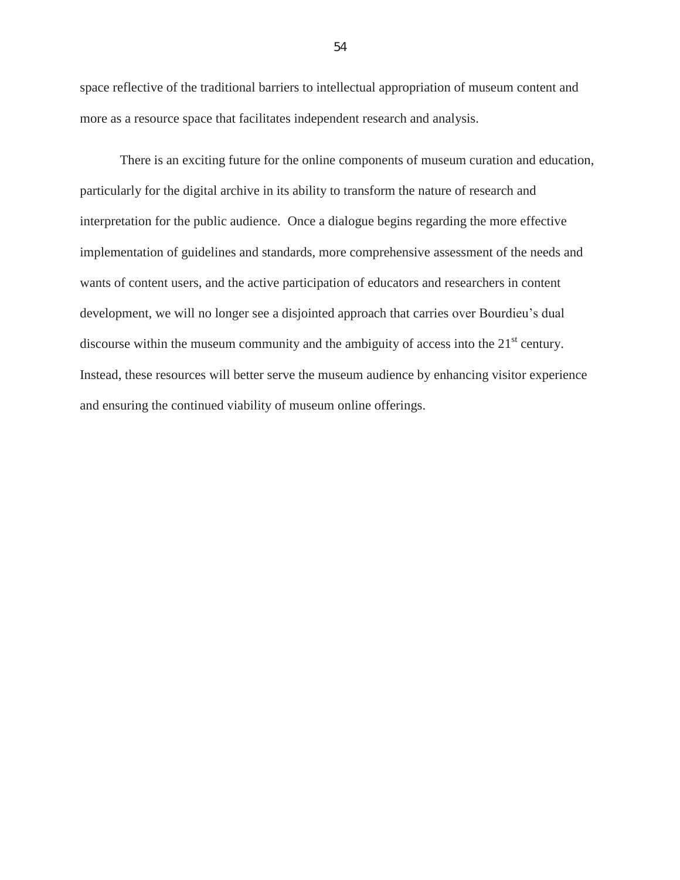space reflective of the traditional barriers to intellectual appropriation of museum content and more as a resource space that facilitates independent research and analysis.

There is an exciting future for the online components of museum curation and education, particularly for the digital archive in its ability to transform the nature of research and interpretation for the public audience. Once a dialogue begins regarding the more effective implementation of guidelines and standards, more comprehensive assessment of the needs and wants of content users, and the active participation of educators and researchers in content development, we will no longer see a disjointed approach that carries over Bourdieu's dual discourse within the museum community and the ambiguity of access into the 21st century. Instead, these resources will better serve the museum audience by enhancing visitor experience and ensuring the continued viability of museum online offerings.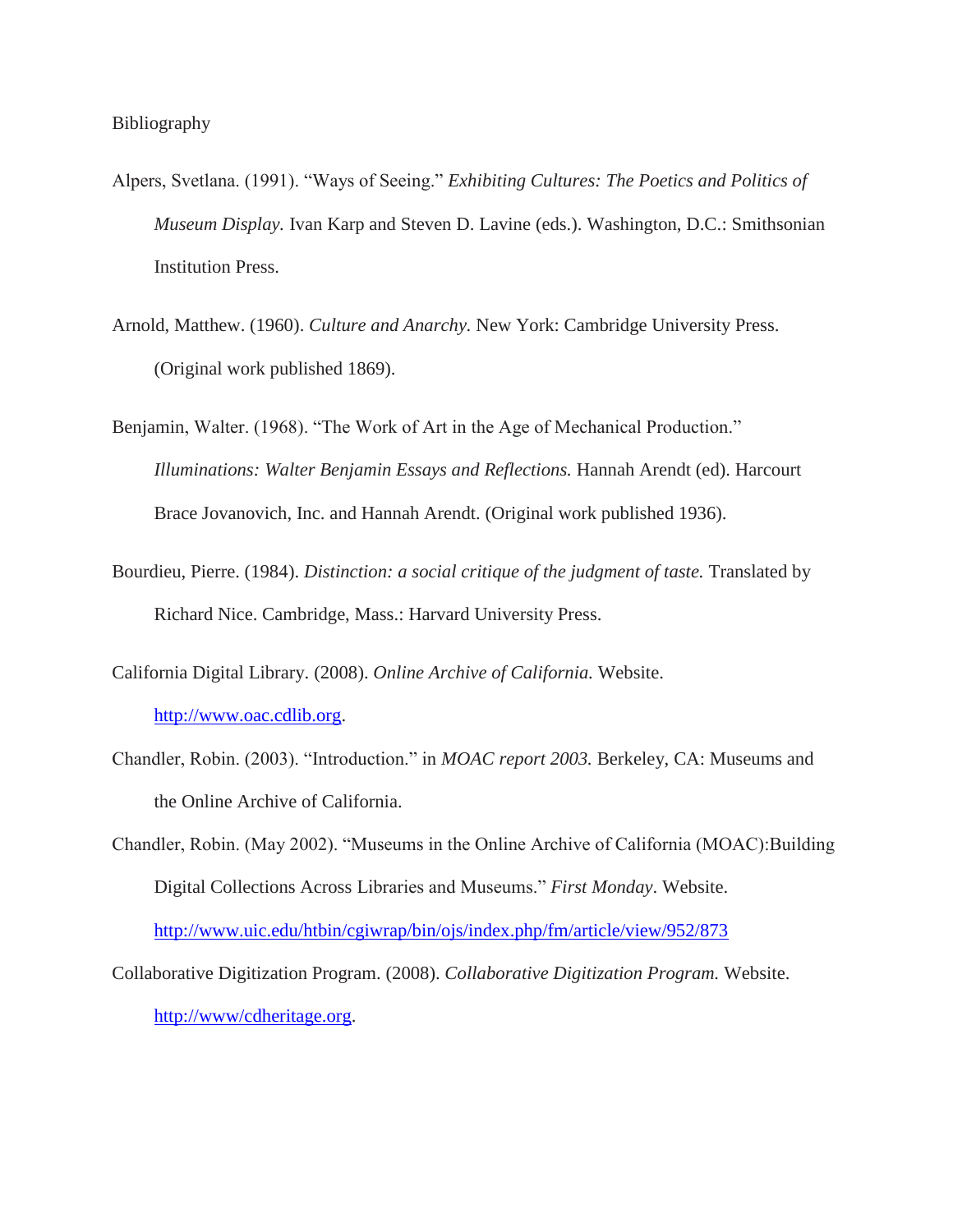# Bibliography

Alpers, Svetlana. (1991). “Ways of Seeing.” *Exhibiting Cultures: The Poetics and Politics of Museum Display.* Ivan Karp and Steven D. Lavine (eds.). Washington, D.C.: Smithsonian Institution Press.

Arnold, Matthew. (1960). *Culture and Anarchy.* New York: Cambridge University Press. (Original work published 1869).

Benjamin, Walter. (1968). “The Work of Art in the Age of Mechanical Production.” *Illuminations: Walter Benjamin Essays and Reflections.* Hannah Arendt (ed). Harcourt Brace Jovanovich, Inc. and Hannah Arendt. (Original work published 1936).

Bourdieu, Pierre. (1984). *Distinction: a social critique of the judgment of taste.* Translated by Richard Nice. Cambridge, Mass.: Harvard University Press.

California Digital Library. (2008). *Online Archive of California.* Website. http://www.oac.cdlib.org.

Chandler, Robin. (2003). “Introduction.” in *MOAC report 2003.* Berkeley, CA: Museums and the Online Archive of California.

Chandler, Robin. (May 2002). “Museums in the Online Archive of California (MOAC):Building Digital Collections Across Libraries and Museums.” *First Monday*. Website. http://www.uic.edu/htbin/cgiwrap/bin/ojs/index.php/fm/article/view/952/873

Collaborative Digitization Program. (2008). *Collaborative Digitization Program.* Website. http://www/cdheritage.org.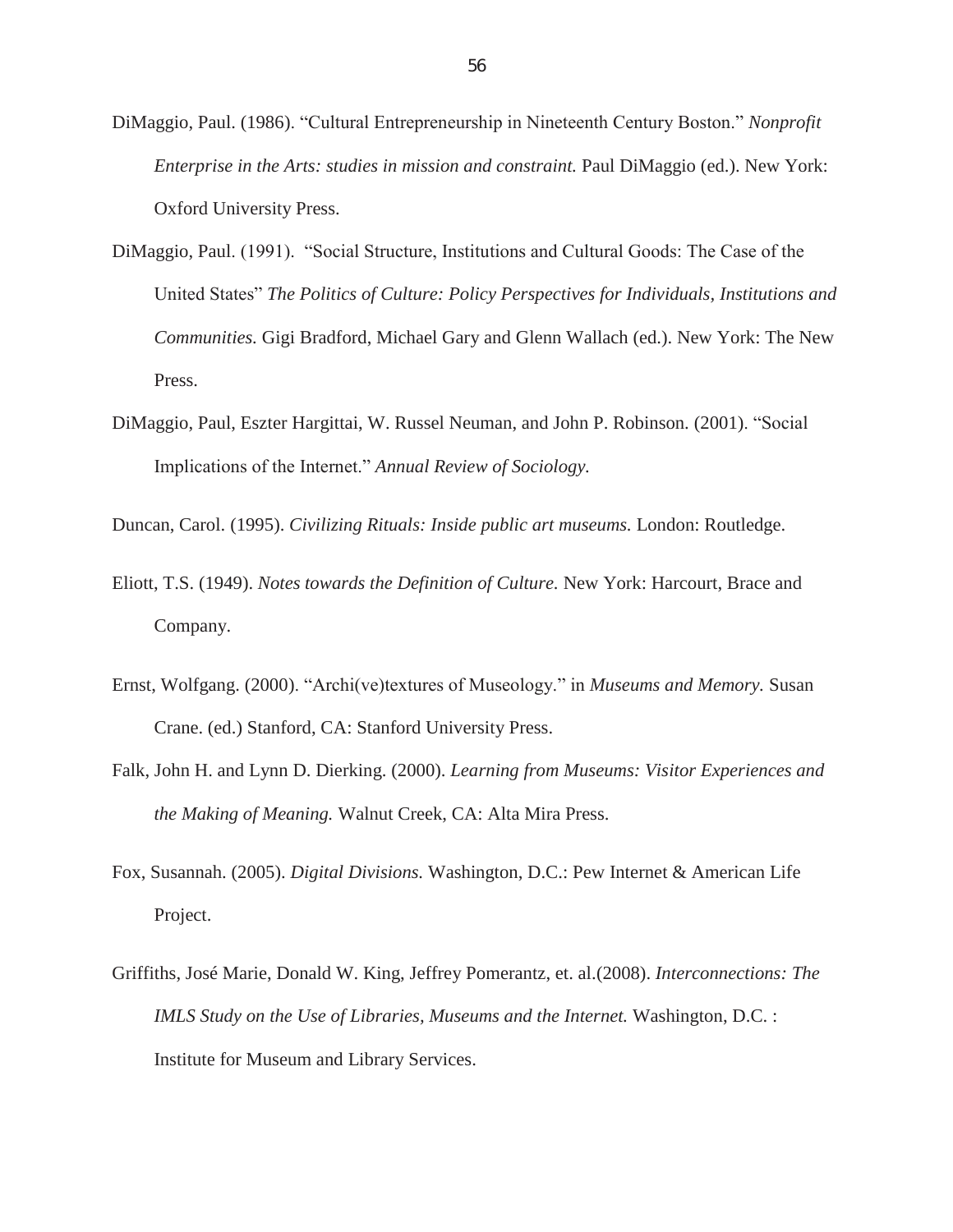DiMaggio, Paul. (1986). "Cultural Entrepreneurship in Nineteenth Century Boston." *Nonprofit Enterprise in the Arts: studies in mission and constraint.* Paul DiMaggio (ed.). New York: Oxford University Press.

DiMaggio, Paul. (1991). "Social Structure, Institutions and Cultural Goods: The Case of the United States" *The Politics of Culture: Policy Perspectives for Individuals, Institutions and Communities.* Gigi Bradford, Michael Gary and Glenn Wallach (ed.). New York: The New Press.

DiMaggio, Paul, Eszter Hargittai, W. Russel Neuman, and John P. Robinson. (2001). "Social Implications of the Internet." *Annual Review of Sociology.*

Duncan, Carol. (1995). *Civilizing Rituals: Inside public art museums.* London: Routledge.

Eliott, T.S. (1949). *Notes towards the Definition of Culture.* New York: Harcourt, Brace and Company.

Ernst, Wolfgang. (2000). "Archi(ve)textures of Museology." in *Museums and Memory.* Susan Crane. (ed.) Stanford, CA: Stanford University Press.

Falk, John H. and Lynn D. Dierking. (2000). *Learning from Museums: Visitor Experiences and the Making of Meaning.* Walnut Creek, CA: Alta Mira Press.

Fox, Susannah. (2005). *Digital Divisions.* Washington, D.C.: Pew Internet & American Life Project.

Griffiths, José Marie, Donald W. King, Jeffrey Pomerantz, et. al.(2008). *Interconnections: The IMLS Study on the Use of Libraries, Museums and the Internet.* Washington, D.C. : Institute for Museum and Library Services.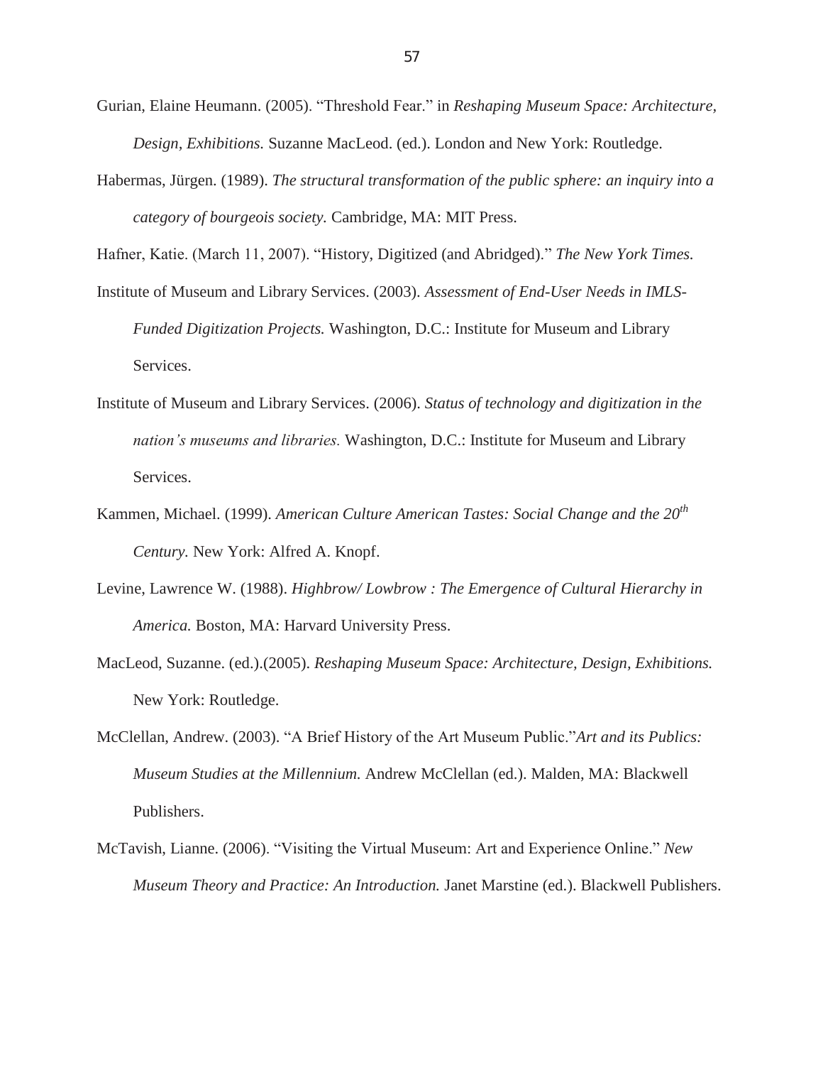Gurian, Elaine Heumann. (2005). "Threshold Fear." in *Reshaping Museum Space: Architecture, Design, Exhibitions.* Suzanne MacLeod. (ed.). London and New York: Routledge.

Habermas, Jürgen. (1989). *The structural transformation of the public sphere: an inquiry into a category of bourgeois society.* Cambridge, MA: MIT Press.

Hafner, Katie. (March 11, 2007). "History, Digitized (and Abridged)." *The New York Times.*

Institute of Museum and Library Services. (2003). *Assessment of End-User Needs in IMLS-Funded Digitization Projects.* Washington, D.C.: Institute for Museum and Library Services.

Institute of Museum and Library Services. (2006). *Status of technology and digitization in the nation's museums and libraries.* Washington, D.C.: Institute for Museum and Library Services.

Kammen, Michael. (1999). *American Culture American Tastes: Social Change and the 20th Century.* New York: Alfred A. Knopf.

Levine, Lawrence W. (1988). *Highbrow/ Lowbrow : The Emergence of Cultural Hierarchy in America.* Boston, MA: Harvard University Press.

MacLeod, Suzanne. (ed.).(2005). *Reshaping Museum Space: Architecture, Design, Exhibitions.* New York: Routledge.

McClellan, Andrew. (2003). "A Brief History of the Art Museum Public."*Art and its Publics: Museum Studies at the Millennium.* Andrew McClellan (ed.). Malden, MA: Blackwell Publishers.

McTavish, Lianne. (2006). "Visiting the Virtual Museum: Art and Experience Online." *New Museum Theory and Practice: An Introduction.* Janet Marstine (ed.). Blackwell Publishers.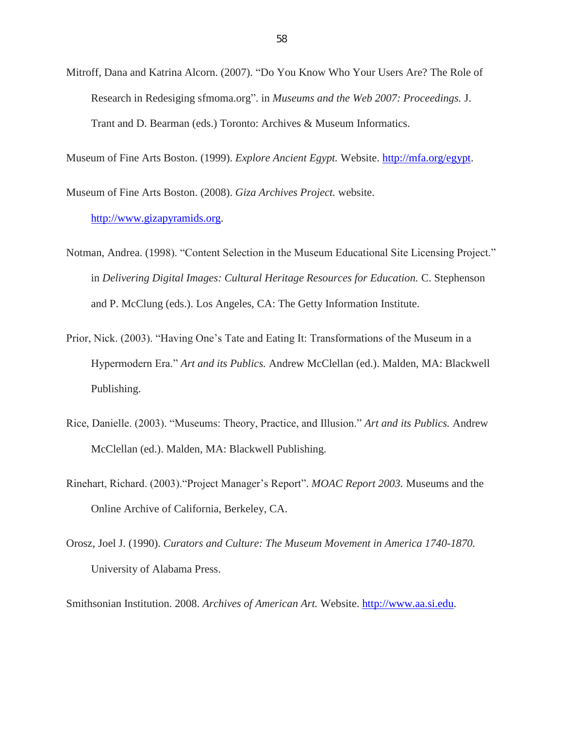Mitroff, Dana and Katrina Alcorn. (2007). "Do You Know Who Your Users Are? The Role of Research in Redesiging sfmoma.org". in *Museums and the Web 2007: Proceedings.* J. Trant and D. Bearman (eds.) Toronto: Archives & Museum Informatics.

Museum of Fine Arts Boston. (1999). *Explore Ancient Egypt.* Website. http://mfa.org/egypt.

Museum of Fine Arts Boston. (2008). *Giza Archives Project.* website. http://www.gizapyramids.org.

Notman, Andrea. (1998). "Content Selection in the Museum Educational Site Licensing Project." in *Delivering Digital Images: Cultural Heritage Resources for Education.* C. Stephenson and P. McClung (eds.). Los Angeles, CA: The Getty Information Institute.

Prior, Nick. (2003). "Having One's Tate and Eating It: Transformations of the Museum in a Hypermodern Era." *Art and its Publics.* Andrew McClellan (ed.). Malden, MA: Blackwell Publishing.

Rice, Danielle. (2003). "Museums: Theory, Practice, and Illusion." *Art and its Publics.* Andrew McClellan (ed.). Malden, MA: Blackwell Publishing.

Rinehart, Richard. (2003)."Project Manager's Report". *MOAC Report 2003.* Museums and the Online Archive of California, Berkeley, CA.

Orosz, Joel J. (1990). *Curators and Culture: The Museum Movement in America 1740-1870.* University of Alabama Press.

Smithsonian Institution. 2008. *Archives of American Art.* Website. http://www.aa.si.edu.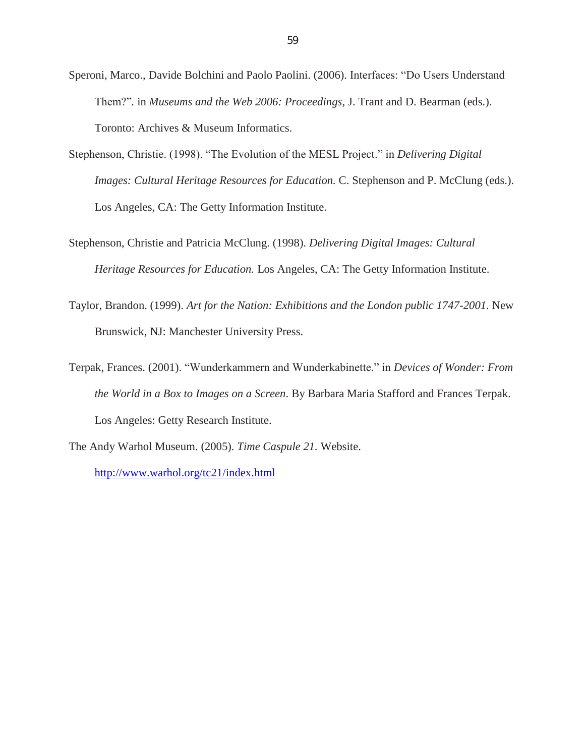Speroni, Marco., Davide Bolchini and Paolo Paolini. (2006). Interfaces: "Do Users Understand Them?". in *Museums and the Web 2006: Proceedings*, J. Trant and D. Bearman (eds.). Toronto: Archives & Museum Informatics.

Stephenson, Christie. (1998). "The Evolution of the MESL Project." in *Delivering Digital Images: Cultural Heritage Resources for Education.* C. Stephenson and P. McClung (eds.). Los Angeles, CA: The Getty Information Institute.

Stephenson, Christie and Patricia McClung. (1998). *Delivering Digital Images: Cultural Heritage Resources for Education.* Los Angeles, CA: The Getty Information Institute.

Taylor, Brandon. (1999). *Art for the Nation: Exhibitions and the London public 1747-2001.* New Brunswick, NJ: Manchester University Press.

Terpak, Frances. (2001). "Wunderkammern and Wunderkabinette." in *Devices of Wonder: From the World in a Box to Images on a Screen*. By Barbara Maria Stafford and Frances Terpak. Los Angeles: Getty Research Institute.

The Andy Warhol Museum. (2005). *Time Caspule 21*. Website. http://www.warhol.org/tc21/index.html